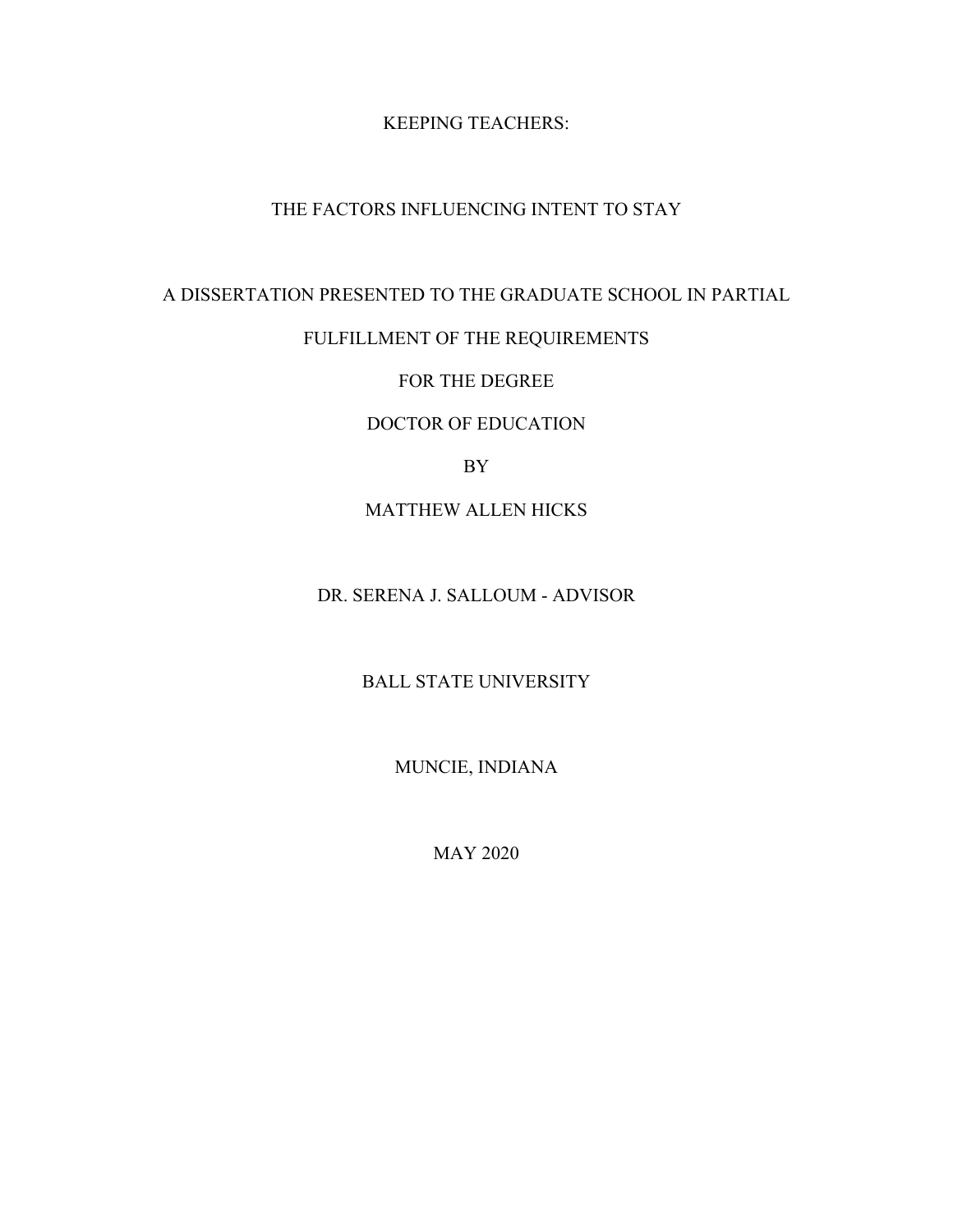# KEEPING TEACHERS:

# THE FACTORS INFLUENCING INTENT TO STAY

A DISSERTATION PRESENTED TO THE GRADUATE SCHOOL IN PARTIAL

FULFILLMENT OF THE REQUIREMENTS

FOR THE DEGREE

DOCTOR OF EDUCATION

BY

MATTHEW ALLEN HICKS

DR. SERENA J. SALLOUM - ADVISOR

BALL STATE UNIVERSITY

MUNCIE, INDIANA

MAY 2020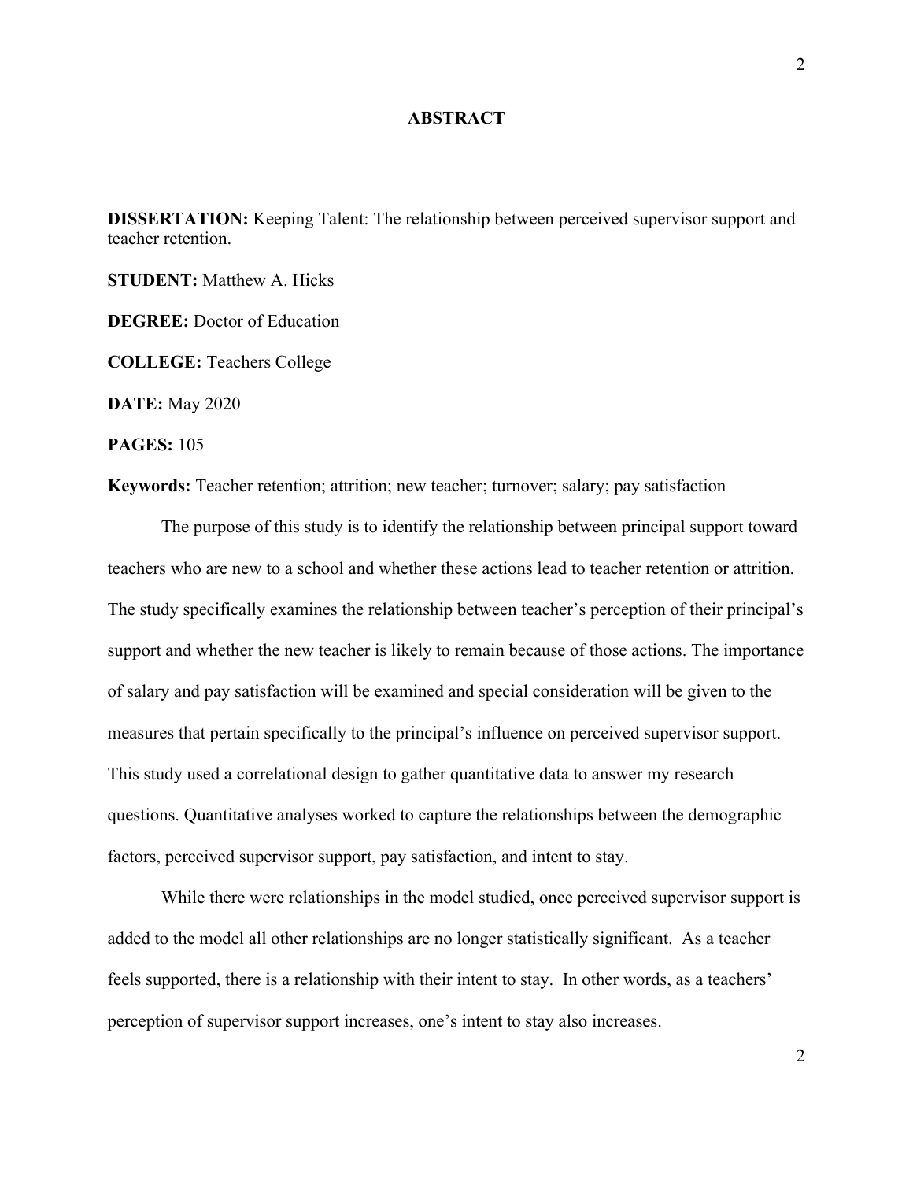# ABSTRACT

**DISSERTATION:** Keeping Talent: The relationship between perceived supervisor support and teacher retention.

**STUDENT:** Matthew A. Hicks

**DEGREE:** Doctor of Education

**COLLEGE:** Teachers College

**DATE:** May 2020

**PAGES:** 105

**Keywords:** Teacher retention; attrition; new teacher; turnover; salary; pay satisfaction

The purpose of this study is to identify the relationship between principal support toward teachers who are new to a school and whether these actions lead to teacher retention or attrition. The study specifically examines the relationship between teacher's perception of their principal's support and whether the new teacher is likely to remain because of those actions. The importance of salary and pay satisfaction will be examined and special consideration will be given to the measures that pertain specifically to the principal's influence on perceived supervisor support. This study used a correlational design to gather quantitative data to answer my research questions. Quantitative analyses worked to capture the relationships between the demographic factors, perceived supervisor support, pay satisfaction, and intent to stay.

While there were relationships in the model studied, once perceived supervisor support is added to the model all other relationships are no longer statistically significant. As a teacher feels supported, there is a relationship with their intent to stay. In other words, as a teachers' perception of supervisor support increases, one's intent to stay also increases.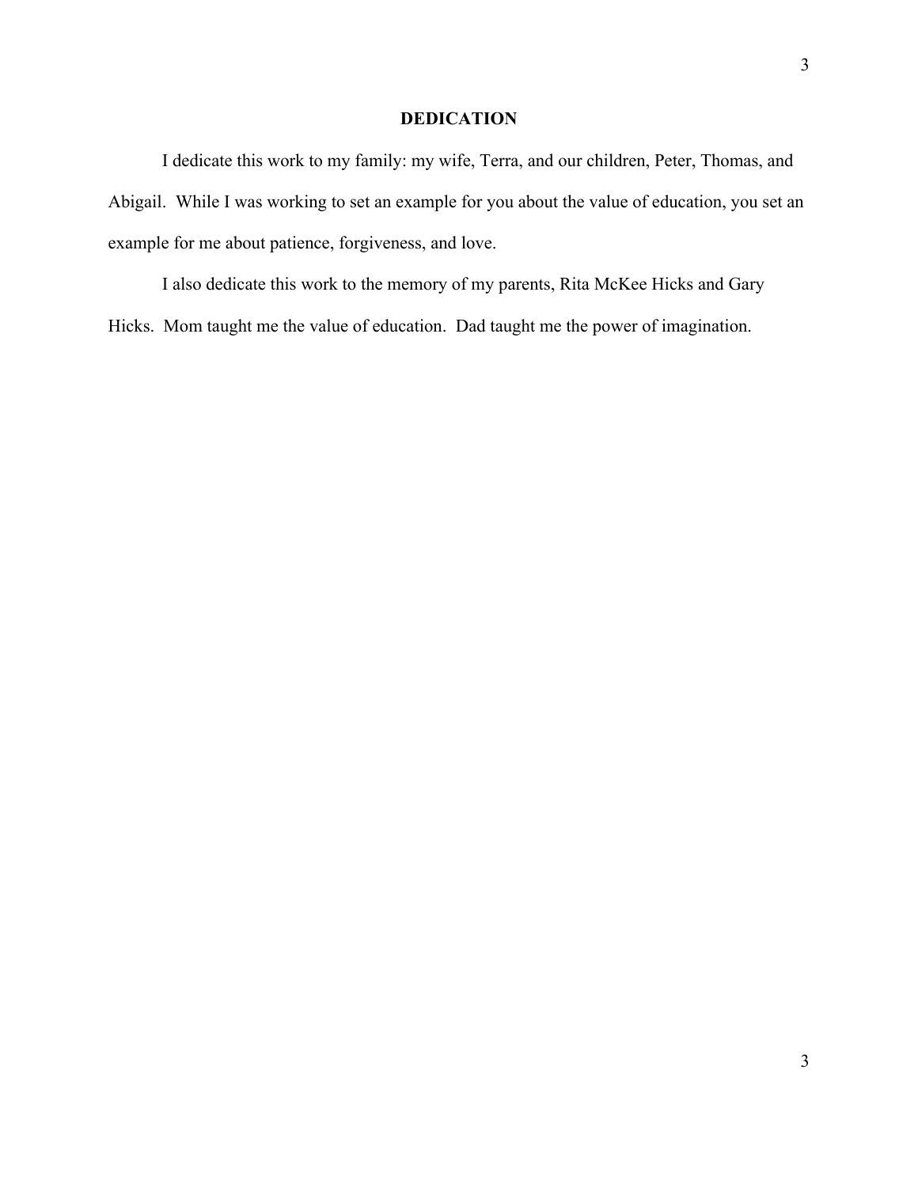# DEDICATION

I dedicate this work to my family: my wife, Terra, and our children, Peter, Thomas, and Abigail. While I was working to set an example for you about the value of education, you set an example for me about patience, forgiveness, and love.

I also dedicate this work to the memory of my parents, Rita McKee Hicks and Gary Hicks. Mom taught me the value of education. Dad taught me the power of imagination.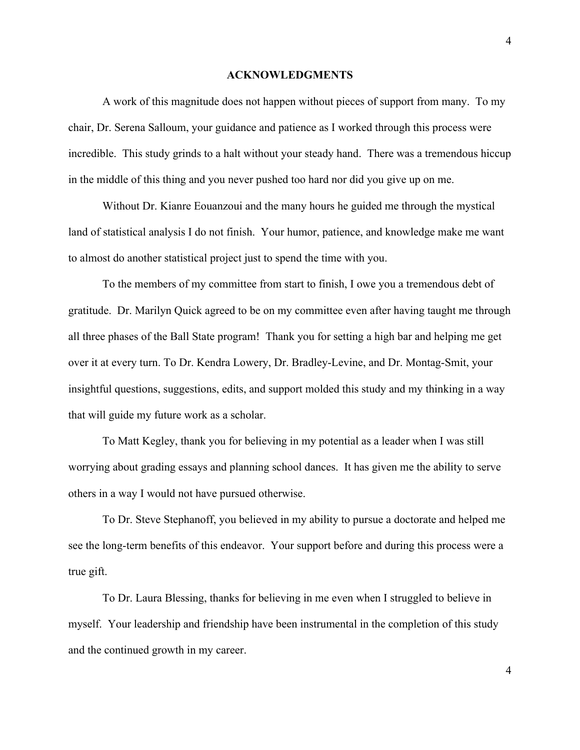# ACKNOWLEDGMENTS

A work of this magnitude does not happen without pieces of support from many. To my chair, Dr. Serena Salloum, your guidance and patience as I worked through this process were incredible. This study grinds to a halt without your steady hand. There was a tremendous hiccup in the middle of this thing and you never pushed too hard nor did you give up on me.

Without Dr. Kianre Eouanzoui and the many hours he guided me through the mystical land of statistical analysis I do not finish. Your humor, patience, and knowledge make me want to almost do another statistical project just to spend the time with you.

To the members of my committee from start to finish, I owe you a tremendous debt of gratitude. Dr. Marilyn Quick agreed to be on my committee even after having taught me through all three phases of the Ball State program! Thank you for setting a high bar and helping me get over it at every turn. To Dr. Kendra Lowery, Dr. Bradley-Levine, and Dr. Montag-Smit, your insightful questions, suggestions, edits, and support molded this study and my thinking in a way that will guide my future work as a scholar.

To Matt Kegley, thank you for believing in my potential as a leader when I was still worrying about grading essays and planning school dances. It has given me the ability to serve others in a way I would not have pursued otherwise.

To Dr. Steve Stephanoff, you believed in my ability to pursue a doctorate and helped me see the long-term benefits of this endeavor. Your support before and during this process were a true gift.

To Dr. Laura Blessing, thanks for believing in me even when I struggled to believe in myself. Your leadership and friendship have been instrumental in the completion of this study and the continued growth in my career.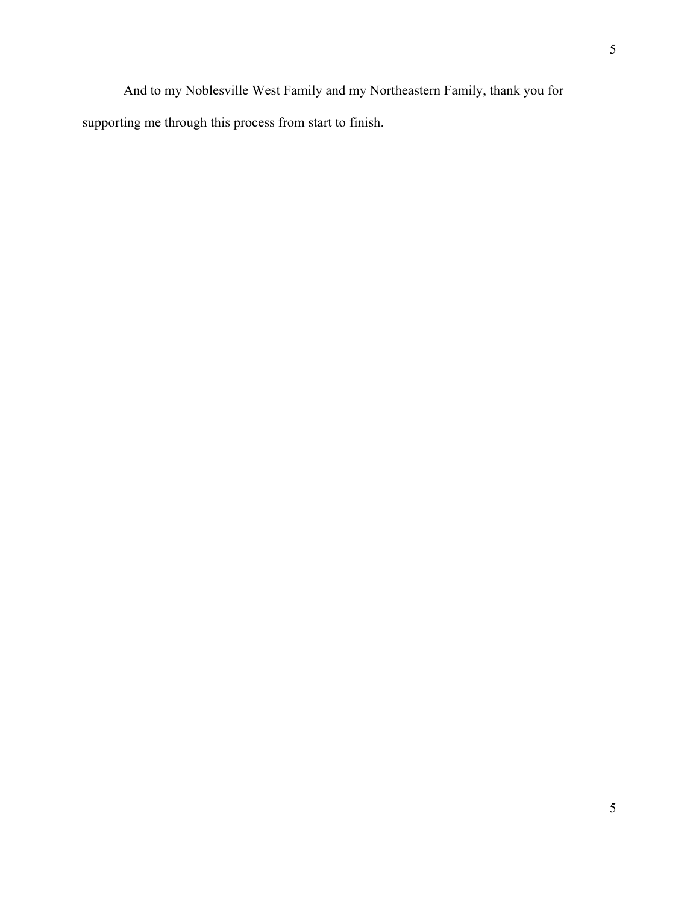And to my Noblesville West Family and my Northeastern Family, thank you for supporting me through this process from start to finish.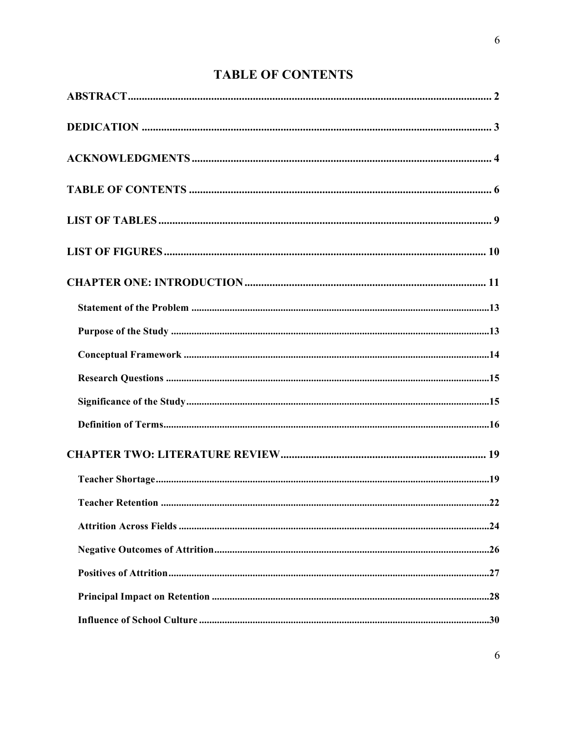# TABLE OF CONTENTS

**ABSTRACT** .......... 2

**DEDICATION** .......... 3

**ACKNOWLEDGMENTS** .......... 4

**TABLE OF CONTENTS** .......... 6

**LIST OF TABLES** .......... 9

**LIST OF FIGURES** .......... 10

**CHAPTER ONE: INTRODUCTION** .......... 11

- **Statement of the Problem** .......... 13
- **Purpose of the Study** .......... 13
- **Conceptual Framework** .......... 14
- **Research Questions** .......... 15
- **Significance of the Study** .......... 15
- **Definition of Terms** .......... 16

**CHAPTER TWO: LITERATURE REVIEW** .......... 19

- **Teacher Shortage** .......... 19
- **Teacher Retention** .......... 22
- **Attrition Across Fields** .......... 24
- **Negative Outcomes of Attrition** .......... 26
- **Positives of Attrition** .......... 27
- **Principal Impact on Retention** .......... 28
- **Influence of School Culture** .......... 30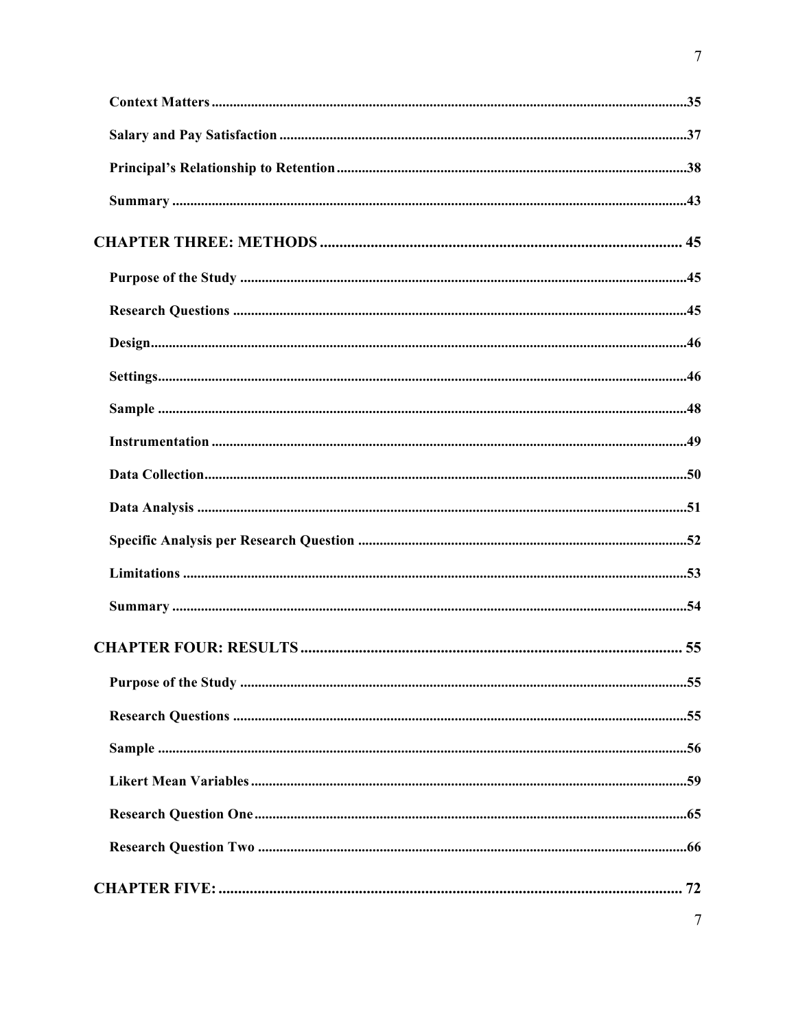**Context Matters** .......... 35

**Salary and Pay Satisfaction** .......... 37

**Principal's Relationship to Retention** .......... 38

**Summary** .......... 43

**CHAPTER THREE: METHODS** .......... 45

**Purpose of the Study** .......... 45

**Research Questions** .......... 45

**Design** .......... 46

**Settings** .......... 46

**Sample** .......... 48

**Instrumentation** .......... 49

**Data Collection** .......... 50

**Data Analysis** .......... 51

**Specific Analysis per Research Question** .......... 52

**Limitations** .......... 53

**Summary** .......... 54

**CHAPTER FOUR: RESULTS** .......... 55

**Purpose of the Study** .......... 55

**Research Questions** .......... 55

**Sample** .......... 56

**Likert Mean Variables** .......... 59

**Research Question One** .......... 65

**Research Question Two** .......... 66

**CHAPTER FIVE:** .......... 72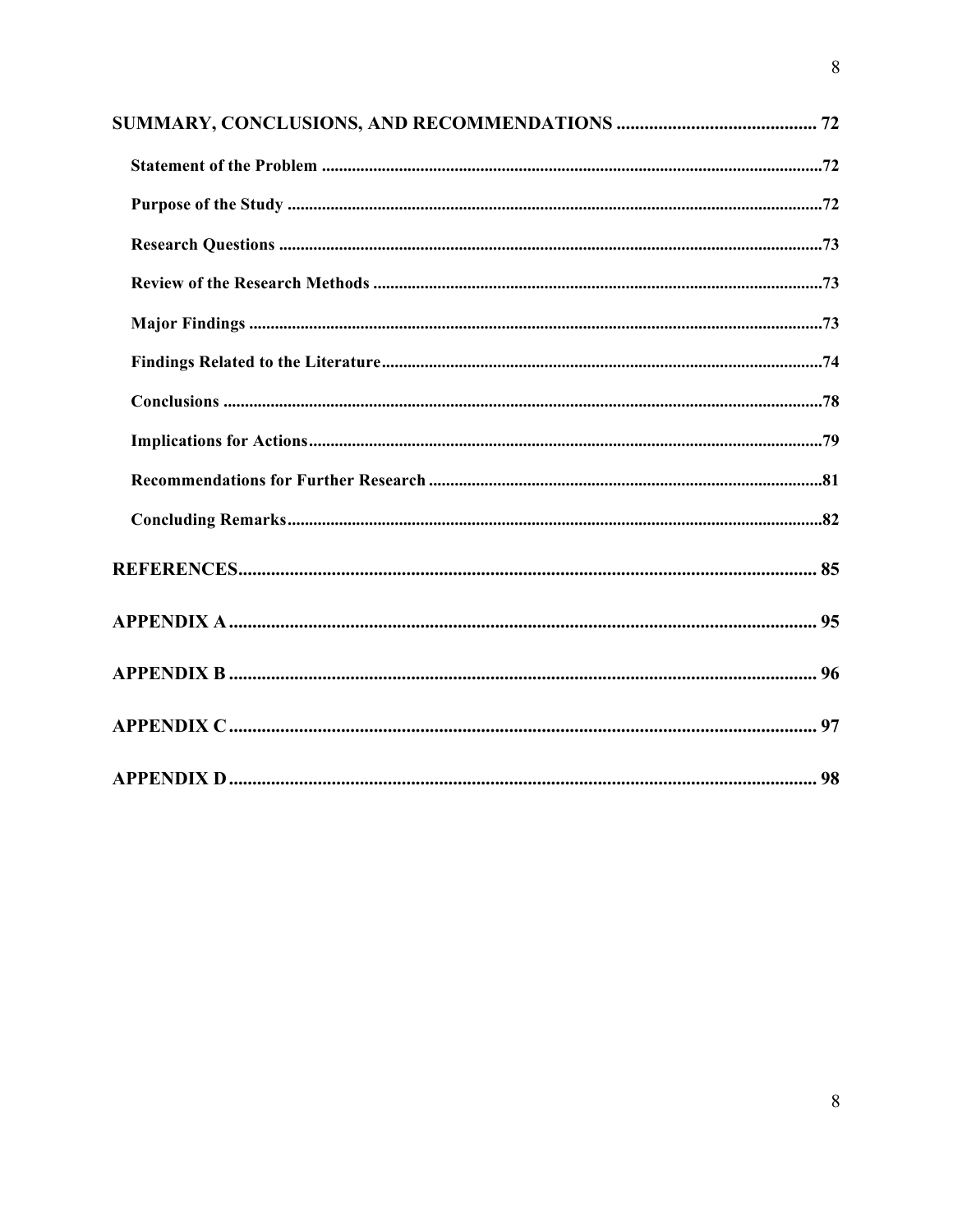**SUMMARY, CONCLUSIONS, AND RECOMMENDATIONS** ........................................... 72

- **Statement of the Problem** ........................................................................................72
- **Purpose of the Study** ................................................................................................72
- **Research Questions** ..................................................................................................73
- **Review of the Research Methods** ............................................................................73
- **Major Findings** .........................................................................................................73
- **Findings Related to the Literature**...........................................................................74
- **Conclusions** ...............................................................................................................78
- **Implications for Actions**...........................................................................................79
- **Recommendations for Further Research** ................................................................81
- **Concluding Remarks**................................................................................................82

**REFERENCES**............................................................................................................... 85

**APPENDIX A** ................................................................................................................ 95

**APPENDIX B** ................................................................................................................ 96

**APPENDIX C** ................................................................................................................ 97

**APPENDIX D** ................................................................................................................ 98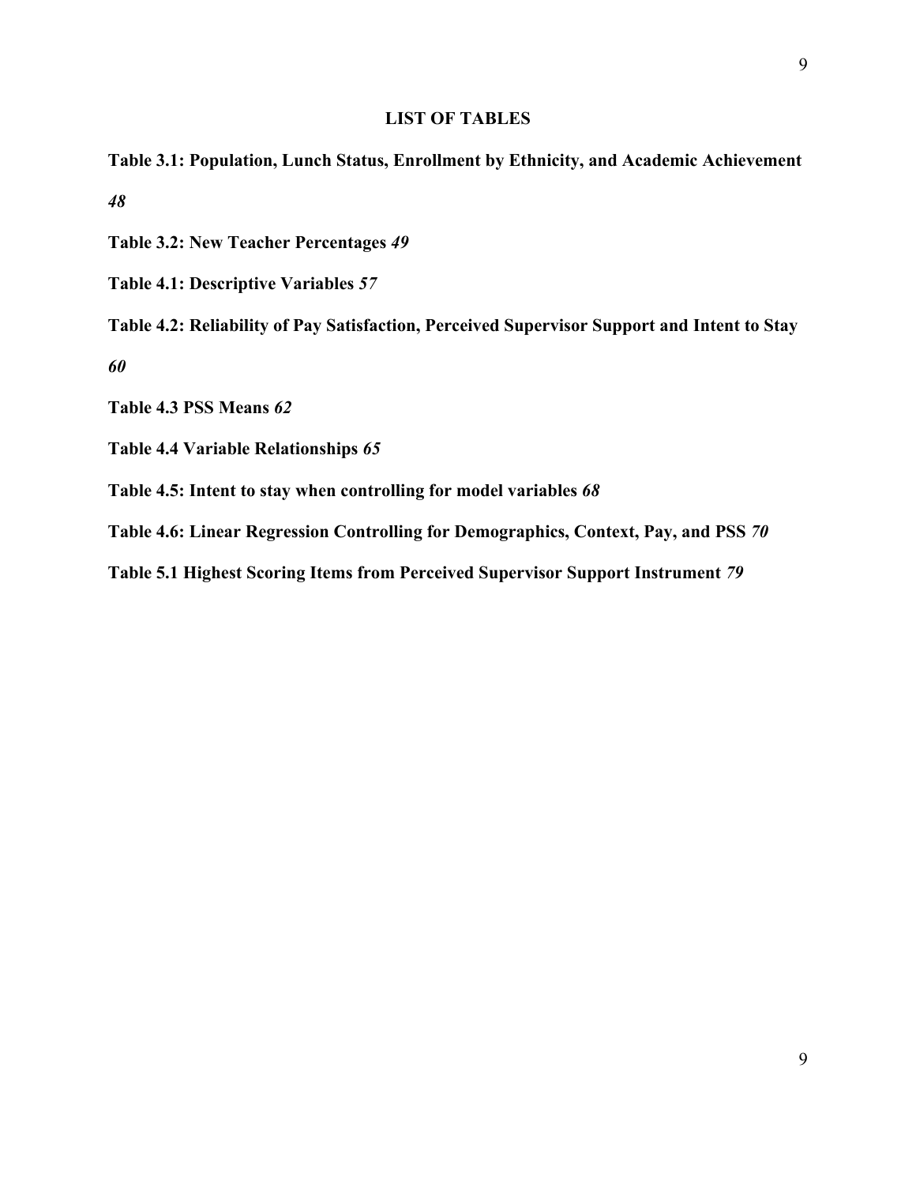## LIST OF TABLES

**Table 3.1: Population, Lunch Status, Enrollment by Ethnicity, and Academic Achievement** ***48***

**Table 3.2: New Teacher Percentages** ***49***

**Table 4.1: Descriptive Variables** ***57***

**Table 4.2: Reliability of Pay Satisfaction, Perceived Supervisor Support and Intent to Stay** ***60***

**Table 4.3 PSS Means** ***62***

**Table 4.4 Variable Relationships** ***65***

**Table 4.5: Intent to stay when controlling for model variables** ***68***

**Table 4.6: Linear Regression Controlling for Demographics, Context, Pay, and PSS** ***70***

**Table 5.1 Highest Scoring Items from Perceived Supervisor Support Instrument** ***79***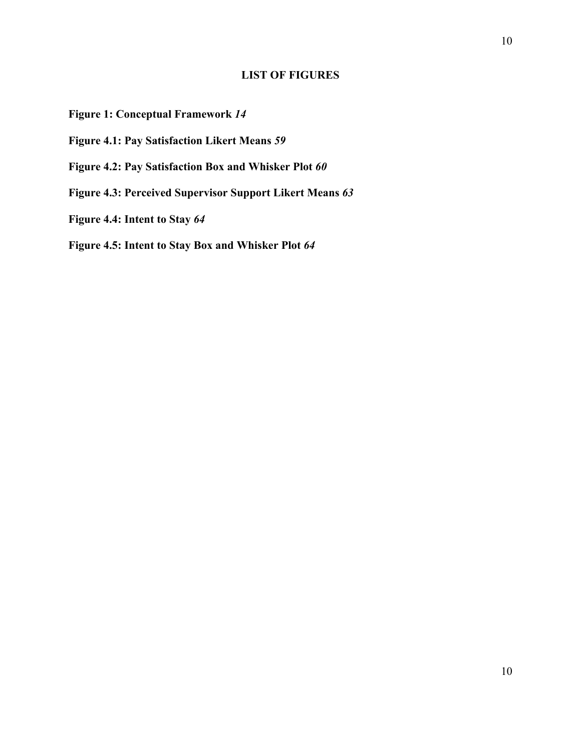## LIST OF FIGURES

**Figure 1: Conceptual Framework** ***14***

**Figure 4.1: Pay Satisfaction Likert Means** ***59***

**Figure 4.2: Pay Satisfaction Box and Whisker Plot** ***60***

**Figure 4.3: Perceived Supervisor Support Likert Means** ***63***

**Figure 4.4: Intent to Stay** ***64***

**Figure 4.5: Intent to Stay Box and Whisker Plot** ***64***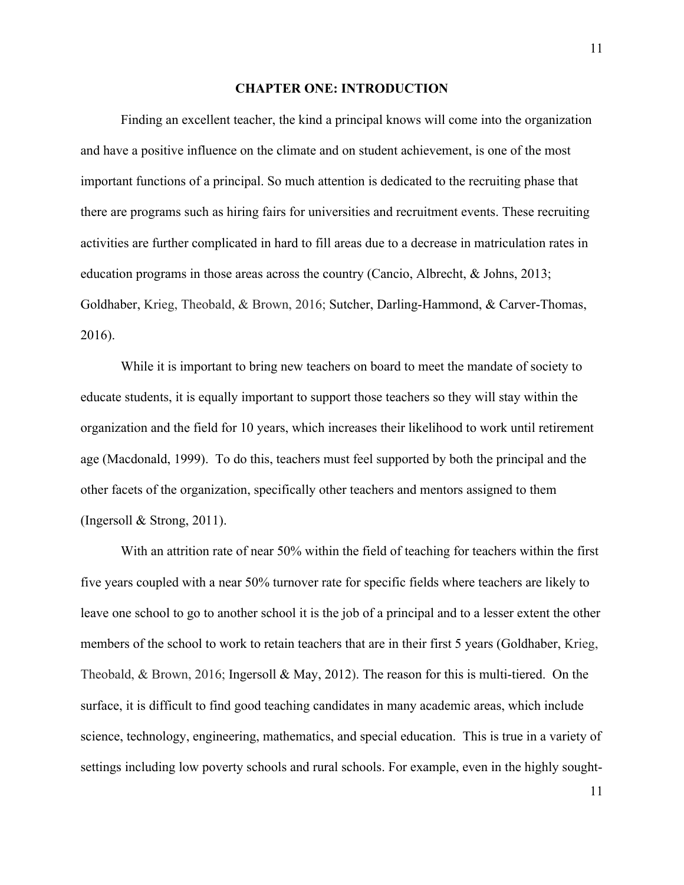# CHAPTER ONE: INTRODUCTION

Finding an excellent teacher, the kind a principal knows will come into the organization and have a positive influence on the climate and on student achievement, is one of the most important functions of a principal. So much attention is dedicated to the recruiting phase that there are programs such as hiring fairs for universities and recruitment events. These recruiting activities are further complicated in hard to fill areas due to a decrease in matriculation rates in education programs in those areas across the country (Cancio, Albrecht, & Johns, 2013; Goldhaber, Krieg, Theobald, & Brown, 2016; Sutcher, Darling-Hammond, & Carver-Thomas, 2016).

While it is important to bring new teachers on board to meet the mandate of society to educate students, it is equally important to support those teachers so they will stay within the organization and the field for 10 years, which increases their likelihood to work until retirement age (Macdonald, 1999). To do this, teachers must feel supported by both the principal and the other facets of the organization, specifically other teachers and mentors assigned to them (Ingersoll & Strong, 2011).

With an attrition rate of near 50% within the field of teaching for teachers within the first five years coupled with a near 50% turnover rate for specific fields where teachers are likely to leave one school to go to another school it is the job of a principal and to a lesser extent the other members of the school to work to retain teachers that are in their first 5 years (Goldhaber, Krieg, Theobald, & Brown, 2016; Ingersoll & May, 2012). The reason for this is multi-tiered. On the surface, it is difficult to find good teaching candidates in many academic areas, which include science, technology, engineering, mathematics, and special education. This is true in a variety of settings including low poverty schools and rural schools. For example, even in the highly sought-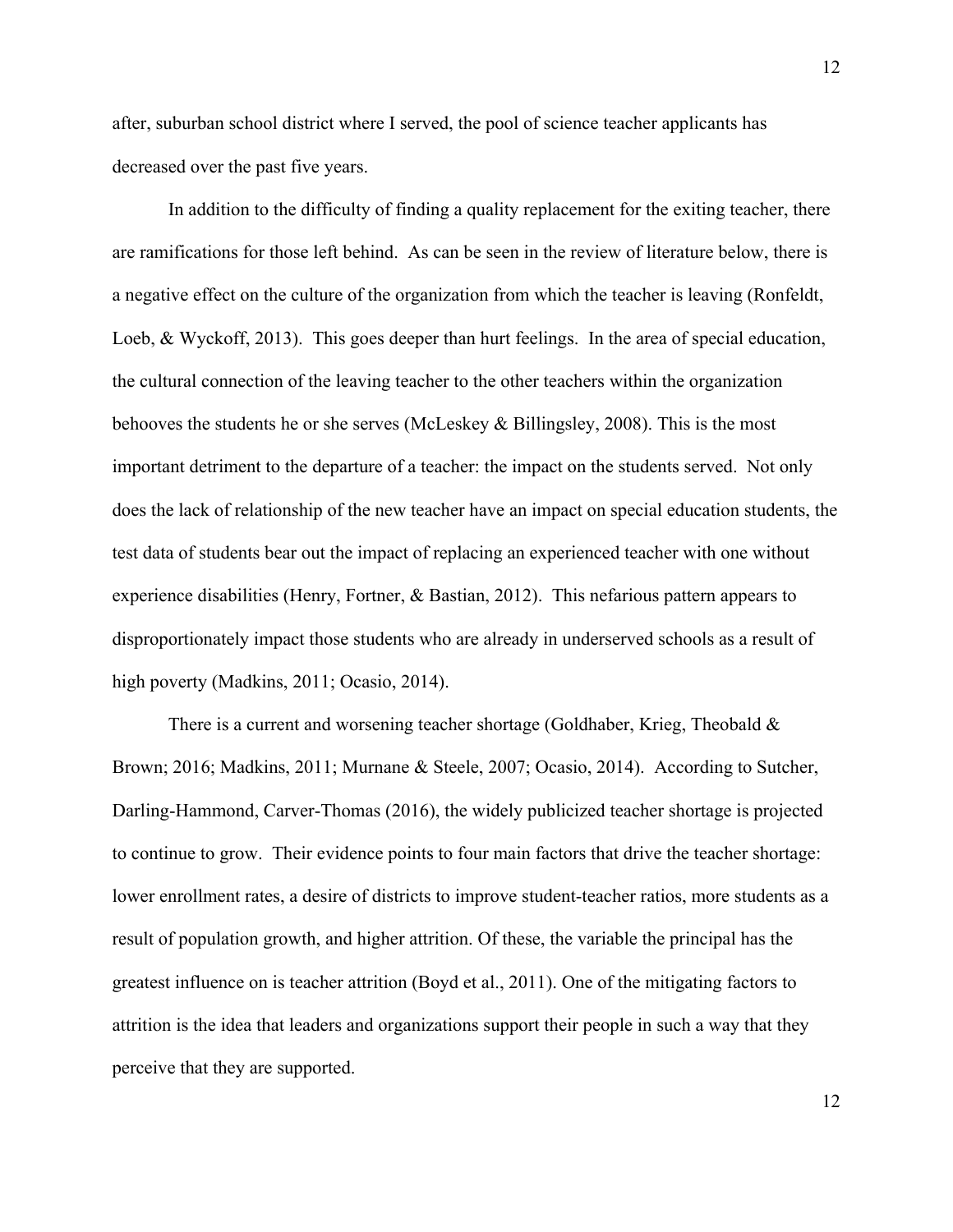after, suburban school district where I served, the pool of science teacher applicants has decreased over the past five years.

In addition to the difficulty of finding a quality replacement for the exiting teacher, there are ramifications for those left behind. As can be seen in the review of literature below, there is a negative effect on the culture of the organization from which the teacher is leaving (Ronfeldt, Loeb, & Wyckoff, 2013). This goes deeper than hurt feelings. In the area of special education, the cultural connection of the leaving teacher to the other teachers within the organization behooves the students he or she serves (McLeskey & Billingsley, 2008). This is the most important detriment to the departure of a teacher: the impact on the students served. Not only does the lack of relationship of the new teacher have an impact on special education students, the test data of students bear out the impact of replacing an experienced teacher with one without experience disabilities (Henry, Fortner, & Bastian, 2012). This nefarious pattern appears to disproportionately impact those students who are already in underserved schools as a result of high poverty (Madkins, 2011; Ocasio, 2014).

There is a current and worsening teacher shortage (Goldhaber, Krieg, Theobald & Brown; 2016; Madkins, 2011; Murnane & Steele, 2007; Ocasio, 2014). According to Sutcher, Darling-Hammond, Carver-Thomas (2016), the widely publicized teacher shortage is projected to continue to grow. Their evidence points to four main factors that drive the teacher shortage: lower enrollment rates, a desire of districts to improve student-teacher ratios, more students as a result of population growth, and higher attrition. Of these, the variable the principal has the greatest influence on is teacher attrition (Boyd et al., 2011). One of the mitigating factors to attrition is the idea that leaders and organizations support their people in such a way that they perceive that they are supported.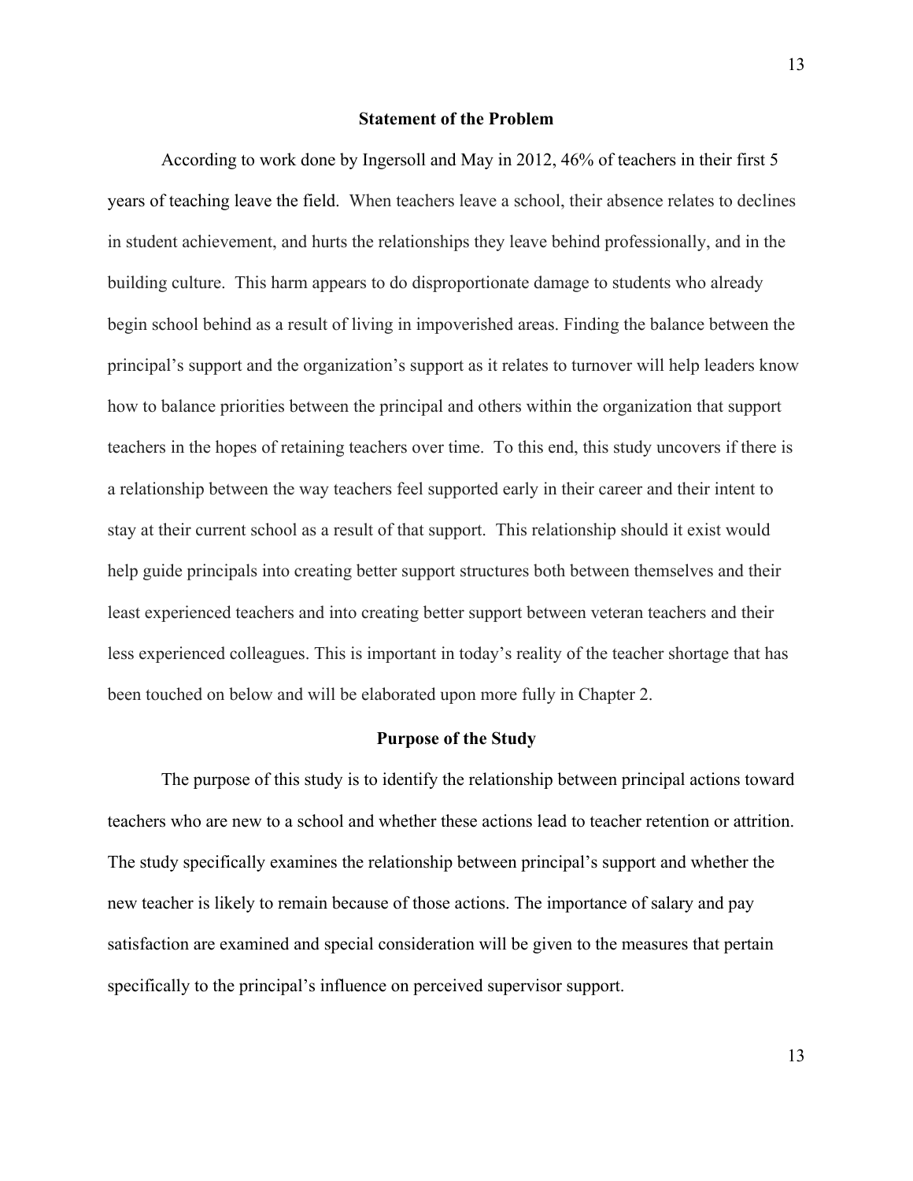## Statement of the Problem

According to work done by Ingersoll and May in 2012, 46% of teachers in their first 5 years of teaching leave the field. When teachers leave a school, their absence relates to declines in student achievement, and hurts the relationships they leave behind professionally, and in the building culture. This harm appears to do disproportionate damage to students who already begin school behind as a result of living in impoverished areas. Finding the balance between the principal's support and the organization's support as it relates to turnover will help leaders know how to balance priorities between the principal and others within the organization that support teachers in the hopes of retaining teachers over time. To this end, this study uncovers if there is a relationship between the way teachers feel supported early in their career and their intent to stay at their current school as a result of that support. This relationship should it exist would help guide principals into creating better support structures both between themselves and their least experienced teachers and into creating better support between veteran teachers and their less experienced colleagues. This is important in today's reality of the teacher shortage that has been touched on below and will be elaborated upon more fully in Chapter 2.

## Purpose of the Study

The purpose of this study is to identify the relationship between principal actions toward teachers who are new to a school and whether these actions lead to teacher retention or attrition. The study specifically examines the relationship between principal's support and whether the new teacher is likely to remain because of those actions. The importance of salary and pay satisfaction are examined and special consideration will be given to the measures that pertain specifically to the principal's influence on perceived supervisor support.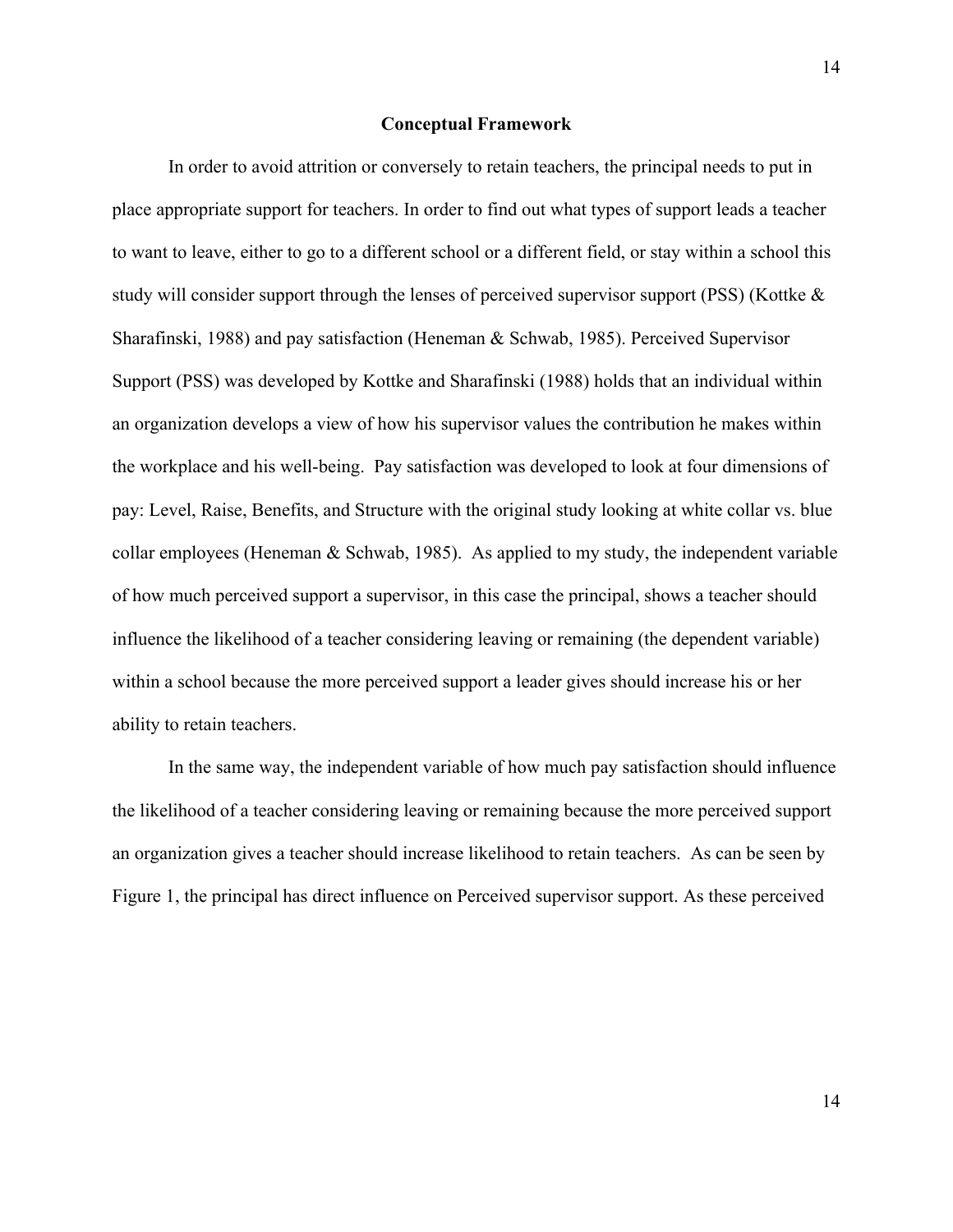## Conceptual Framework

In order to avoid attrition or conversely to retain teachers, the principal needs to put in place appropriate support for teachers. In order to find out what types of support leads a teacher to want to leave, either to go to a different school or a different field, or stay within a school this study will consider support through the lenses of perceived supervisor support (PSS) (Kottke & Sharafinski, 1988) and pay satisfaction (Heneman & Schwab, 1985). Perceived Supervisor Support (PSS) was developed by Kottke and Sharafinski (1988) holds that an individual within an organization develops a view of how his supervisor values the contribution he makes within the workplace and his well-being.  Pay satisfaction was developed to look at four dimensions of pay: Level, Raise, Benefits, and Structure with the original study looking at white collar vs. blue collar employees (Heneman & Schwab, 1985).  As applied to my study, the independent variable of how much perceived support a supervisor, in this case the principal, shows a teacher should influence the likelihood of a teacher considering leaving or remaining (the dependent variable) within a school because the more perceived support a leader gives should increase his or her ability to retain teachers.

In the same way, the independent variable of how much pay satisfaction should influence the likelihood of a teacher considering leaving or remaining because the more perceived support an organization gives a teacher should increase likelihood to retain teachers.  As can be seen by Figure 1, the principal has direct influence on Perceived supervisor support. As these perceived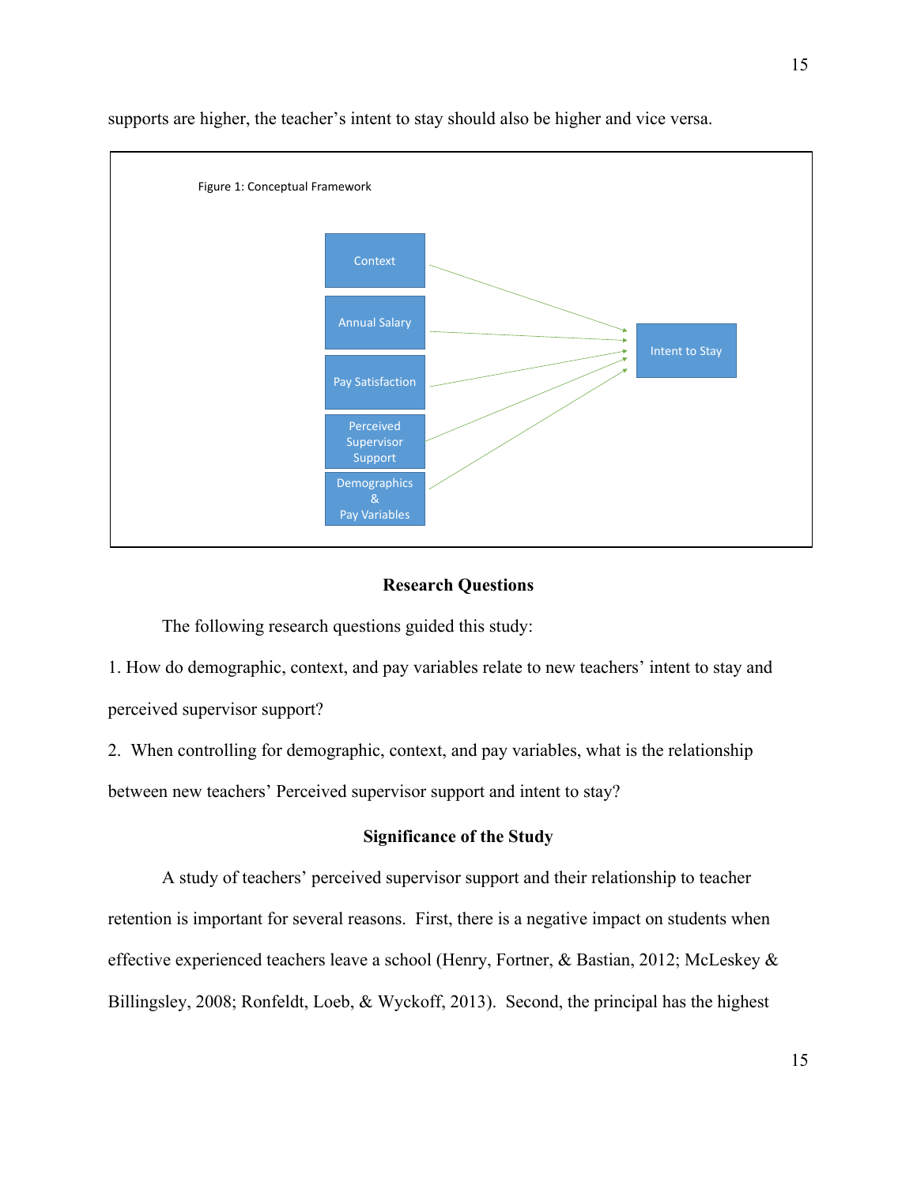supports are higher, the teacher's intent to stay should also be higher and vice versa.

Figure 1: Conceptual Framework

Context

Annual Salary

Pay Satisfaction

Perceived Supervisor Support

Demographics & Pay Variables

Intent to Stay

## Research Questions

The following research questions guided this study:

1. How do demographic, context, and pay variables relate to new teachers' intent to stay and perceived supervisor support?

2. When controlling for demographic, context, and pay variables, what is the relationship between new teachers' Perceived supervisor support and intent to stay?

## Significance of the Study

A study of teachers' perceived supervisor support and their relationship to teacher retention is important for several reasons. First, there is a negative impact on students when effective experienced teachers leave a school (Henry, Fortner, & Bastian, 2012; McLeskey & Billingsley, 2008; Ronfeldt, Loeb, & Wyckoff, 2013). Second, the principal has the highest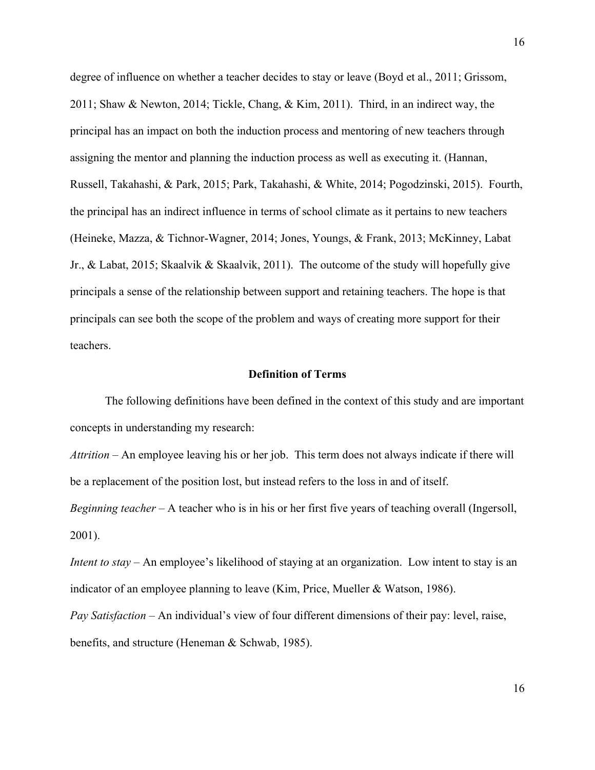degree of influence on whether a teacher decides to stay or leave (Boyd et al., 2011; Grissom, 2011; Shaw & Newton, 2014; Tickle, Chang, & Kim, 2011). Third, in an indirect way, the principal has an impact on both the induction process and mentoring of new teachers through assigning the mentor and planning the induction process as well as executing it. (Hannan, Russell, Takahashi, & Park, 2015; Park, Takahashi, & White, 2014; Pogodzinski, 2015). Fourth, the principal has an indirect influence in terms of school climate as it pertains to new teachers (Heineke, Mazza, & Tichnor-Wagner, 2014; Jones, Youngs, & Frank, 2013; McKinney, Labat Jr., & Labat, 2015; Skaalvik & Skaalvik, 2011). The outcome of the study will hopefully give principals a sense of the relationship between support and retaining teachers. The hope is that principals can see both the scope of the problem and ways of creating more support for their teachers.

## Definition of Terms

The following definitions have been defined in the context of this study and are important concepts in understanding my research:

*Attrition* – An employee leaving his or her job. This term does not always indicate if there will be a replacement of the position lost, but instead refers to the loss in and of itself.

*Beginning teacher* – A teacher who is in his or her first five years of teaching overall (Ingersoll, 2001).

*Intent to stay* – An employee's likelihood of staying at an organization. Low intent to stay is an indicator of an employee planning to leave (Kim, Price, Mueller & Watson, 1986).

*Pay Satisfaction* – An individual's view of four different dimensions of their pay: level, raise, benefits, and structure (Heneman & Schwab, 1985).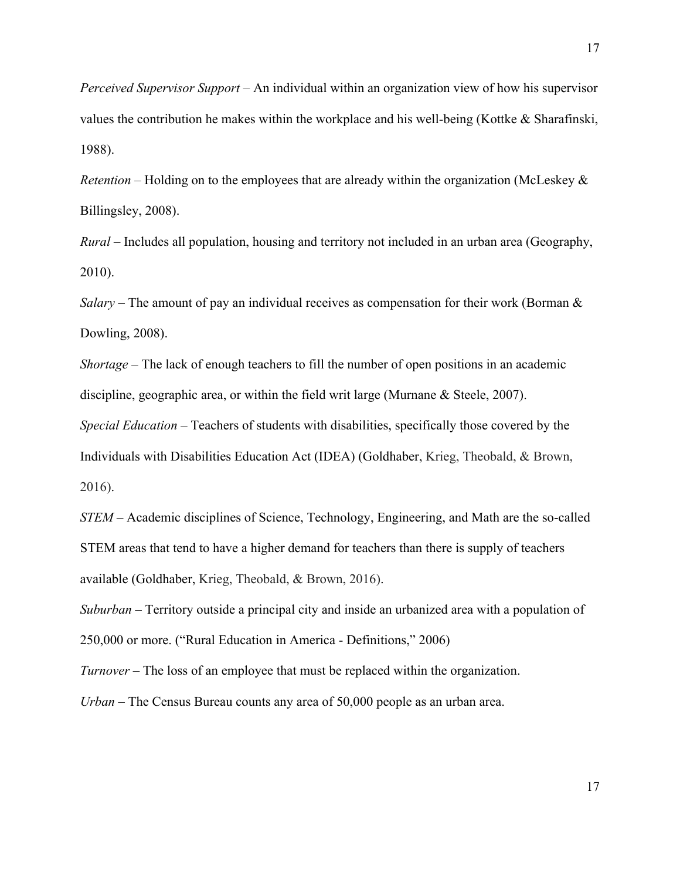*Perceived Supervisor Support* – An individual within an organization view of how his supervisor values the contribution he makes within the workplace and his well-being (Kottke & Sharafinski, 1988).

*Retention* – Holding on to the employees that are already within the organization (McLeskey & Billingsley, 2008).

*Rural* – Includes all population, housing and territory not included in an urban area (Geography, 2010).

*Salary* – The amount of pay an individual receives as compensation for their work (Borman & Dowling, 2008).

*Shortage* – The lack of enough teachers to fill the number of open positions in an academic discipline, geographic area, or within the field writ large (Murnane & Steele, 2007).

*Special Education* – Teachers of students with disabilities, specifically those covered by the Individuals with Disabilities Education Act (IDEA) (Goldhaber, Krieg, Theobald, & Brown, 2016).

*STEM* – Academic disciplines of Science, Technology, Engineering, and Math are the so-called STEM areas that tend to have a higher demand for teachers than there is supply of teachers available (Goldhaber, Krieg, Theobald, & Brown, 2016).

*Suburban* – Territory outside a principal city and inside an urbanized area with a population of 250,000 or more. ("Rural Education in America - Definitions," 2006)

*Turnover* – The loss of an employee that must be replaced within the organization.

*Urban* – The Census Bureau counts any area of 50,000 people as an urban area.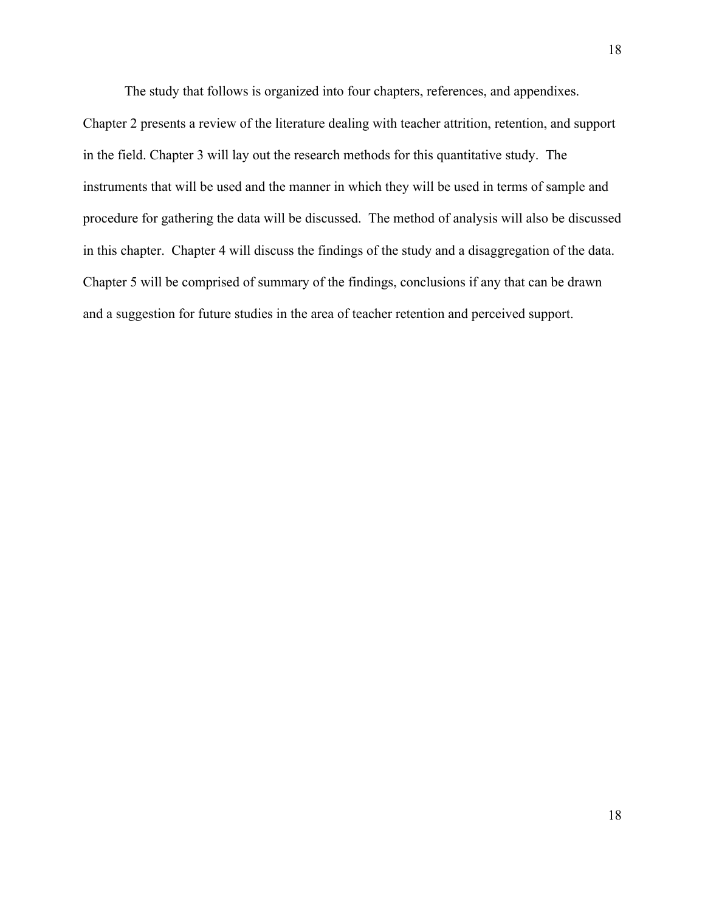The study that follows is organized into four chapters, references, and appendixes. Chapter 2 presents a review of the literature dealing with teacher attrition, retention, and support in the field. Chapter 3 will lay out the research methods for this quantitative study. The instruments that will be used and the manner in which they will be used in terms of sample and procedure for gathering the data will be discussed. The method of analysis will also be discussed in this chapter. Chapter 4 will discuss the findings of the study and a disaggregation of the data. Chapter 5 will be comprised of summary of the findings, conclusions if any that can be drawn and a suggestion for future studies in the area of teacher retention and perceived support.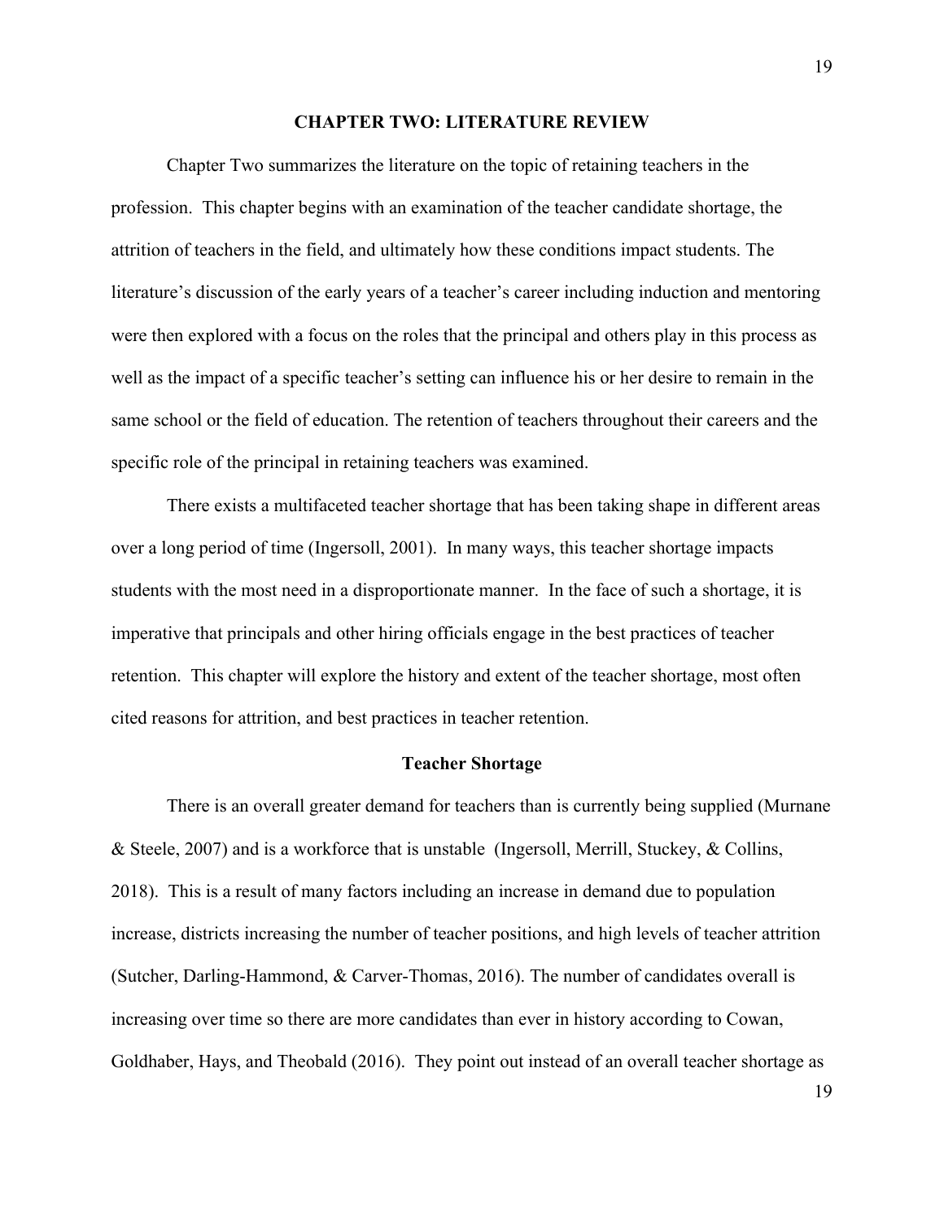# CHAPTER TWO: LITERATURE REVIEW

Chapter Two summarizes the literature on the topic of retaining teachers in the profession. This chapter begins with an examination of the teacher candidate shortage, the attrition of teachers in the field, and ultimately how these conditions impact students. The literature's discussion of the early years of a teacher's career including induction and mentoring were then explored with a focus on the roles that the principal and others play in this process as well as the impact of a specific teacher's setting can influence his or her desire to remain in the same school or the field of education. The retention of teachers throughout their careers and the specific role of the principal in retaining teachers was examined.

There exists a multifaceted teacher shortage that has been taking shape in different areas over a long period of time (Ingersoll, 2001). In many ways, this teacher shortage impacts students with the most need in a disproportionate manner. In the face of such a shortage, it is imperative that principals and other hiring officials engage in the best practices of teacher retention. This chapter will explore the history and extent of the teacher shortage, most often cited reasons for attrition, and best practices in teacher retention.

## Teacher Shortage

There is an overall greater demand for teachers than is currently being supplied (Murnane & Steele, 2007) and is a workforce that is unstable (Ingersoll, Merrill, Stuckey, & Collins, 2018). This is a result of many factors including an increase in demand due to population increase, districts increasing the number of teacher positions, and high levels of teacher attrition (Sutcher, Darling-Hammond, & Carver-Thomas, 2016). The number of candidates overall is increasing over time so there are more candidates than ever in history according to Cowan, Goldhaber, Hays, and Theobald (2016). They point out instead of an overall teacher shortage as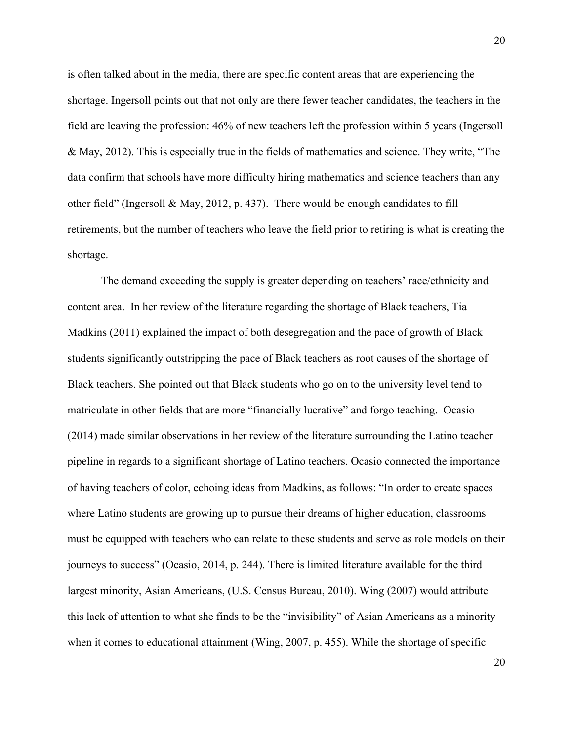is often talked about in the media, there are specific content areas that are experiencing the shortage. Ingersoll points out that not only are there fewer teacher candidates, the teachers in the field are leaving the profession: 46% of new teachers left the profession within 5 years (Ingersoll & May, 2012). This is especially true in the fields of mathematics and science. They write, "The data confirm that schools have more difficulty hiring mathematics and science teachers than any other field" (Ingersoll & May, 2012, p. 437). There would be enough candidates to fill retirements, but the number of teachers who leave the field prior to retiring is what is creating the shortage.

The demand exceeding the supply is greater depending on teachers' race/ethnicity and content area. In her review of the literature regarding the shortage of Black teachers, Tia Madkins (2011) explained the impact of both desegregation and the pace of growth of Black students significantly outstripping the pace of Black teachers as root causes of the shortage of Black teachers. She pointed out that Black students who go on to the university level tend to matriculate in other fields that are more "financially lucrative" and forgo teaching. Ocasio (2014) made similar observations in her review of the literature surrounding the Latino teacher pipeline in regards to a significant shortage of Latino teachers. Ocasio connected the importance of having teachers of color, echoing ideas from Madkins, as follows: "In order to create spaces where Latino students are growing up to pursue their dreams of higher education, classrooms must be equipped with teachers who can relate to these students and serve as role models on their journeys to success" (Ocasio, 2014, p. 244). There is limited literature available for the third largest minority, Asian Americans, (U.S. Census Bureau, 2010). Wing (2007) would attribute this lack of attention to what she finds to be the "invisibility" of Asian Americans as a minority when it comes to educational attainment (Wing, 2007, p. 455). While the shortage of specific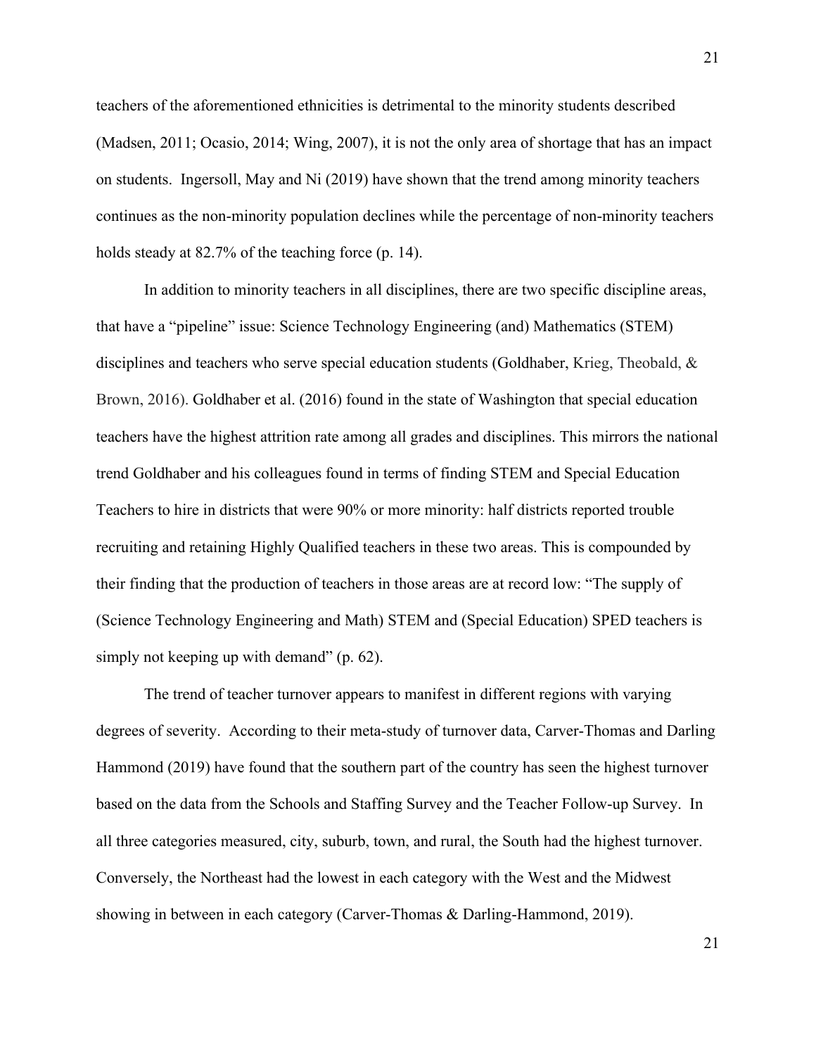teachers of the aforementioned ethnicities is detrimental to the minority students described (Madsen, 2011; Ocasio, 2014; Wing, 2007), it is not the only area of shortage that has an impact on students. Ingersoll, May and Ni (2019) have shown that the trend among minority teachers continues as the non-minority population declines while the percentage of non-minority teachers holds steady at 82.7% of the teaching force (p. 14).

In addition to minority teachers in all disciplines, there are two specific discipline areas, that have a "pipeline" issue: Science Technology Engineering (and) Mathematics (STEM) disciplines and teachers who serve special education students (Goldhaber, Krieg, Theobald, & Brown, 2016). Goldhaber et al. (2016) found in the state of Washington that special education teachers have the highest attrition rate among all grades and disciplines. This mirrors the national trend Goldhaber and his colleagues found in terms of finding STEM and Special Education Teachers to hire in districts that were 90% or more minority: half districts reported trouble recruiting and retaining Highly Qualified teachers in these two areas. This is compounded by their finding that the production of teachers in those areas are at record low: "The supply of (Science Technology Engineering and Math) STEM and (Special Education) SPED teachers is simply not keeping up with demand" (p. 62).

The trend of teacher turnover appears to manifest in different regions with varying degrees of severity. According to their meta-study of turnover data, Carver-Thomas and Darling Hammond (2019) have found that the southern part of the country has seen the highest turnover based on the data from the Schools and Staffing Survey and the Teacher Follow-up Survey. In all three categories measured, city, suburb, town, and rural, the South had the highest turnover. Conversely, the Northeast had the lowest in each category with the West and the Midwest showing in between in each category (Carver-Thomas & Darling-Hammond, 2019).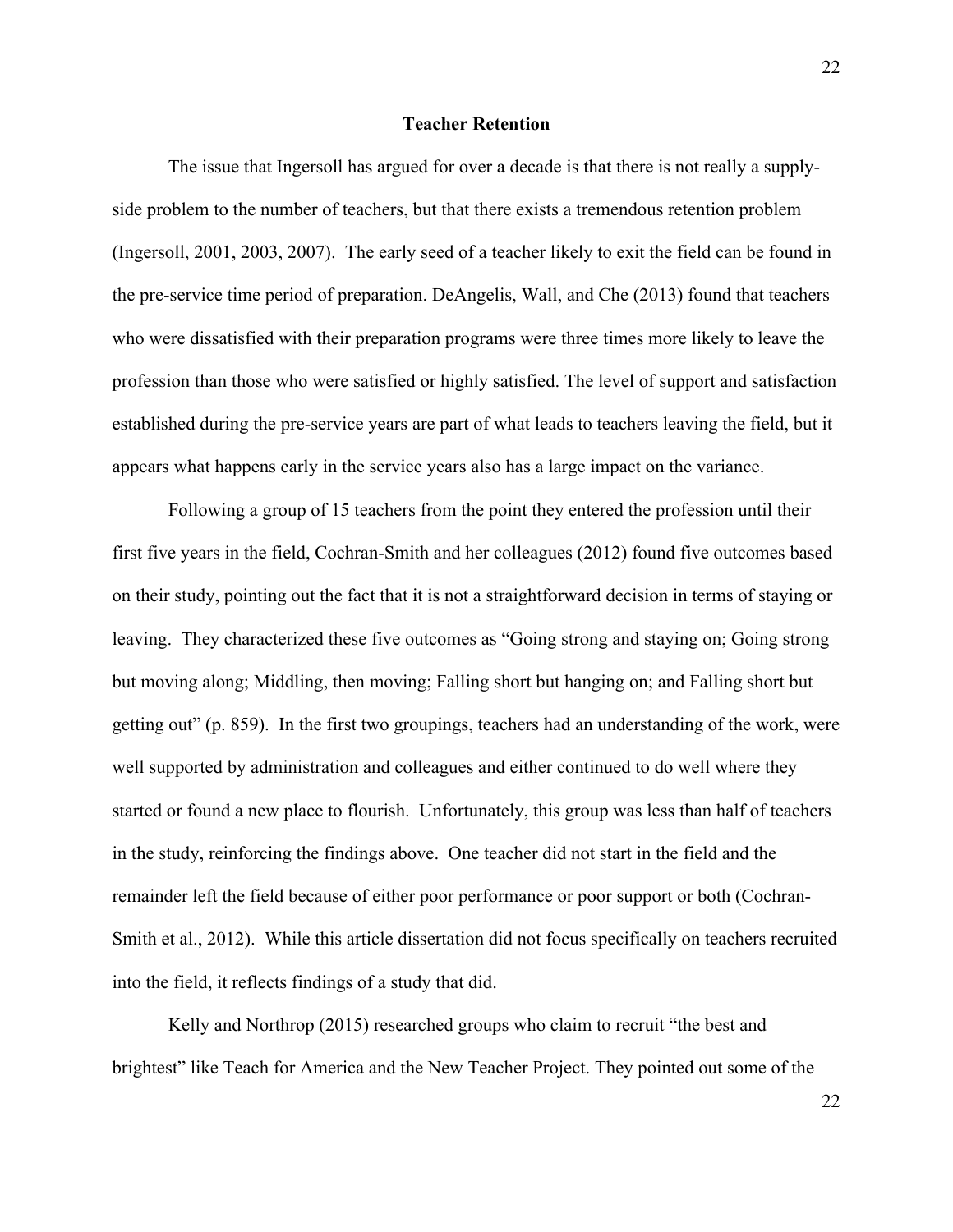## Teacher Retention

The issue that Ingersoll has argued for over a decade is that there is not really a supply-side problem to the number of teachers, but that there exists a tremendous retention problem (Ingersoll, 2001, 2003, 2007). The early seed of a teacher likely to exit the field can be found in the pre-service time period of preparation. DeAngelis, Wall, and Che (2013) found that teachers who were dissatisfied with their preparation programs were three times more likely to leave the profession than those who were satisfied or highly satisfied. The level of support and satisfaction established during the pre-service years are part of what leads to teachers leaving the field, but it appears what happens early in the service years also has a large impact on the variance.

Following a group of 15 teachers from the point they entered the profession until their first five years in the field, Cochran-Smith and her colleagues (2012) found five outcomes based on their study, pointing out the fact that it is not a straightforward decision in terms of staying or leaving. They characterized these five outcomes as "Going strong and staying on; Going strong but moving along; Middling, then moving; Falling short but hanging on; and Falling short but getting out" (p. 859). In the first two groupings, teachers had an understanding of the work, were well supported by administration and colleagues and either continued to do well where they started or found a new place to flourish. Unfortunately, this group was less than half of teachers in the study, reinforcing the findings above. One teacher did not start in the field and the remainder left the field because of either poor performance or poor support or both (Cochran-Smith et al., 2012). While this article dissertation did not focus specifically on teachers recruited into the field, it reflects findings of a study that did.

Kelly and Northrop (2015) researched groups who claim to recruit "the best and brightest" like Teach for America and the New Teacher Project. They pointed out some of the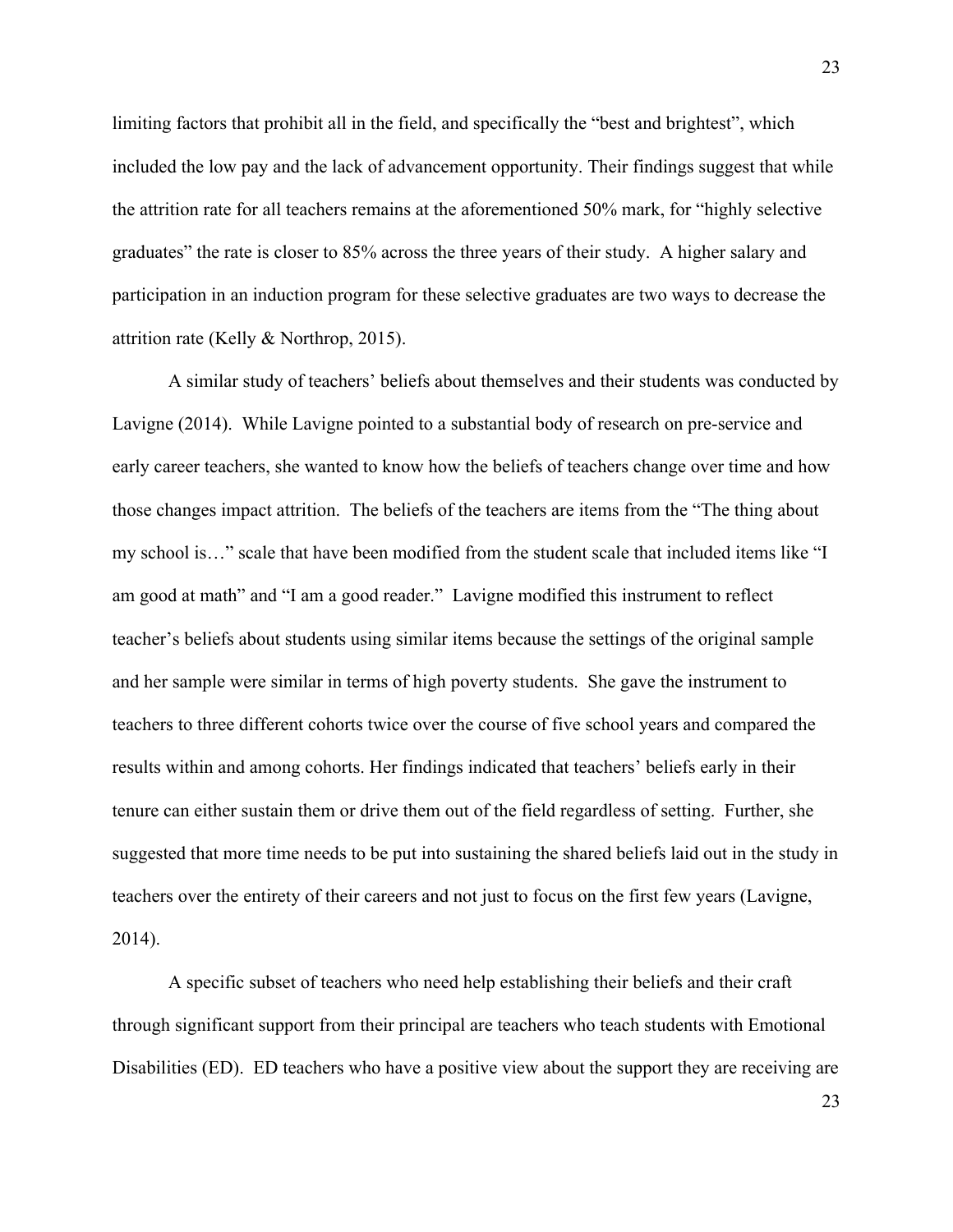limiting factors that prohibit all in the field, and specifically the "best and brightest", which included the low pay and the lack of advancement opportunity. Their findings suggest that while the attrition rate for all teachers remains at the aforementioned 50% mark, for "highly selective graduates" the rate is closer to 85% across the three years of their study. A higher salary and participation in an induction program for these selective graduates are two ways to decrease the attrition rate (Kelly & Northrop, 2015).

A similar study of teachers' beliefs about themselves and their students was conducted by Lavigne (2014). While Lavigne pointed to a substantial body of research on pre-service and early career teachers, she wanted to know how the beliefs of teachers change over time and how those changes impact attrition. The beliefs of the teachers are items from the "The thing about my school is…" scale that have been modified from the student scale that included items like "I am good at math" and "I am a good reader." Lavigne modified this instrument to reflect teacher's beliefs about students using similar items because the settings of the original sample and her sample were similar in terms of high poverty students. She gave the instrument to teachers to three different cohorts twice over the course of five school years and compared the results within and among cohorts. Her findings indicated that teachers' beliefs early in their tenure can either sustain them or drive them out of the field regardless of setting. Further, she suggested that more time needs to be put into sustaining the shared beliefs laid out in the study in teachers over the entirety of their careers and not just to focus on the first few years (Lavigne, 2014).

A specific subset of teachers who need help establishing their beliefs and their craft through significant support from their principal are teachers who teach students with Emotional Disabilities (ED). ED teachers who have a positive view about the support they are receiving are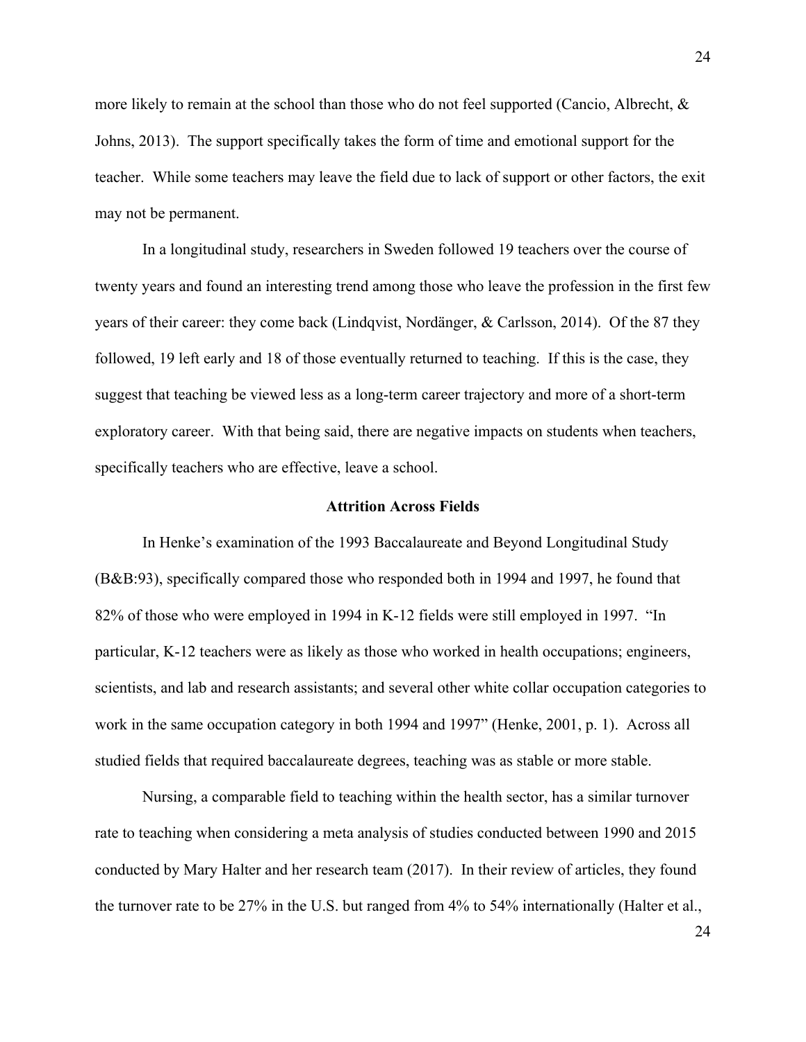more likely to remain at the school than those who do not feel supported (Cancio, Albrecht, & Johns, 2013). The support specifically takes the form of time and emotional support for the teacher. While some teachers may leave the field due to lack of support or other factors, the exit may not be permanent.

In a longitudinal study, researchers in Sweden followed 19 teachers over the course of twenty years and found an interesting trend among those who leave the profession in the first few years of their career: they come back (Lindqvist, Nordänger, & Carlsson, 2014). Of the 87 they followed, 19 left early and 18 of those eventually returned to teaching. If this is the case, they suggest that teaching be viewed less as a long-term career trajectory and more of a short-term exploratory career. With that being said, there are negative impacts on students when teachers, specifically teachers who are effective, leave a school.

## Attrition Across Fields

In Henke's examination of the 1993 Baccalaureate and Beyond Longitudinal Study (B&B:93), specifically compared those who responded both in 1994 and 1997, he found that 82% of those who were employed in 1994 in K-12 fields were still employed in 1997. "In particular, K-12 teachers were as likely as those who worked in health occupations; engineers, scientists, and lab and research assistants; and several other white collar occupation categories to work in the same occupation category in both 1994 and 1997" (Henke, 2001, p. 1). Across all studied fields that required baccalaureate degrees, teaching was as stable or more stable.

Nursing, a comparable field to teaching within the health sector, has a similar turnover rate to teaching when considering a meta analysis of studies conducted between 1990 and 2015 conducted by Mary Halter and her research team (2017). In their review of articles, they found the turnover rate to be 27% in the U.S. but ranged from 4% to 54% internationally (Halter et al.,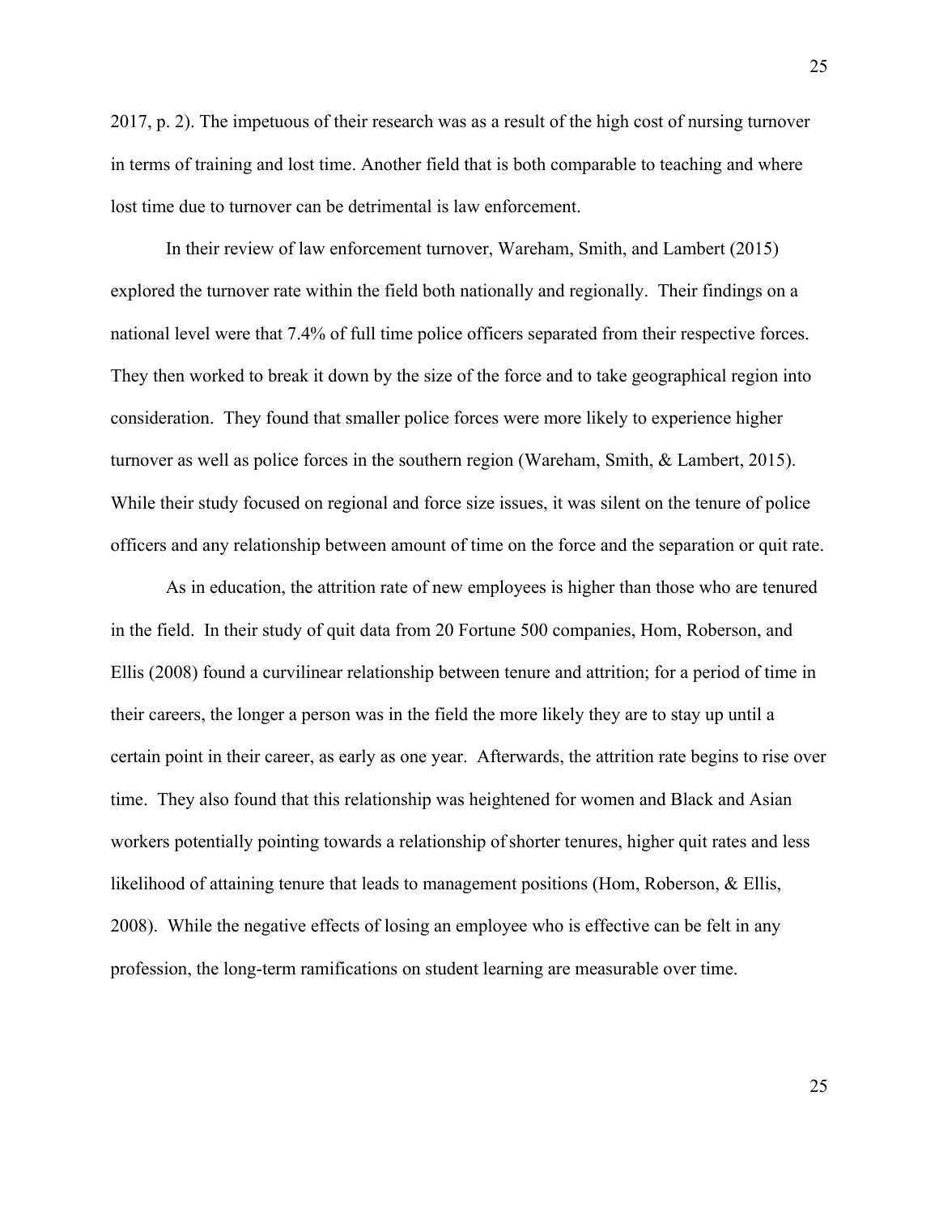2017, p. 2). The impetuous of their research was as a result of the high cost of nursing turnover in terms of training and lost time. Another field that is both comparable to teaching and where lost time due to turnover can be detrimental is law enforcement.

In their review of law enforcement turnover, Wareham, Smith, and Lambert (2015) explored the turnover rate within the field both nationally and regionally. Their findings on a national level were that 7.4% of full time police officers separated from their respective forces. They then worked to break it down by the size of the force and to take geographical region into consideration. They found that smaller police forces were more likely to experience higher turnover as well as police forces in the southern region (Wareham, Smith, & Lambert, 2015). While their study focused on regional and force size issues, it was silent on the tenure of police officers and any relationship between amount of time on the force and the separation or quit rate.

As in education, the attrition rate of new employees is higher than those who are tenured in the field. In their study of quit data from 20 Fortune 500 companies, Hom, Roberson, and Ellis (2008) found a curvilinear relationship between tenure and attrition; for a period of time in their careers, the longer a person was in the field the more likely they are to stay up until a certain point in their career, as early as one year. Afterwards, the attrition rate begins to rise over time. They also found that this relationship was heightened for women and Black and Asian workers potentially pointing towards a relationship of shorter tenures, higher quit rates and less likelihood of attaining tenure that leads to management positions (Hom, Roberson, & Ellis, 2008). While the negative effects of losing an employee who is effective can be felt in any profession, the long-term ramifications on student learning are measurable over time.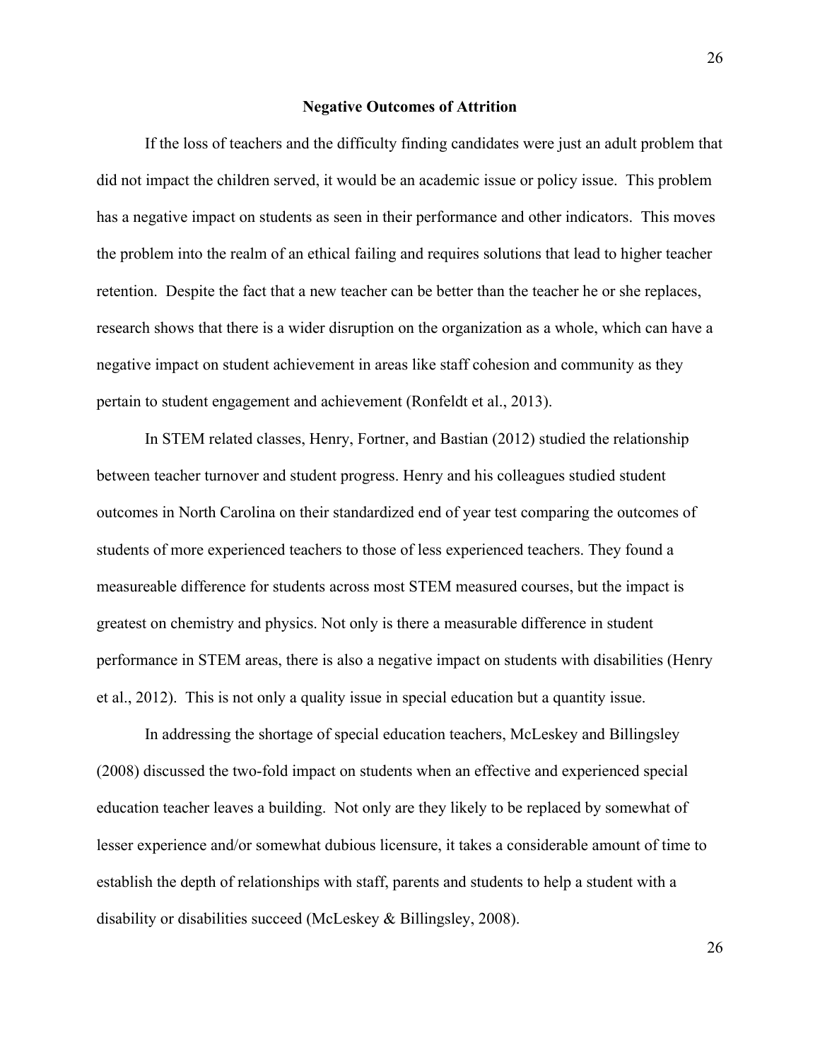## Negative Outcomes of Attrition

If the loss of teachers and the difficulty finding candidates were just an adult problem that did not impact the children served, it would be an academic issue or policy issue.  This problem has a negative impact on students as seen in their performance and other indicators.  This moves the problem into the realm of an ethical failing and requires solutions that lead to higher teacher retention.  Despite the fact that a new teacher can be better than the teacher he or she replaces, research shows that there is a wider disruption on the organization as a whole, which can have a negative impact on student achievement in areas like staff cohesion and community as they pertain to student engagement and achievement (Ronfeldt et al., 2013).

In STEM related classes, Henry, Fortner, and Bastian (2012) studied the relationship between teacher turnover and student progress. Henry and his colleagues studied student outcomes in North Carolina on their standardized end of year test comparing the outcomes of students of more experienced teachers to those of less experienced teachers. They found a measureable difference for students across most STEM measured courses, but the impact is greatest on chemistry and physics. Not only is there a measurable difference in student performance in STEM areas, there is also a negative impact on students with disabilities (Henry et al., 2012).  This is not only a quality issue in special education but a quantity issue.

In addressing the shortage of special education teachers, McLeskey and Billingsley (2008) discussed the two-fold impact on students when an effective and experienced special education teacher leaves a building.  Not only are they likely to be replaced by somewhat of lesser experience and/or somewhat dubious licensure, it takes a considerable amount of time to establish the depth of relationships with staff, parents and students to help a student with a disability or disabilities succeed (McLeskey & Billingsley, 2008).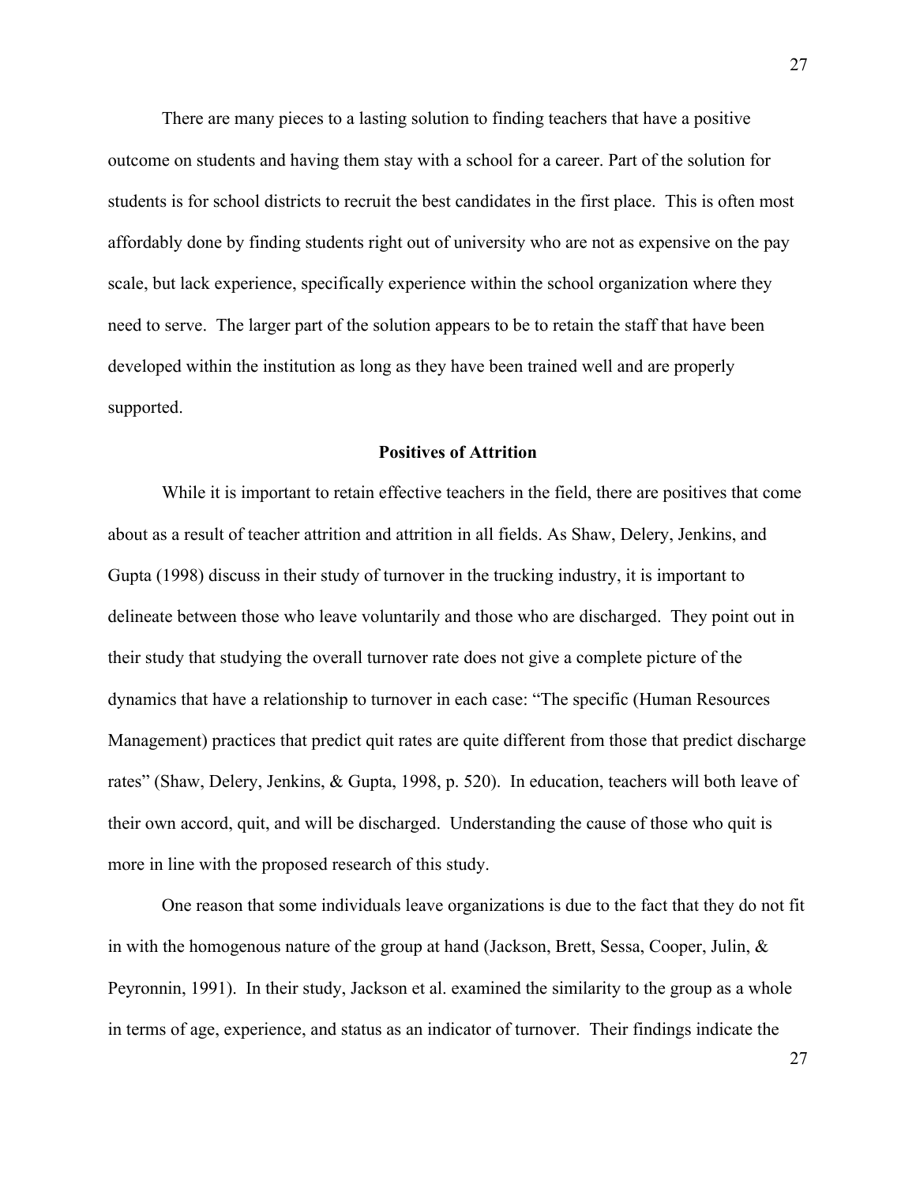There are many pieces to a lasting solution to finding teachers that have a positive outcome on students and having them stay with a school for a career. Part of the solution for students is for school districts to recruit the best candidates in the first place. This is often most affordably done by finding students right out of university who are not as expensive on the pay scale, but lack experience, specifically experience within the school organization where they need to serve. The larger part of the solution appears to be to retain the staff that have been developed within the institution as long as they have been trained well and are properly supported.

## Positives of Attrition

While it is important to retain effective teachers in the field, there are positives that come about as a result of teacher attrition and attrition in all fields. As Shaw, Delery, Jenkins, and Gupta (1998) discuss in their study of turnover in the trucking industry, it is important to delineate between those who leave voluntarily and those who are discharged. They point out in their study that studying the overall turnover rate does not give a complete picture of the dynamics that have a relationship to turnover in each case: "The specific (Human Resources Management) practices that predict quit rates are quite different from those that predict discharge rates" (Shaw, Delery, Jenkins, & Gupta, 1998, p. 520). In education, teachers will both leave of their own accord, quit, and will be discharged. Understanding the cause of those who quit is more in line with the proposed research of this study.

One reason that some individuals leave organizations is due to the fact that they do not fit in with the homogenous nature of the group at hand (Jackson, Brett, Sessa, Cooper, Julin, & Peyronnin, 1991). In their study, Jackson et al. examined the similarity to the group as a whole in terms of age, experience, and status as an indicator of turnover. Their findings indicate the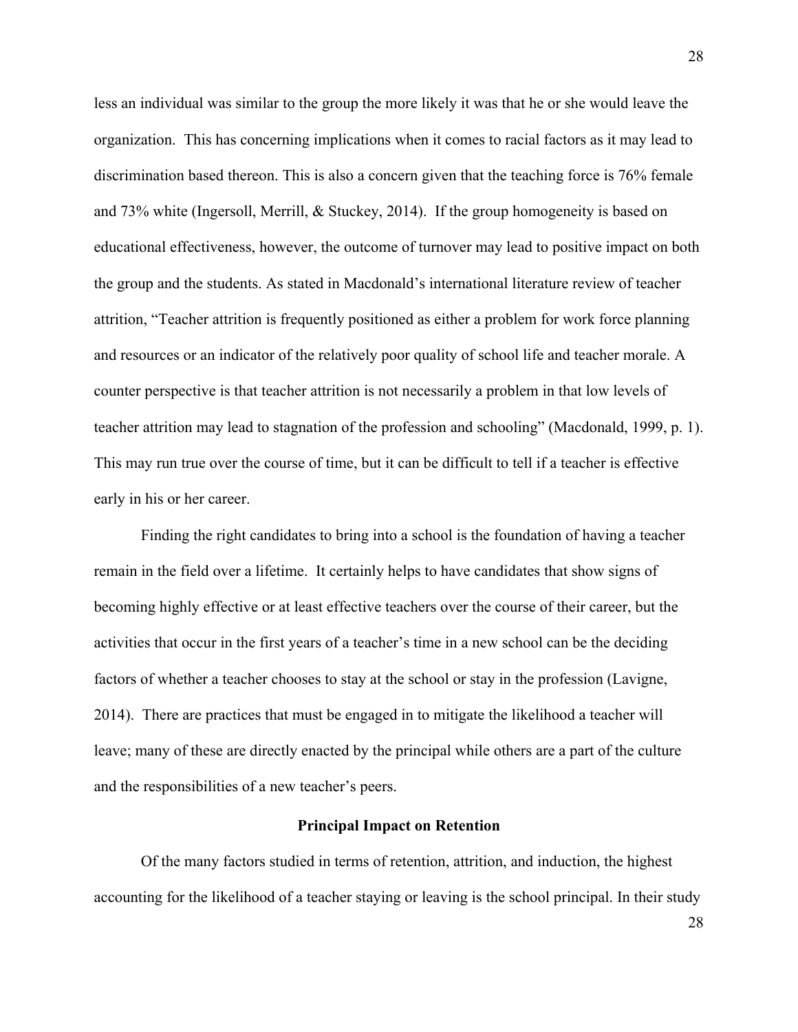less an individual was similar to the group the more likely it was that he or she would leave the organization. This has concerning implications when it comes to racial factors as it may lead to discrimination based thereon. This is also a concern given that the teaching force is 76% female and 73% white (Ingersoll, Merrill, & Stuckey, 2014). If the group homogeneity is based on educational effectiveness, however, the outcome of turnover may lead to positive impact on both the group and the students. As stated in Macdonald's international literature review of teacher attrition, "Teacher attrition is frequently positioned as either a problem for work force planning and resources or an indicator of the relatively poor quality of school life and teacher morale. A counter perspective is that teacher attrition is not necessarily a problem in that low levels of teacher attrition may lead to stagnation of the profession and schooling" (Macdonald, 1999, p. 1). This may run true over the course of time, but it can be difficult to tell if a teacher is effective early in his or her career.

Finding the right candidates to bring into a school is the foundation of having a teacher remain in the field over a lifetime. It certainly helps to have candidates that show signs of becoming highly effective or at least effective teachers over the course of their career, but the activities that occur in the first years of a teacher's time in a new school can be the deciding factors of whether a teacher chooses to stay at the school or stay in the profession (Lavigne, 2014). There are practices that must be engaged in to mitigate the likelihood a teacher will leave; many of these are directly enacted by the principal while others are a part of the culture and the responsibilities of a new teacher's peers.

## Principal Impact on Retention

Of the many factors studied in terms of retention, attrition, and induction, the highest accounting for the likelihood of a teacher staying or leaving is the school principal. In their study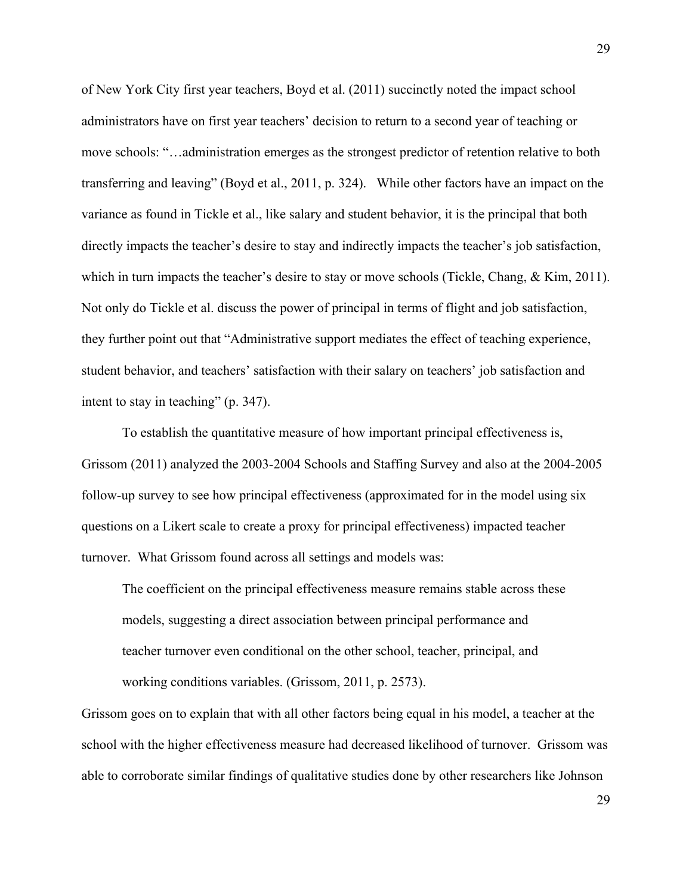of New York City first year teachers, Boyd et al. (2011) succinctly noted the impact school administrators have on first year teachers' decision to return to a second year of teaching or move schools: "…administration emerges as the strongest predictor of retention relative to both transferring and leaving" (Boyd et al., 2011, p. 324). While other factors have an impact on the variance as found in Tickle et al., like salary and student behavior, it is the principal that both directly impacts the teacher's desire to stay and indirectly impacts the teacher's job satisfaction, which in turn impacts the teacher's desire to stay or move schools (Tickle, Chang, & Kim, 2011). Not only do Tickle et al. discuss the power of principal in terms of flight and job satisfaction, they further point out that "Administrative support mediates the effect of teaching experience, student behavior, and teachers' satisfaction with their salary on teachers' job satisfaction and intent to stay in teaching" (p. 347).

To establish the quantitative measure of how important principal effectiveness is, Grissom (2011) analyzed the 2003-2004 Schools and Staffing Survey and also at the 2004-2005 follow-up survey to see how principal effectiveness (approximated for in the model using six questions on a Likert scale to create a proxy for principal effectiveness) impacted teacher turnover. What Grissom found across all settings and models was:

> The coefficient on the principal effectiveness measure remains stable across these models, suggesting a direct association between principal performance and teacher turnover even conditional on the other school, teacher, principal, and working conditions variables. (Grissom, 2011, p. 2573).

Grissom goes on to explain that with all other factors being equal in his model, a teacher at the school with the higher effectiveness measure had decreased likelihood of turnover. Grissom was able to corroborate similar findings of qualitative studies done by other researchers like Johnson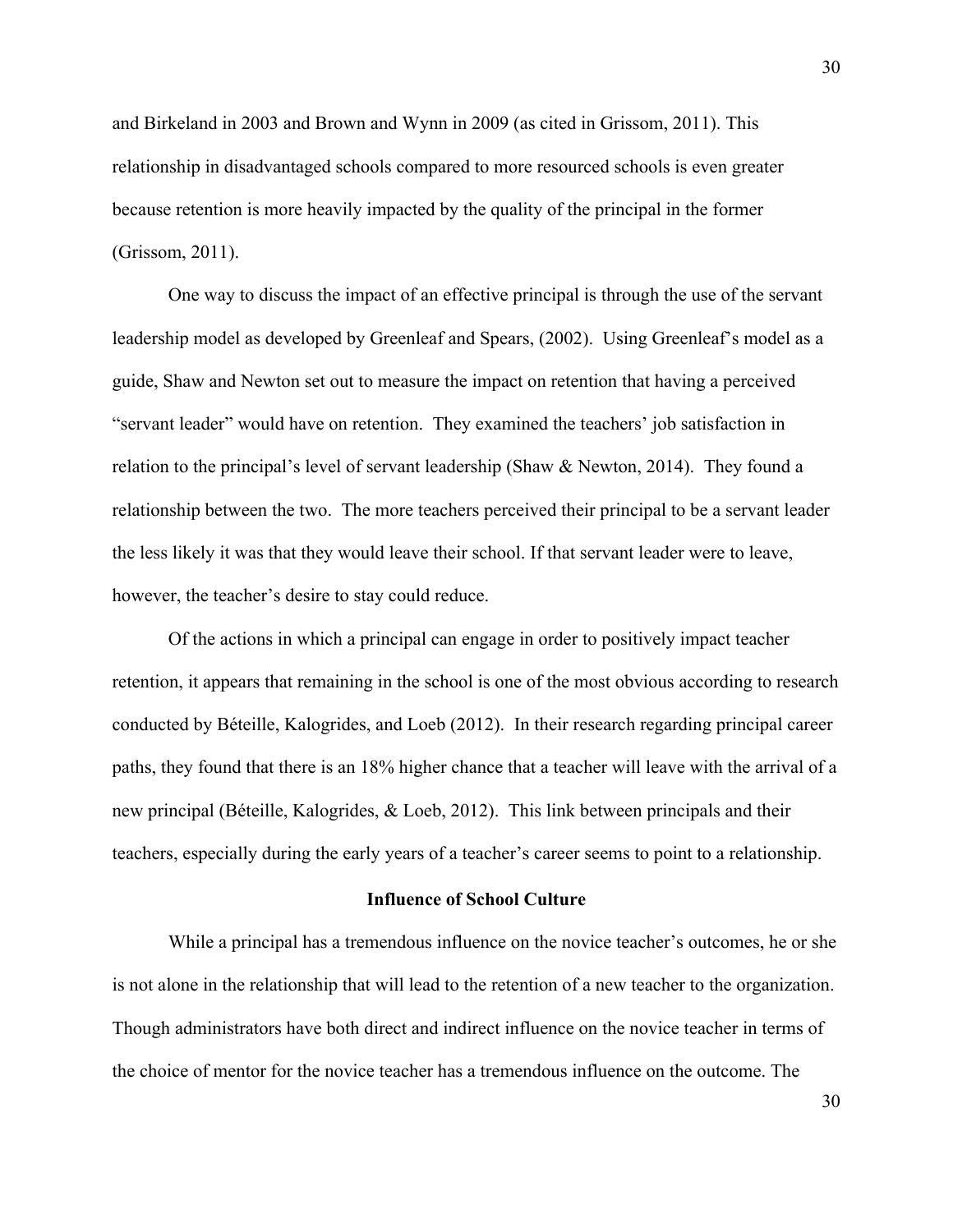and Birkeland in 2003 and Brown and Wynn in 2009 (as cited in Grissom, 2011). This relationship in disadvantaged schools compared to more resourced schools is even greater because retention is more heavily impacted by the quality of the principal in the former (Grissom, 2011).

One way to discuss the impact of an effective principal is through the use of the servant leadership model as developed by Greenleaf and Spears, (2002). Using Greenleaf's model as a guide, Shaw and Newton set out to measure the impact on retention that having a perceived "servant leader" would have on retention. They examined the teachers' job satisfaction in relation to the principal's level of servant leadership (Shaw & Newton, 2014). They found a relationship between the two. The more teachers perceived their principal to be a servant leader the less likely it was that they would leave their school. If that servant leader were to leave, however, the teacher's desire to stay could reduce.

Of the actions in which a principal can engage in order to positively impact teacher retention, it appears that remaining in the school is one of the most obvious according to research conducted by Béteille, Kalogrides, and Loeb (2012). In their research regarding principal career paths, they found that there is an 18% higher chance that a teacher will leave with the arrival of a new principal (Béteille, Kalogrides, & Loeb, 2012). This link between principals and their teachers, especially during the early years of a teacher's career seems to point to a relationship.

## Influence of School Culture

While a principal has a tremendous influence on the novice teacher's outcomes, he or she is not alone in the relationship that will lead to the retention of a new teacher to the organization. Though administrators have both direct and indirect influence on the novice teacher in terms of the choice of mentor for the novice teacher has a tremendous influence on the outcome. The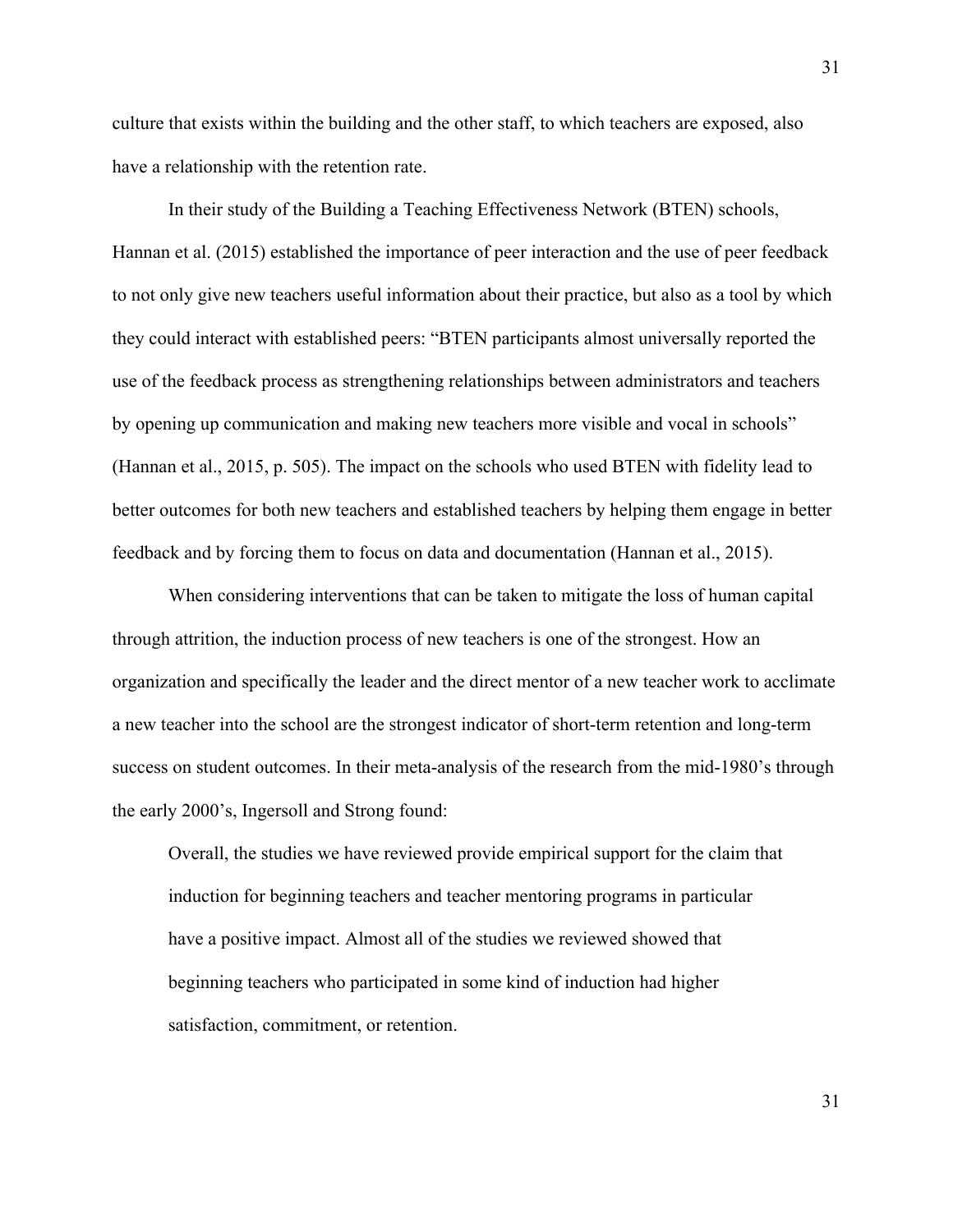culture that exists within the building and the other staff, to which teachers are exposed, also have a relationship with the retention rate.

In their study of the Building a Teaching Effectiveness Network (BTEN) schools, Hannan et al. (2015) established the importance of peer interaction and the use of peer feedback to not only give new teachers useful information about their practice, but also as a tool by which they could interact with established peers: "BTEN participants almost universally reported the use of the feedback process as strengthening relationships between administrators and teachers by opening up communication and making new teachers more visible and vocal in schools" (Hannan et al., 2015, p. 505). The impact on the schools who used BTEN with fidelity lead to better outcomes for both new teachers and established teachers by helping them engage in better feedback and by forcing them to focus on data and documentation (Hannan et al., 2015).

When considering interventions that can be taken to mitigate the loss of human capital through attrition, the induction process of new teachers is one of the strongest. How an organization and specifically the leader and the direct mentor of a new teacher work to acclimate a new teacher into the school are the strongest indicator of short-term retention and long-term success on student outcomes. In their meta-analysis of the research from the mid-1980's through the early 2000's, Ingersoll and Strong found:

> Overall, the studies we have reviewed provide empirical support for the claim that induction for beginning teachers and teacher mentoring programs in particular have a positive impact. Almost all of the studies we reviewed showed that beginning teachers who participated in some kind of induction had higher satisfaction, commitment, or retention.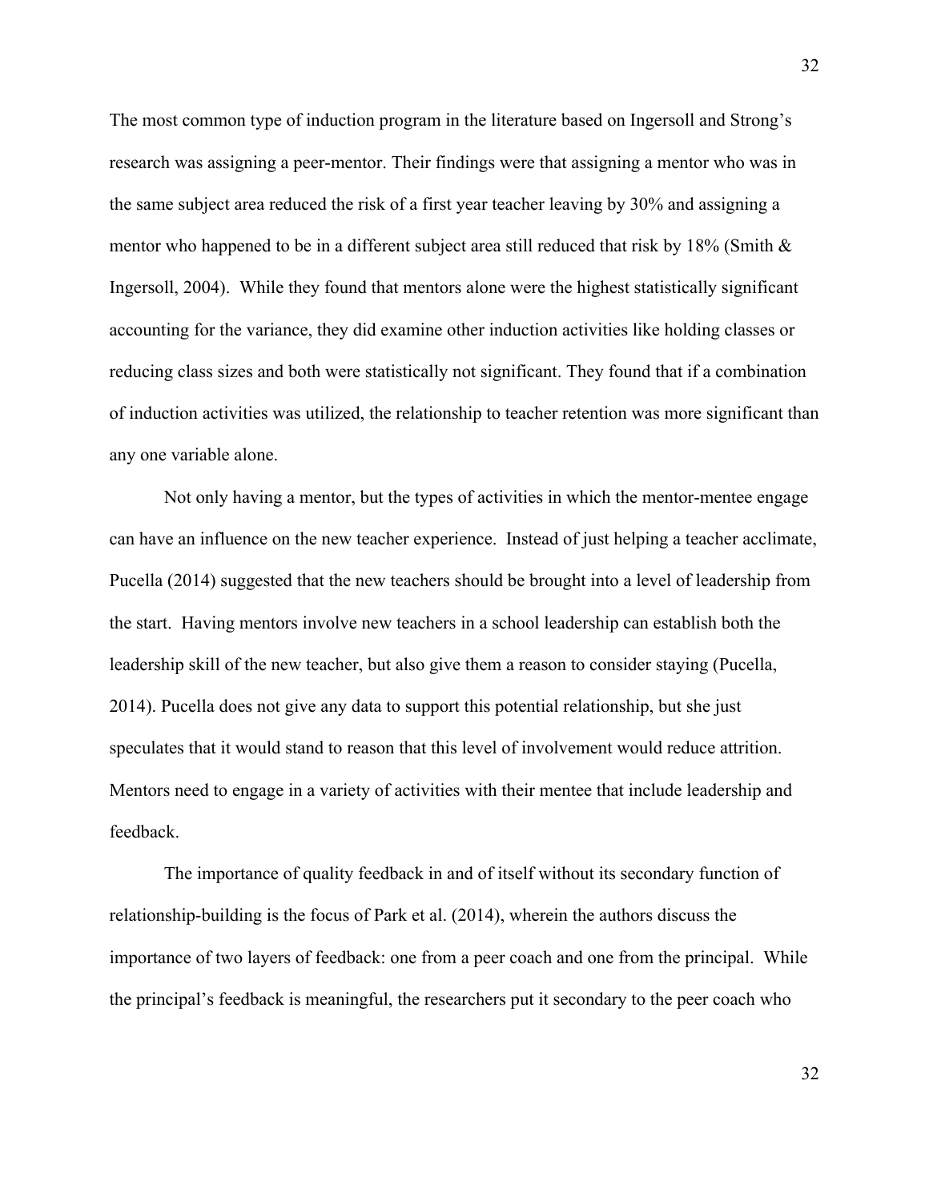The most common type of induction program in the literature based on Ingersoll and Strong's research was assigning a peer-mentor. Their findings were that assigning a mentor who was in the same subject area reduced the risk of a first year teacher leaving by 30% and assigning a mentor who happened to be in a different subject area still reduced that risk by 18% (Smith & Ingersoll, 2004). While they found that mentors alone were the highest statistically significant accounting for the variance, they did examine other induction activities like holding classes or reducing class sizes and both were statistically not significant. They found that if a combination of induction activities was utilized, the relationship to teacher retention was more significant than any one variable alone.

Not only having a mentor, but the types of activities in which the mentor-mentee engage can have an influence on the new teacher experience. Instead of just helping a teacher acclimate, Pucella (2014) suggested that the new teachers should be brought into a level of leadership from the start. Having mentors involve new teachers in a school leadership can establish both the leadership skill of the new teacher, but also give them a reason to consider staying (Pucella, 2014). Pucella does not give any data to support this potential relationship, but she just speculates that it would stand to reason that this level of involvement would reduce attrition. Mentors need to engage in a variety of activities with their mentee that include leadership and feedback.

The importance of quality feedback in and of itself without its secondary function of relationship-building is the focus of Park et al. (2014), wherein the authors discuss the importance of two layers of feedback: one from a peer coach and one from the principal. While the principal's feedback is meaningful, the researchers put it secondary to the peer coach who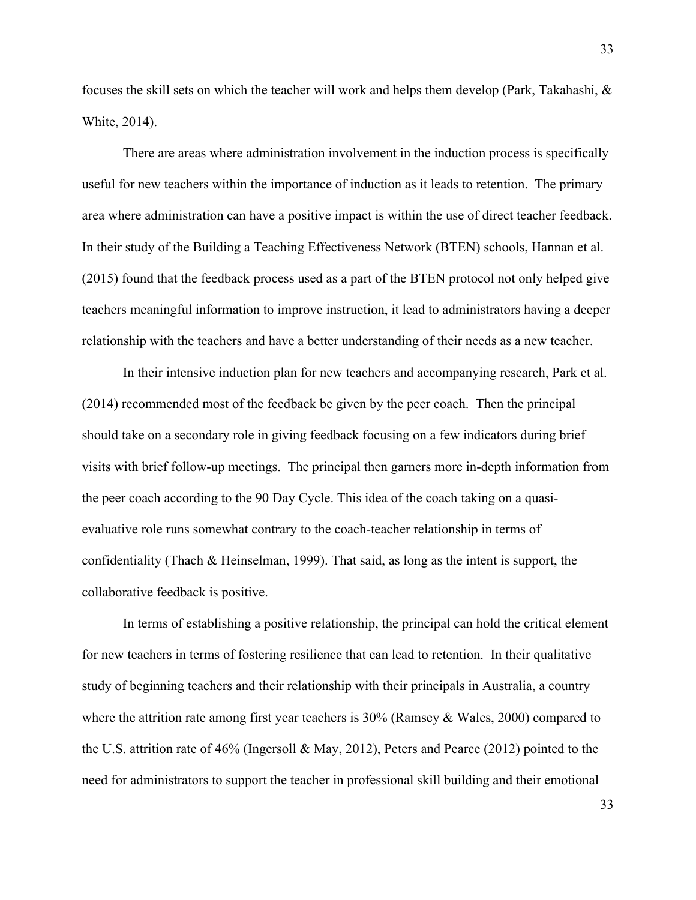focuses the skill sets on which the teacher will work and helps them develop (Park, Takahashi, & White, 2014).

There are areas where administration involvement in the induction process is specifically useful for new teachers within the importance of induction as it leads to retention. The primary area where administration can have a positive impact is within the use of direct teacher feedback. In their study of the Building a Teaching Effectiveness Network (BTEN) schools, Hannan et al. (2015) found that the feedback process used as a part of the BTEN protocol not only helped give teachers meaningful information to improve instruction, it lead to administrators having a deeper relationship with the teachers and have a better understanding of their needs as a new teacher.

In their intensive induction plan for new teachers and accompanying research, Park et al. (2014) recommended most of the feedback be given by the peer coach. Then the principal should take on a secondary role in giving feedback focusing on a few indicators during brief visits with brief follow-up meetings. The principal then garners more in-depth information from the peer coach according to the 90 Day Cycle. This idea of the coach taking on a quasi-evaluative role runs somewhat contrary to the coach-teacher relationship in terms of confidentiality (Thach & Heinselman, 1999). That said, as long as the intent is support, the collaborative feedback is positive.

In terms of establishing a positive relationship, the principal can hold the critical element for new teachers in terms of fostering resilience that can lead to retention. In their qualitative study of beginning teachers and their relationship with their principals in Australia, a country where the attrition rate among first year teachers is 30% (Ramsey & Wales, 2000) compared to the U.S. attrition rate of 46% (Ingersoll & May, 2012), Peters and Pearce (2012) pointed to the need for administrators to support the teacher in professional skill building and their emotional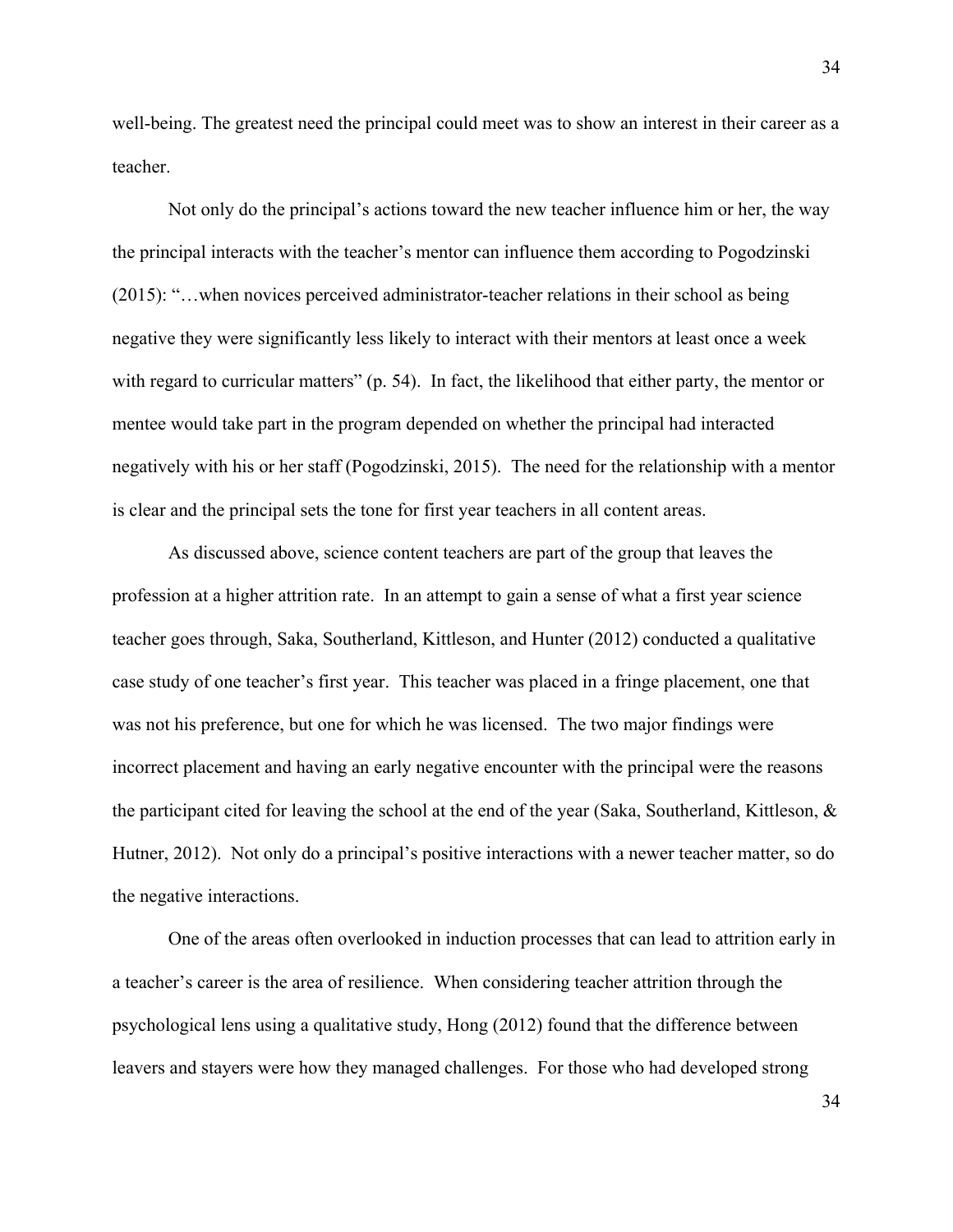well-being. The greatest need the principal could meet was to show an interest in their career as a teacher.

Not only do the principal's actions toward the new teacher influence him or her, the way the principal interacts with the teacher's mentor can influence them according to Pogodzinski (2015): "…when novices perceived administrator-teacher relations in their school as being negative they were significantly less likely to interact with their mentors at least once a week with regard to curricular matters" (p. 54). In fact, the likelihood that either party, the mentor or mentee would take part in the program depended on whether the principal had interacted negatively with his or her staff (Pogodzinski, 2015). The need for the relationship with a mentor is clear and the principal sets the tone for first year teachers in all content areas.

As discussed above, science content teachers are part of the group that leaves the profession at a higher attrition rate. In an attempt to gain a sense of what a first year science teacher goes through, Saka, Southerland, Kittleson, and Hunter (2012) conducted a qualitative case study of one teacher's first year. This teacher was placed in a fringe placement, one that was not his preference, but one for which he was licensed. The two major findings were incorrect placement and having an early negative encounter with the principal were the reasons the participant cited for leaving the school at the end of the year (Saka, Southerland, Kittleson, & Hutner, 2012). Not only do a principal's positive interactions with a newer teacher matter, so do the negative interactions.

One of the areas often overlooked in induction processes that can lead to attrition early in a teacher's career is the area of resilience. When considering teacher attrition through the psychological lens using a qualitative study, Hong (2012) found that the difference between leavers and stayers were how they managed challenges. For those who had developed strong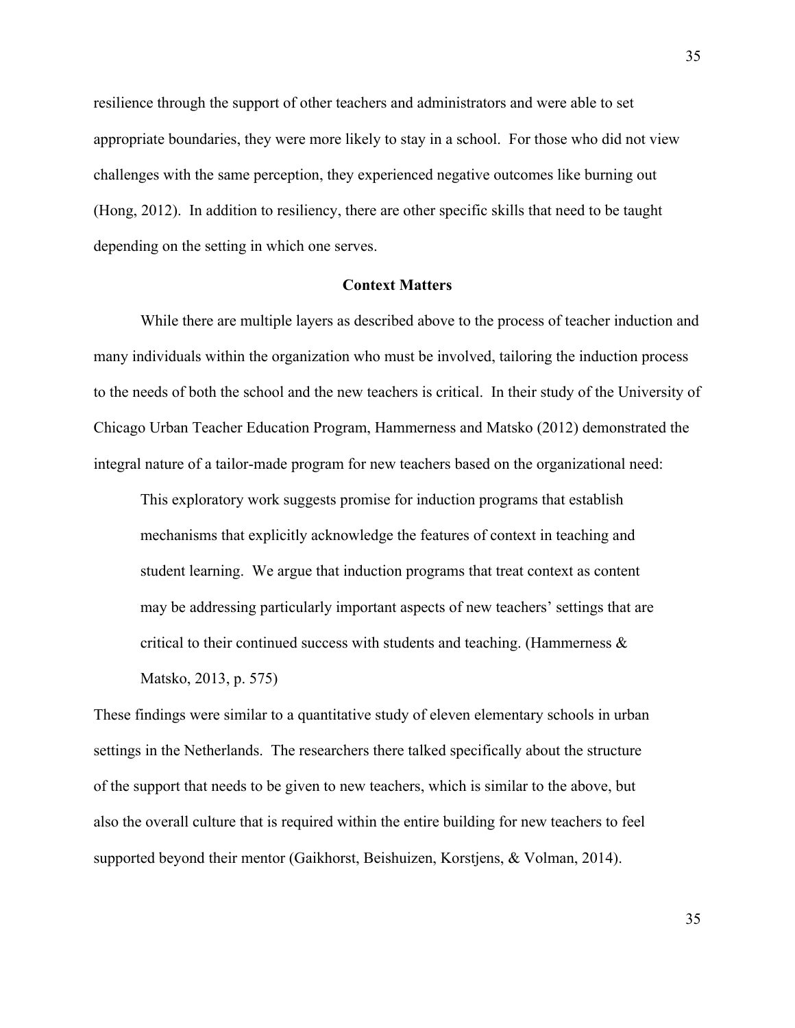resilience through the support of other teachers and administrators and were able to set appropriate boundaries, they were more likely to stay in a school. For those who did not view challenges with the same perception, they experienced negative outcomes like burning out (Hong, 2012). In addition to resiliency, there are other specific skills that need to be taught depending on the setting in which one serves.

## Context Matters

While there are multiple layers as described above to the process of teacher induction and many individuals within the organization who must be involved, tailoring the induction process to the needs of both the school and the new teachers is critical. In their study of the University of Chicago Urban Teacher Education Program, Hammerness and Matsko (2012) demonstrated the integral nature of a tailor-made program for new teachers based on the organizational need:

> This exploratory work suggests promise for induction programs that establish mechanisms that explicitly acknowledge the features of context in teaching and student learning. We argue that induction programs that treat context as content may be addressing particularly important aspects of new teachers' settings that are critical to their continued success with students and teaching. (Hammerness & Matsko, 2013, p. 575)

These findings were similar to a quantitative study of eleven elementary schools in urban settings in the Netherlands. The researchers there talked specifically about the structure of the support that needs to be given to new teachers, which is similar to the above, but also the overall culture that is required within the entire building for new teachers to feel supported beyond their mentor (Gaikhorst, Beishuizen, Korstjens, & Volman, 2014).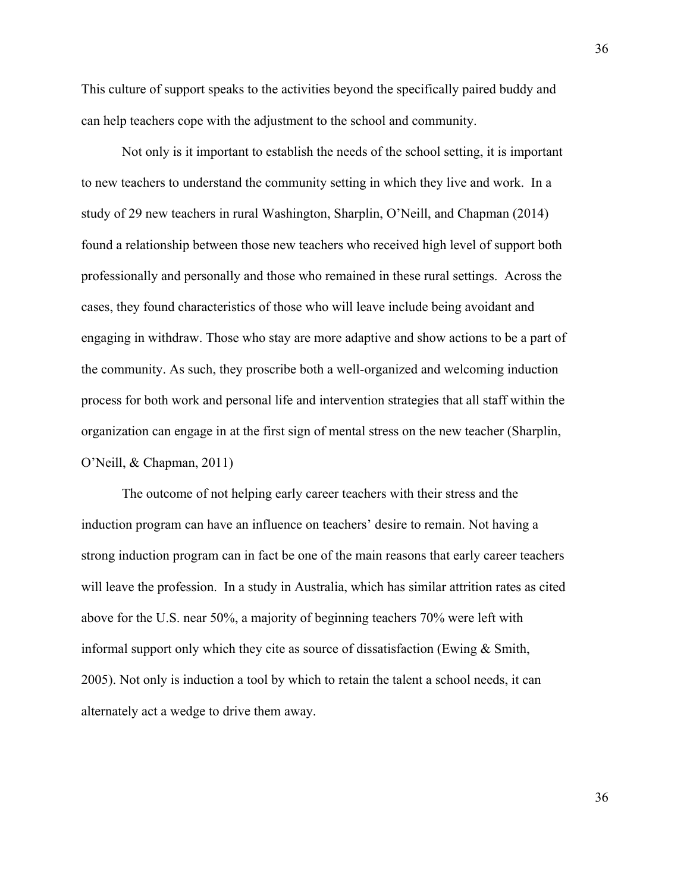This culture of support speaks to the activities beyond the specifically paired buddy and can help teachers cope with the adjustment to the school and community.

Not only is it important to establish the needs of the school setting, it is important to new teachers to understand the community setting in which they live and work. In a study of 29 new teachers in rural Washington, Sharplin, O'Neill, and Chapman (2014) found a relationship between those new teachers who received high level of support both professionally and personally and those who remained in these rural settings. Across the cases, they found characteristics of those who will leave include being avoidant and engaging in withdraw. Those who stay are more adaptive and show actions to be a part of the community. As such, they proscribe both a well-organized and welcoming induction process for both work and personal life and intervention strategies that all staff within the organization can engage in at the first sign of mental stress on the new teacher (Sharplin, O'Neill, & Chapman, 2011)

The outcome of not helping early career teachers with their stress and the induction program can have an influence on teachers' desire to remain. Not having a strong induction program can in fact be one of the main reasons that early career teachers will leave the profession. In a study in Australia, which has similar attrition rates as cited above for the U.S. near 50%, a majority of beginning teachers 70% were left with informal support only which they cite as source of dissatisfaction (Ewing & Smith, 2005). Not only is induction a tool by which to retain the talent a school needs, it can alternately act a wedge to drive them away.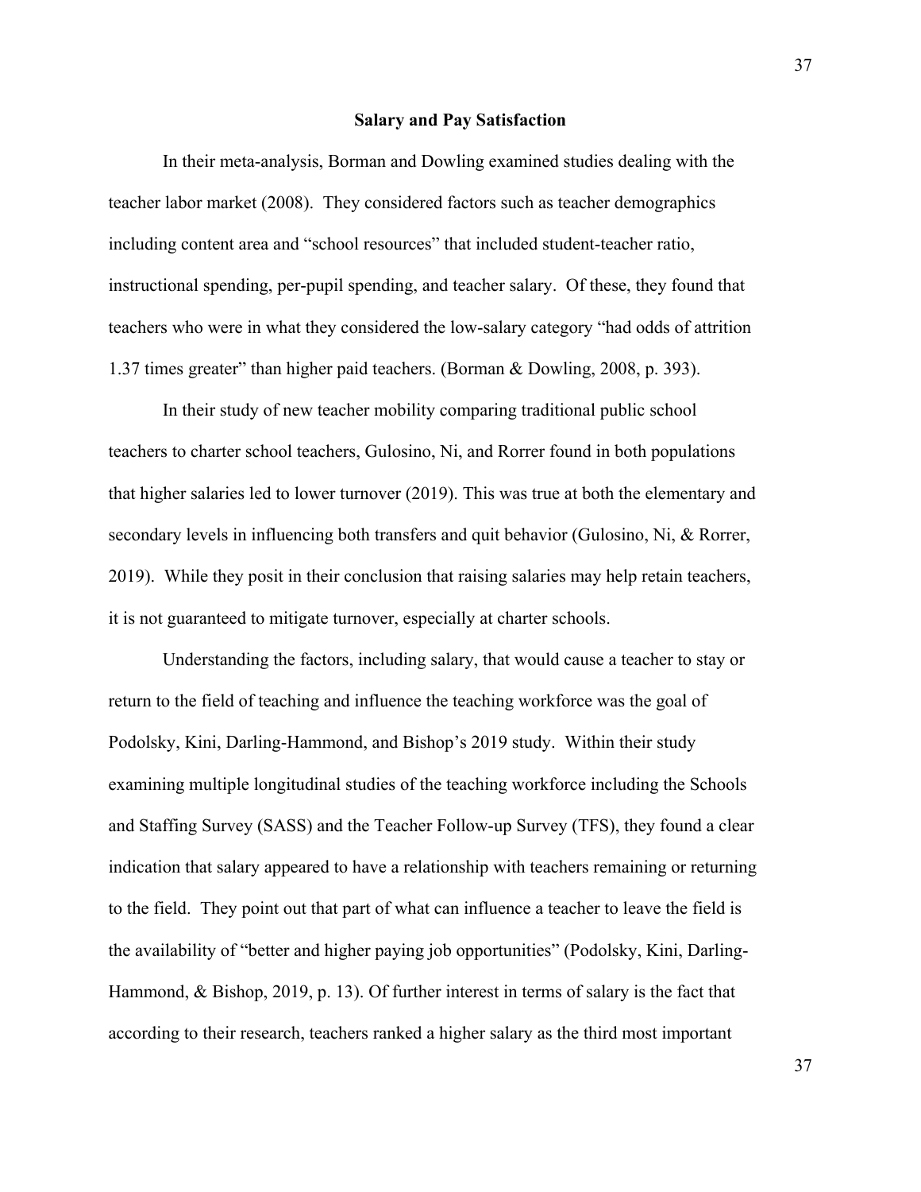## Salary and Pay Satisfaction

In their meta-analysis, Borman and Dowling examined studies dealing with the teacher labor market (2008). They considered factors such as teacher demographics including content area and "school resources" that included student-teacher ratio, instructional spending, per-pupil spending, and teacher salary. Of these, they found that teachers who were in what they considered the low-salary category "had odds of attrition 1.37 times greater" than higher paid teachers. (Borman & Dowling, 2008, p. 393).

In their study of new teacher mobility comparing traditional public school teachers to charter school teachers, Gulosino, Ni, and Rorrer found in both populations that higher salaries led to lower turnover (2019). This was true at both the elementary and secondary levels in influencing both transfers and quit behavior (Gulosino, Ni, & Rorrer, 2019). While they posit in their conclusion that raising salaries may help retain teachers, it is not guaranteed to mitigate turnover, especially at charter schools.

Understanding the factors, including salary, that would cause a teacher to stay or return to the field of teaching and influence the teaching workforce was the goal of Podolsky, Kini, Darling-Hammond, and Bishop's 2019 study. Within their study examining multiple longitudinal studies of the teaching workforce including the Schools and Staffing Survey (SASS) and the Teacher Follow-up Survey (TFS), they found a clear indication that salary appeared to have a relationship with teachers remaining or returning to the field. They point out that part of what can influence a teacher to leave the field is the availability of "better and higher paying job opportunities" (Podolsky, Kini, Darling-Hammond, & Bishop, 2019, p. 13). Of further interest in terms of salary is the fact that according to their research, teachers ranked a higher salary as the third most important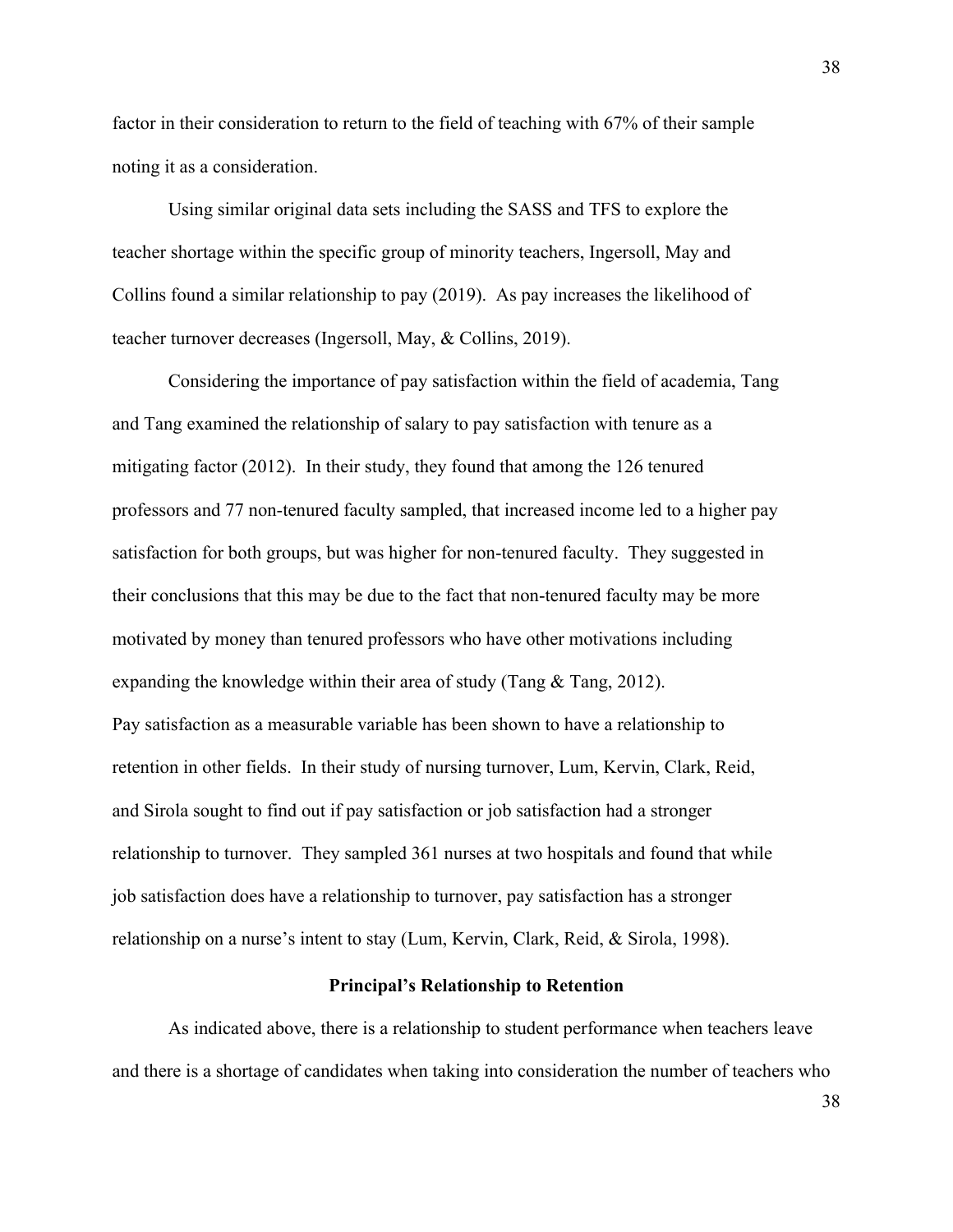factor in their consideration to return to the field of teaching with 67% of their sample noting it as a consideration.

Using similar original data sets including the SASS and TFS to explore the teacher shortage within the specific group of minority teachers, Ingersoll, May and Collins found a similar relationship to pay (2019). As pay increases the likelihood of teacher turnover decreases (Ingersoll, May, & Collins, 2019).

Considering the importance of pay satisfaction within the field of academia, Tang and Tang examined the relationship of salary to pay satisfaction with tenure as a mitigating factor (2012). In their study, they found that among the 126 tenured professors and 77 non-tenured faculty sampled, that increased income led to a higher pay satisfaction for both groups, but was higher for non-tenured faculty. They suggested in their conclusions that this may be due to the fact that non-tenured faculty may be more motivated by money than tenured professors who have other motivations including expanding the knowledge within their area of study (Tang & Tang, 2012).

Pay satisfaction as a measurable variable has been shown to have a relationship to retention in other fields. In their study of nursing turnover, Lum, Kervin, Clark, Reid, and Sirola sought to find out if pay satisfaction or job satisfaction had a stronger relationship to turnover. They sampled 361 nurses at two hospitals and found that while job satisfaction does have a relationship to turnover, pay satisfaction has a stronger relationship on a nurse's intent to stay (Lum, Kervin, Clark, Reid, & Sirola, 1998).

## Principal's Relationship to Retention

As indicated above, there is a relationship to student performance when teachers leave and there is a shortage of candidates when taking into consideration the number of teachers who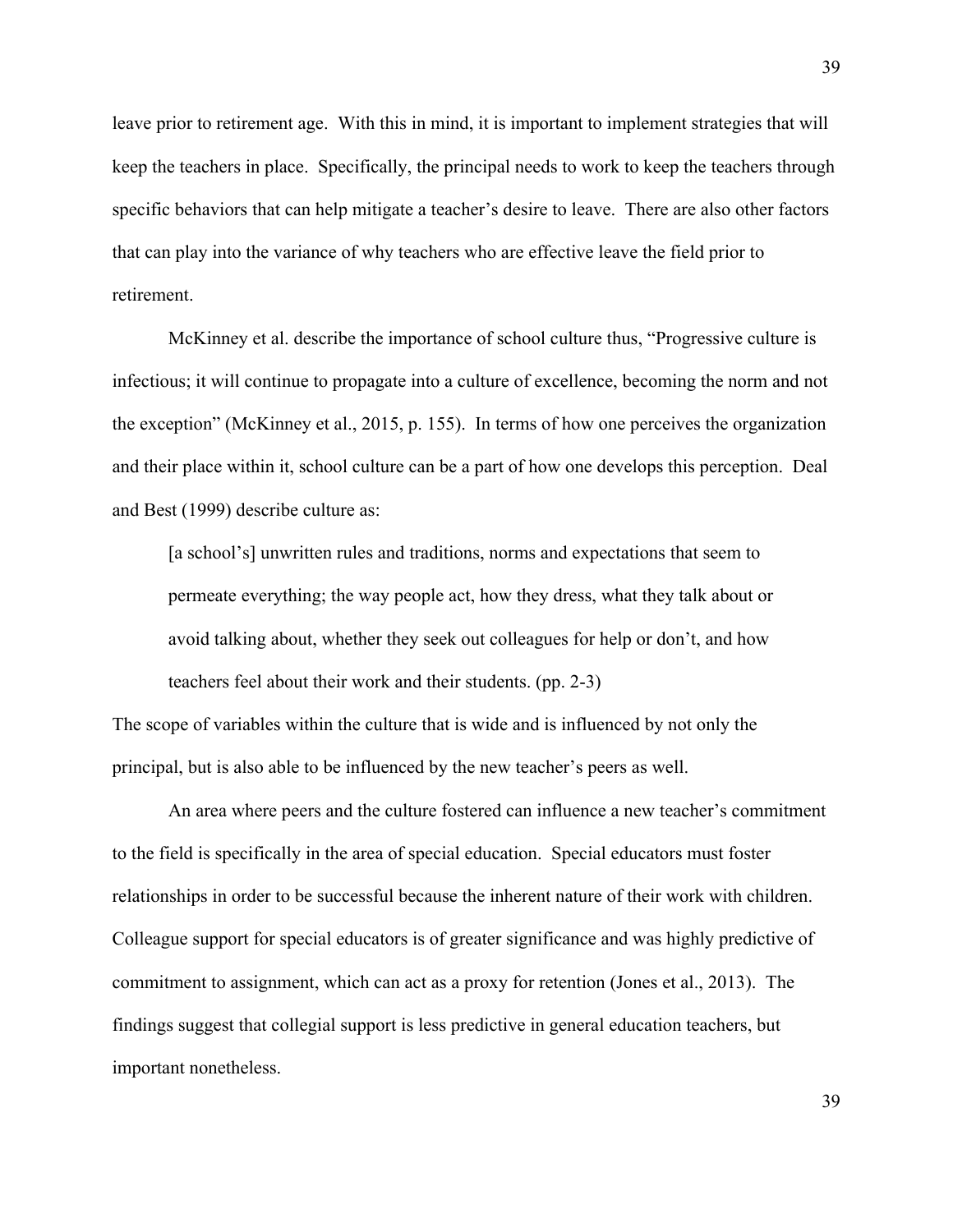leave prior to retirement age. With this in mind, it is important to implement strategies that will keep the teachers in place. Specifically, the principal needs to work to keep the teachers through specific behaviors that can help mitigate a teacher's desire to leave. There are also other factors that can play into the variance of why teachers who are effective leave the field prior to retirement.

McKinney et al. describe the importance of school culture thus, "Progressive culture is infectious; it will continue to propagate into a culture of excellence, becoming the norm and not the exception" (McKinney et al., 2015, p. 155). In terms of how one perceives the organization and their place within it, school culture can be a part of how one develops this perception. Deal and Best (1999) describe culture as:

> [a school's] unwritten rules and traditions, norms and expectations that seem to permeate everything; the way people act, how they dress, what they talk about or avoid talking about, whether they seek out colleagues for help or don't, and how teachers feel about their work and their students. (pp. 2-3)

The scope of variables within the culture that is wide and is influenced by not only the principal, but is also able to be influenced by the new teacher's peers as well.

An area where peers and the culture fostered can influence a new teacher's commitment to the field is specifically in the area of special education. Special educators must foster relationships in order to be successful because the inherent nature of their work with children. Colleague support for special educators is of greater significance and was highly predictive of commitment to assignment, which can act as a proxy for retention (Jones et al., 2013). The findings suggest that collegial support is less predictive in general education teachers, but important nonetheless.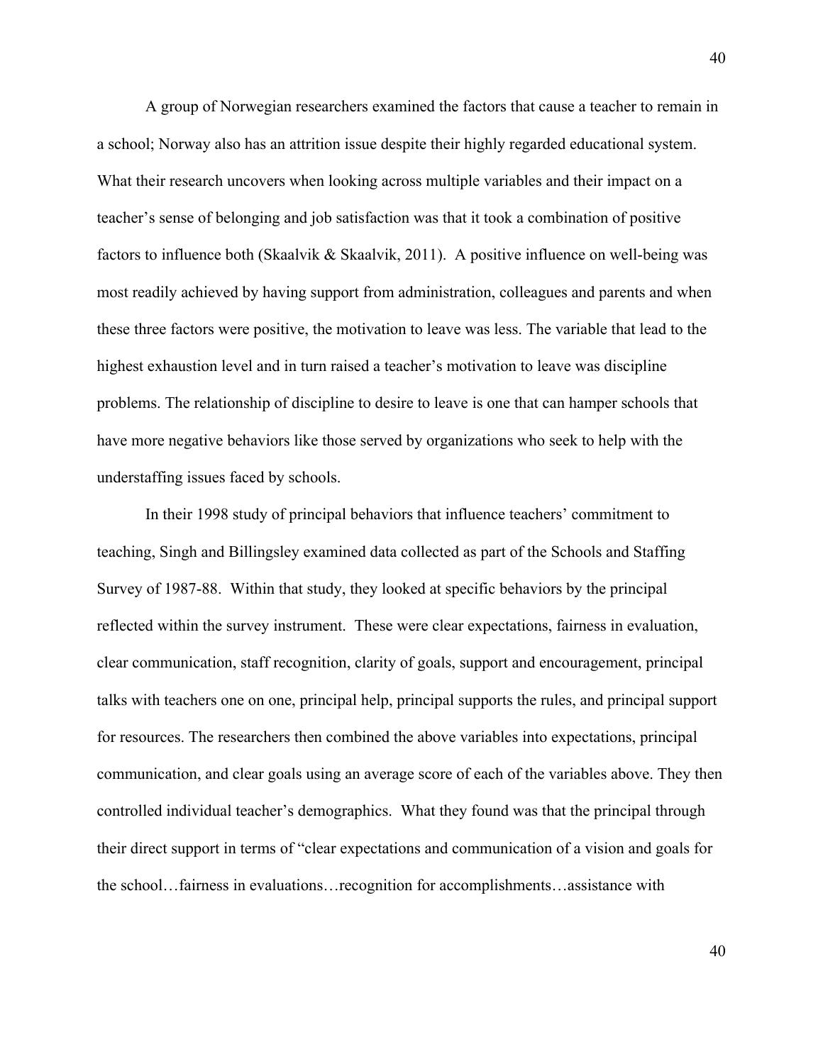A group of Norwegian researchers examined the factors that cause a teacher to remain in a school; Norway also has an attrition issue despite their highly regarded educational system. What their research uncovers when looking across multiple variables and their impact on a teacher's sense of belonging and job satisfaction was that it took a combination of positive factors to influence both (Skaalvik & Skaalvik, 2011). A positive influence on well-being was most readily achieved by having support from administration, colleagues and parents and when these three factors were positive, the motivation to leave was less. The variable that lead to the highest exhaustion level and in turn raised a teacher's motivation to leave was discipline problems. The relationship of discipline to desire to leave is one that can hamper schools that have more negative behaviors like those served by organizations who seek to help with the understaffing issues faced by schools.

In their 1998 study of principal behaviors that influence teachers' commitment to teaching, Singh and Billingsley examined data collected as part of the Schools and Staffing Survey of 1987-88. Within that study, they looked at specific behaviors by the principal reflected within the survey instrument. These were clear expectations, fairness in evaluation, clear communication, staff recognition, clarity of goals, support and encouragement, principal talks with teachers one on one, principal help, principal supports the rules, and principal support for resources. The researchers then combined the above variables into expectations, principal communication, and clear goals using an average score of each of the variables above. They then controlled individual teacher's demographics. What they found was that the principal through their direct support in terms of "clear expectations and communication of a vision and goals for the school…fairness in evaluations…recognition for accomplishments…assistance with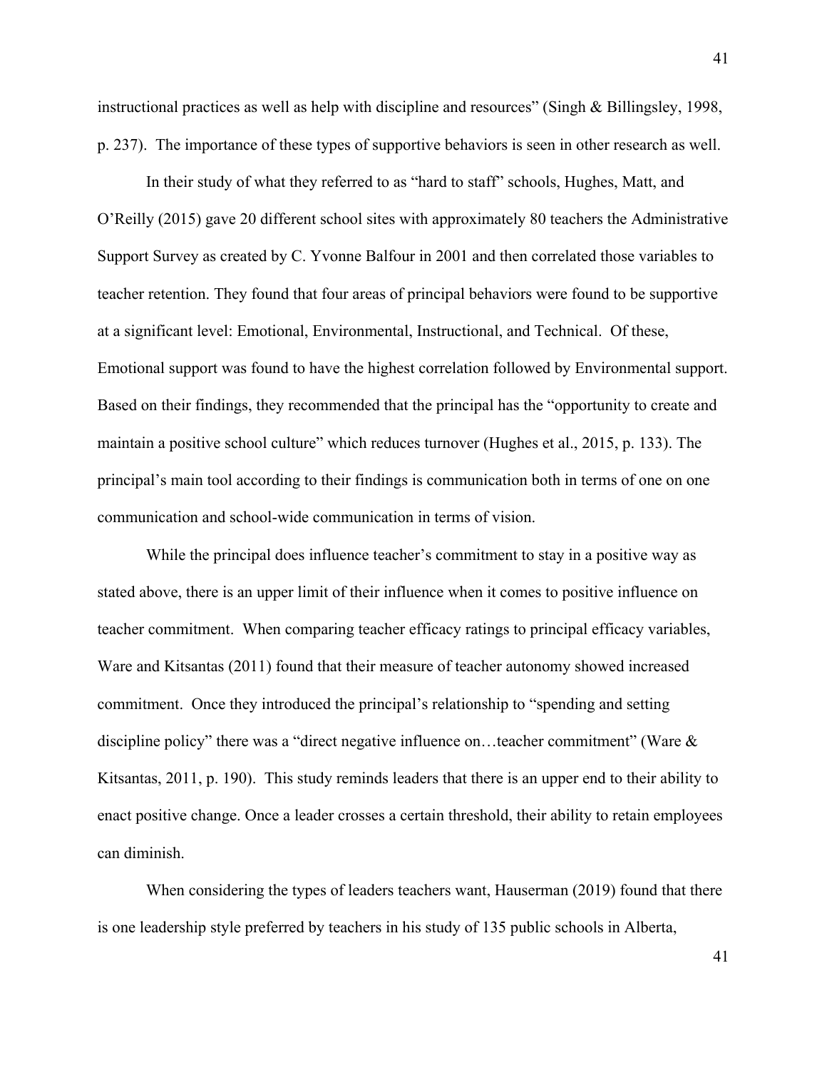instructional practices as well as help with discipline and resources" (Singh & Billingsley, 1998, p. 237). The importance of these types of supportive behaviors is seen in other research as well.

In their study of what they referred to as "hard to staff" schools, Hughes, Matt, and O'Reilly (2015) gave 20 different school sites with approximately 80 teachers the Administrative Support Survey as created by C. Yvonne Balfour in 2001 and then correlated those variables to teacher retention. They found that four areas of principal behaviors were found to be supportive at a significant level: Emotional, Environmental, Instructional, and Technical. Of these, Emotional support was found to have the highest correlation followed by Environmental support. Based on their findings, they recommended that the principal has the "opportunity to create and maintain a positive school culture" which reduces turnover (Hughes et al., 2015, p. 133). The principal's main tool according to their findings is communication both in terms of one on one communication and school-wide communication in terms of vision.

While the principal does influence teacher's commitment to stay in a positive way as stated above, there is an upper limit of their influence when it comes to positive influence on teacher commitment. When comparing teacher efficacy ratings to principal efficacy variables, Ware and Kitsantas (2011) found that their measure of teacher autonomy showed increased commitment. Once they introduced the principal's relationship to "spending and setting discipline policy" there was a "direct negative influence on…teacher commitment" (Ware & Kitsantas, 2011, p. 190). This study reminds leaders that there is an upper end to their ability to enact positive change. Once a leader crosses a certain threshold, their ability to retain employees can diminish.

When considering the types of leaders teachers want, Hauserman (2019) found that there is one leadership style preferred by teachers in his study of 135 public schools in Alberta,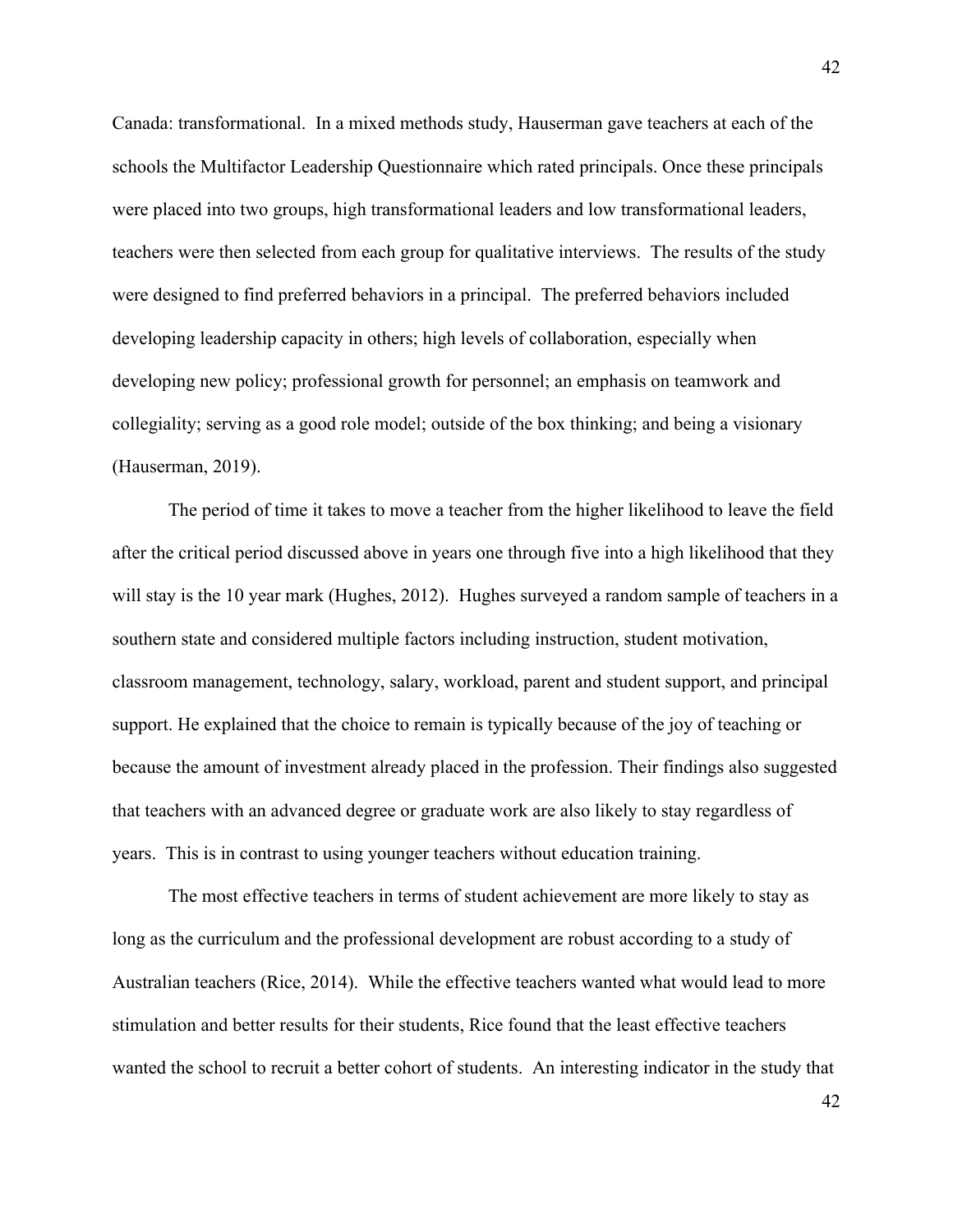Canada: transformational. In a mixed methods study, Hauserman gave teachers at each of the schools the Multifactor Leadership Questionnaire which rated principals. Once these principals were placed into two groups, high transformational leaders and low transformational leaders, teachers were then selected from each group for qualitative interviews. The results of the study were designed to find preferred behaviors in a principal. The preferred behaviors included developing leadership capacity in others; high levels of collaboration, especially when developing new policy; professional growth for personnel; an emphasis on teamwork and collegiality; serving as a good role model; outside of the box thinking; and being a visionary (Hauserman, 2019).

The period of time it takes to move a teacher from the higher likelihood to leave the field after the critical period discussed above in years one through five into a high likelihood that they will stay is the 10 year mark (Hughes, 2012). Hughes surveyed a random sample of teachers in a southern state and considered multiple factors including instruction, student motivation, classroom management, technology, salary, workload, parent and student support, and principal support. He explained that the choice to remain is typically because of the joy of teaching or because the amount of investment already placed in the profession. Their findings also suggested that teachers with an advanced degree or graduate work are also likely to stay regardless of years. This is in contrast to using younger teachers without education training.

The most effective teachers in terms of student achievement are more likely to stay as long as the curriculum and the professional development are robust according to a study of Australian teachers (Rice, 2014). While the effective teachers wanted what would lead to more stimulation and better results for their students, Rice found that the least effective teachers wanted the school to recruit a better cohort of students. An interesting indicator in the study that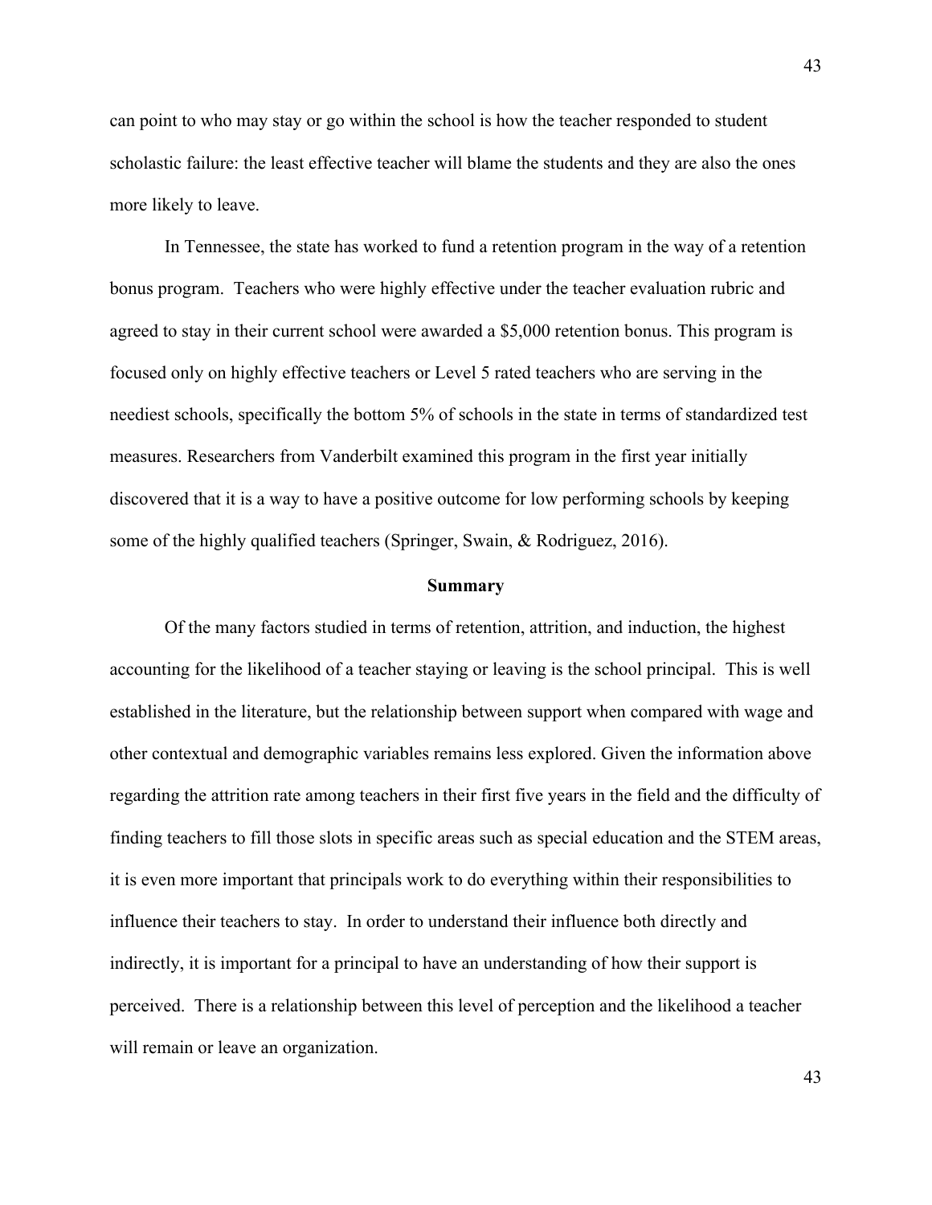can point to who may stay or go within the school is how the teacher responded to student scholastic failure: the least effective teacher will blame the students and they are also the ones more likely to leave.

In Tennessee, the state has worked to fund a retention program in the way of a retention bonus program. Teachers who were highly effective under the teacher evaluation rubric and agreed to stay in their current school were awarded a $5,000 retention bonus. This program is focused only on highly effective teachers or Level 5 rated teachers who are serving in the neediest schools, specifically the bottom 5% of schools in the state in terms of standardized test measures. Researchers from Vanderbilt examined this program in the first year initially discovered that it is a way to have a positive outcome for low performing schools by keeping some of the highly qualified teachers (Springer, Swain, & Rodriguez, 2016).

## Summary

Of the many factors studied in terms of retention, attrition, and induction, the highest accounting for the likelihood of a teacher staying or leaving is the school principal. This is well established in the literature, but the relationship between support when compared with wage and other contextual and demographic variables remains less explored. Given the information above regarding the attrition rate among teachers in their first five years in the field and the difficulty of finding teachers to fill those slots in specific areas such as special education and the STEM areas, it is even more important that principals work to do everything within their responsibilities to influence their teachers to stay. In order to understand their influence both directly and indirectly, it is important for a principal to have an understanding of how their support is perceived. There is a relationship between this level of perception and the likelihood a teacher will remain or leave an organization.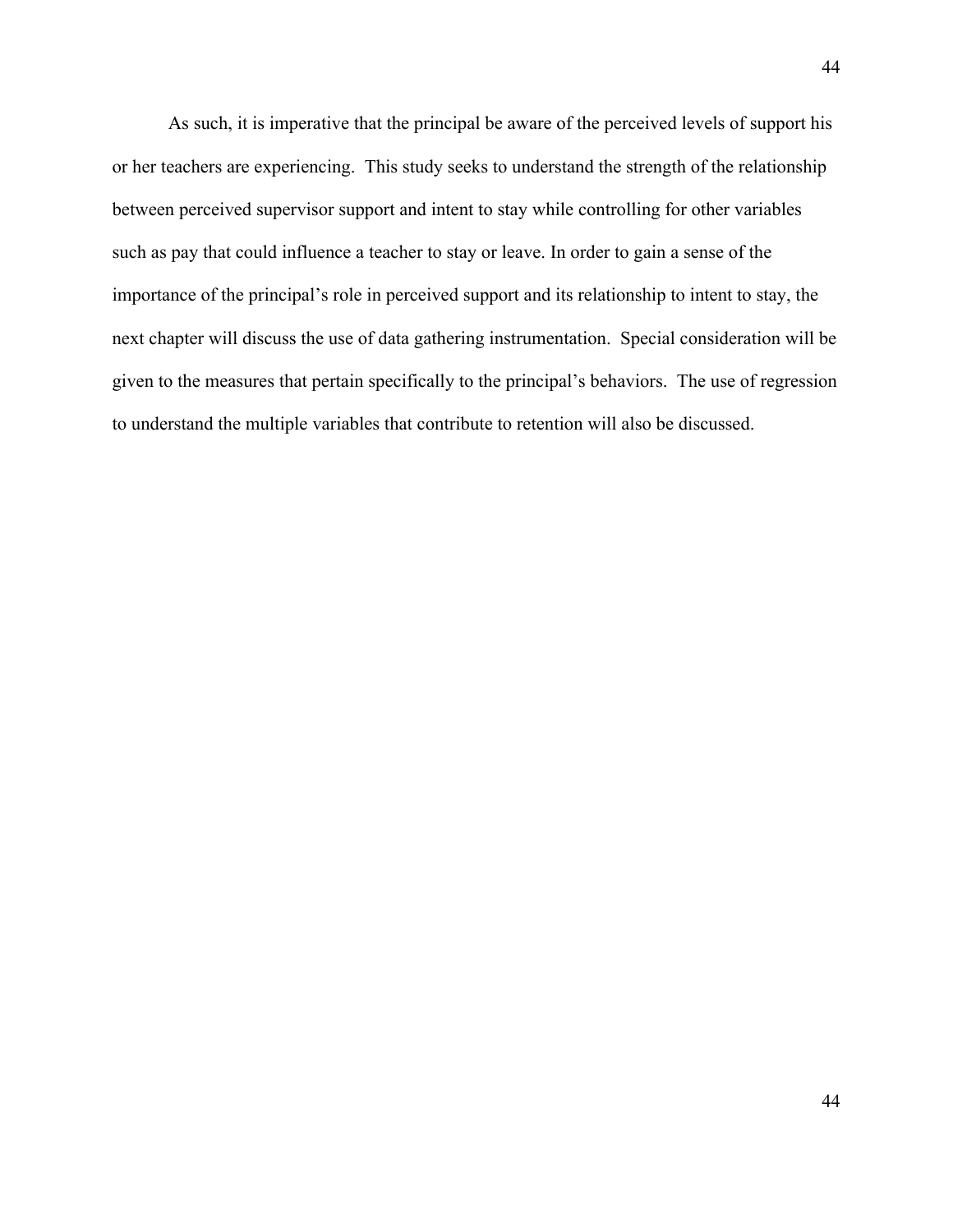As such, it is imperative that the principal be aware of the perceived levels of support his or her teachers are experiencing. This study seeks to understand the strength of the relationship between perceived supervisor support and intent to stay while controlling for other variables such as pay that could influence a teacher to stay or leave. In order to gain a sense of the importance of the principal's role in perceived support and its relationship to intent to stay, the next chapter will discuss the use of data gathering instrumentation. Special consideration will be given to the measures that pertain specifically to the principal's behaviors. The use of regression to understand the multiple variables that contribute to retention will also be discussed.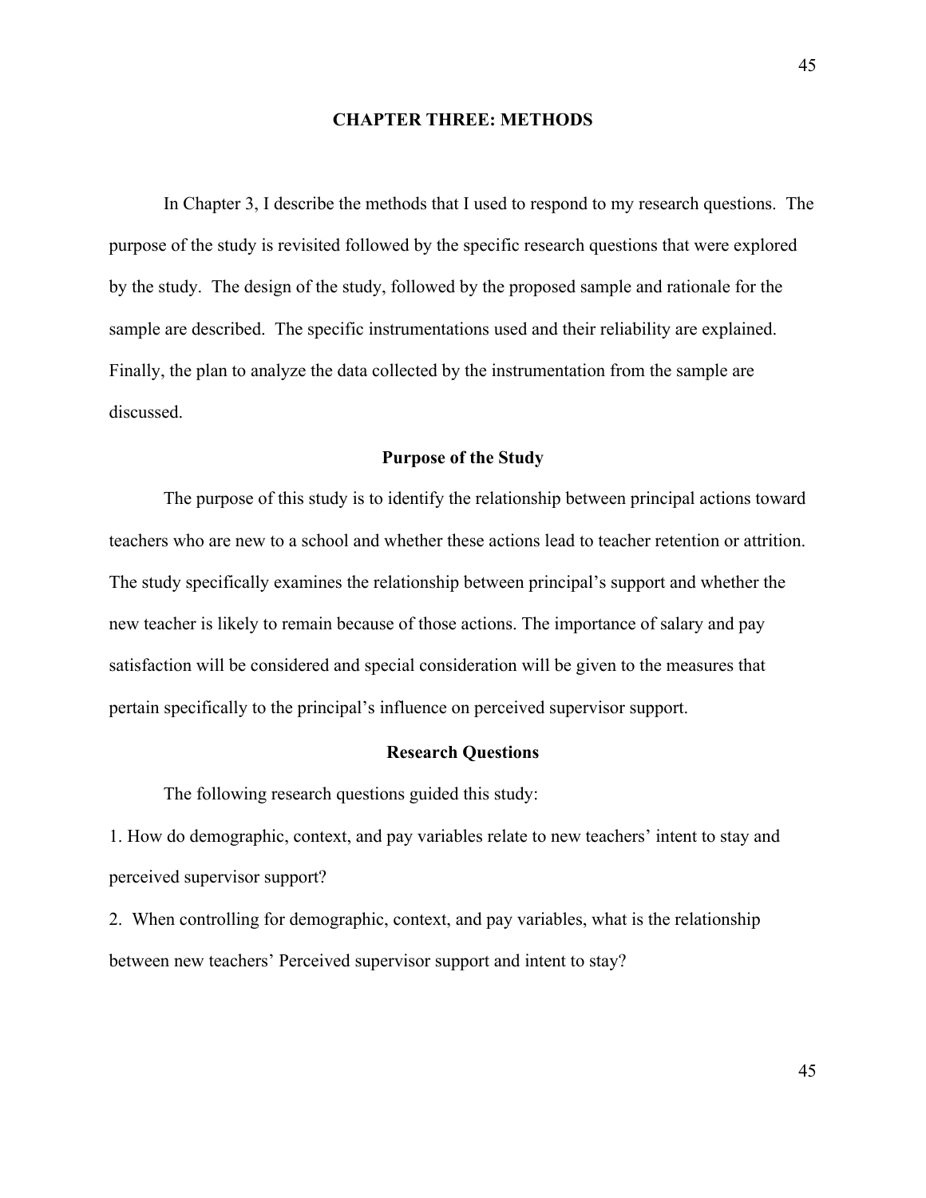# CHAPTER THREE: METHODS

In Chapter 3, I describe the methods that I used to respond to my research questions. The purpose of the study is revisited followed by the specific research questions that were explored by the study. The design of the study, followed by the proposed sample and rationale for the sample are described. The specific instrumentations used and their reliability are explained. Finally, the plan to analyze the data collected by the instrumentation from the sample are discussed.

## Purpose of the Study

The purpose of this study is to identify the relationship between principal actions toward teachers who are new to a school and whether these actions lead to teacher retention or attrition. The study specifically examines the relationship between principal's support and whether the new teacher is likely to remain because of those actions. The importance of salary and pay satisfaction will be considered and special consideration will be given to the measures that pertain specifically to the principal's influence on perceived supervisor support.

## Research Questions

The following research questions guided this study:

1. How do demographic, context, and pay variables relate to new teachers' intent to stay and perceived supervisor support?

2. When controlling for demographic, context, and pay variables, what is the relationship between new teachers' Perceived supervisor support and intent to stay?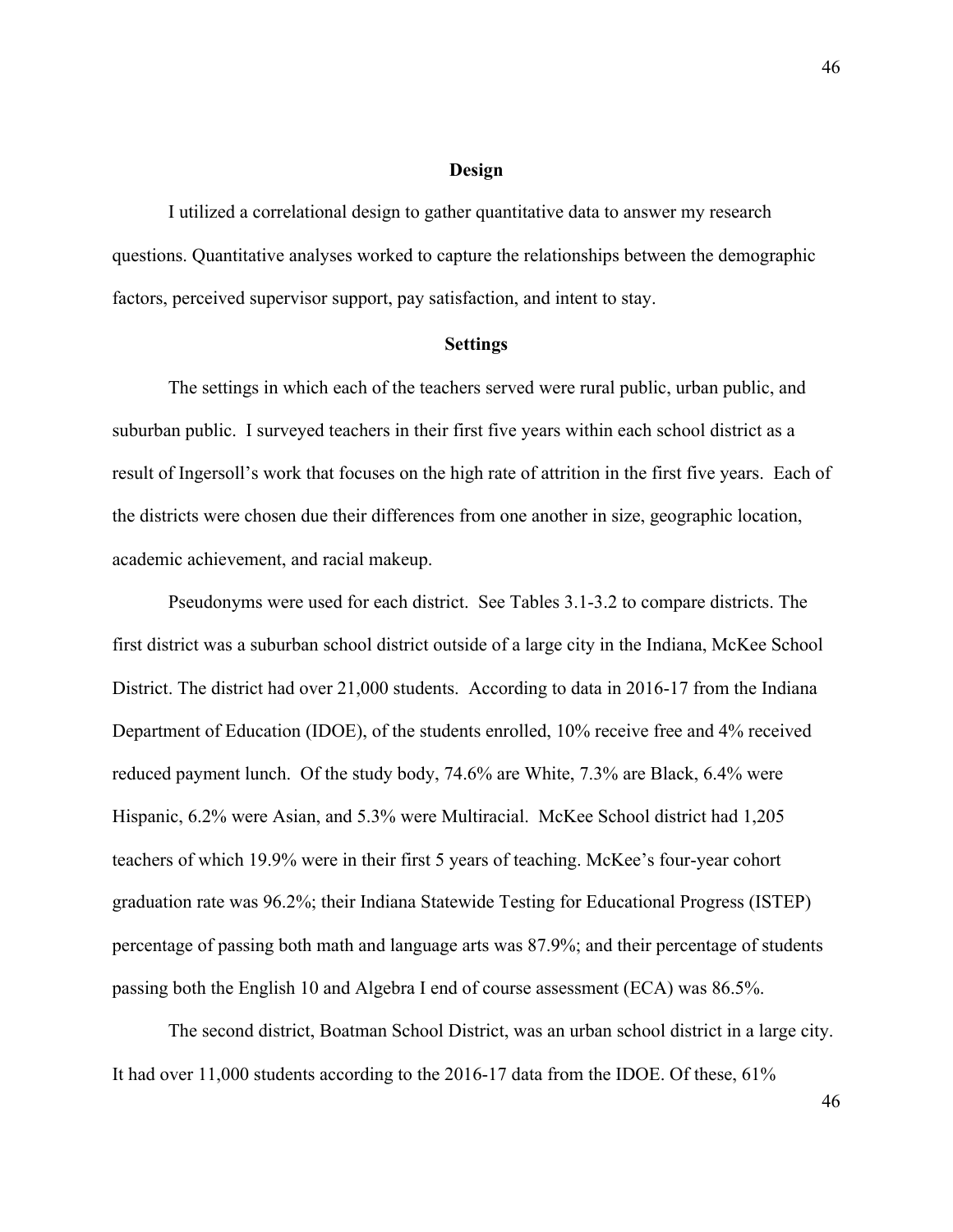## Design

I utilized a correlational design to gather quantitative data to answer my research questions. Quantitative analyses worked to capture the relationships between the demographic factors, perceived supervisor support, pay satisfaction, and intent to stay.

## Settings

The settings in which each of the teachers served were rural public, urban public, and suburban public. I surveyed teachers in their first five years within each school district as a result of Ingersoll's work that focuses on the high rate of attrition in the first five years. Each of the districts were chosen due their differences from one another in size, geographic location, academic achievement, and racial makeup.

Pseudonyms were used for each district. See Tables 3.1-3.2 to compare districts. The first district was a suburban school district outside of a large city in the Indiana, McKee School District. The district had over 21,000 students. According to data in 2016-17 from the Indiana Department of Education (IDOE), of the students enrolled, 10% receive free and 4% received reduced payment lunch. Of the study body, 74.6% are White, 7.3% are Black, 6.4% were Hispanic, 6.2% were Asian, and 5.3% were Multiracial. McKee School district had 1,205 teachers of which 19.9% were in their first 5 years of teaching. McKee's four-year cohort graduation rate was 96.2%; their Indiana Statewide Testing for Educational Progress (ISTEP) percentage of passing both math and language arts was 87.9%; and their percentage of students passing both the English 10 and Algebra I end of course assessment (ECA) was 86.5%.

The second district, Boatman School District, was an urban school district in a large city. It had over 11,000 students according to the 2016-17 data from the IDOE. Of these, 61%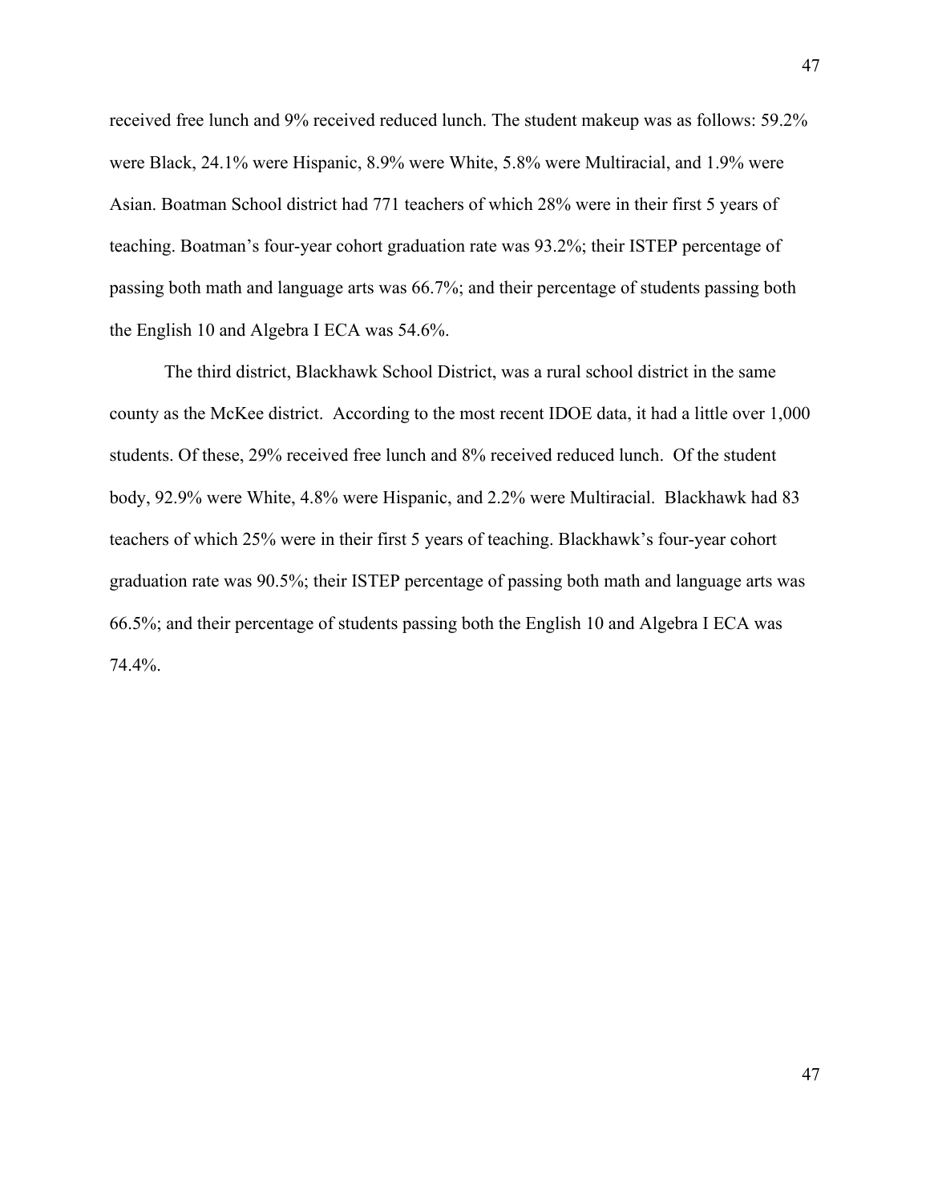received free lunch and 9% received reduced lunch. The student makeup was as follows: 59.2% were Black, 24.1% were Hispanic, 8.9% were White, 5.8% were Multiracial, and 1.9% were Asian. Boatman School district had 771 teachers of which 28% were in their first 5 years of teaching. Boatman's four-year cohort graduation rate was 93.2%; their ISTEP percentage of passing both math and language arts was 66.7%; and their percentage of students passing both the English 10 and Algebra I ECA was 54.6%.

The third district, Blackhawk School District, was a rural school district in the same county as the McKee district. According to the most recent IDOE data, it had a little over 1,000 students. Of these, 29% received free lunch and 8% received reduced lunch. Of the student body, 92.9% were White, 4.8% were Hispanic, and 2.2% were Multiracial. Blackhawk had 83 teachers of which 25% were in their first 5 years of teaching. Blackhawk's four-year cohort graduation rate was 90.5%; their ISTEP percentage of passing both math and language arts was 66.5%; and their percentage of students passing both the English 10 and Algebra I ECA was 74.4%.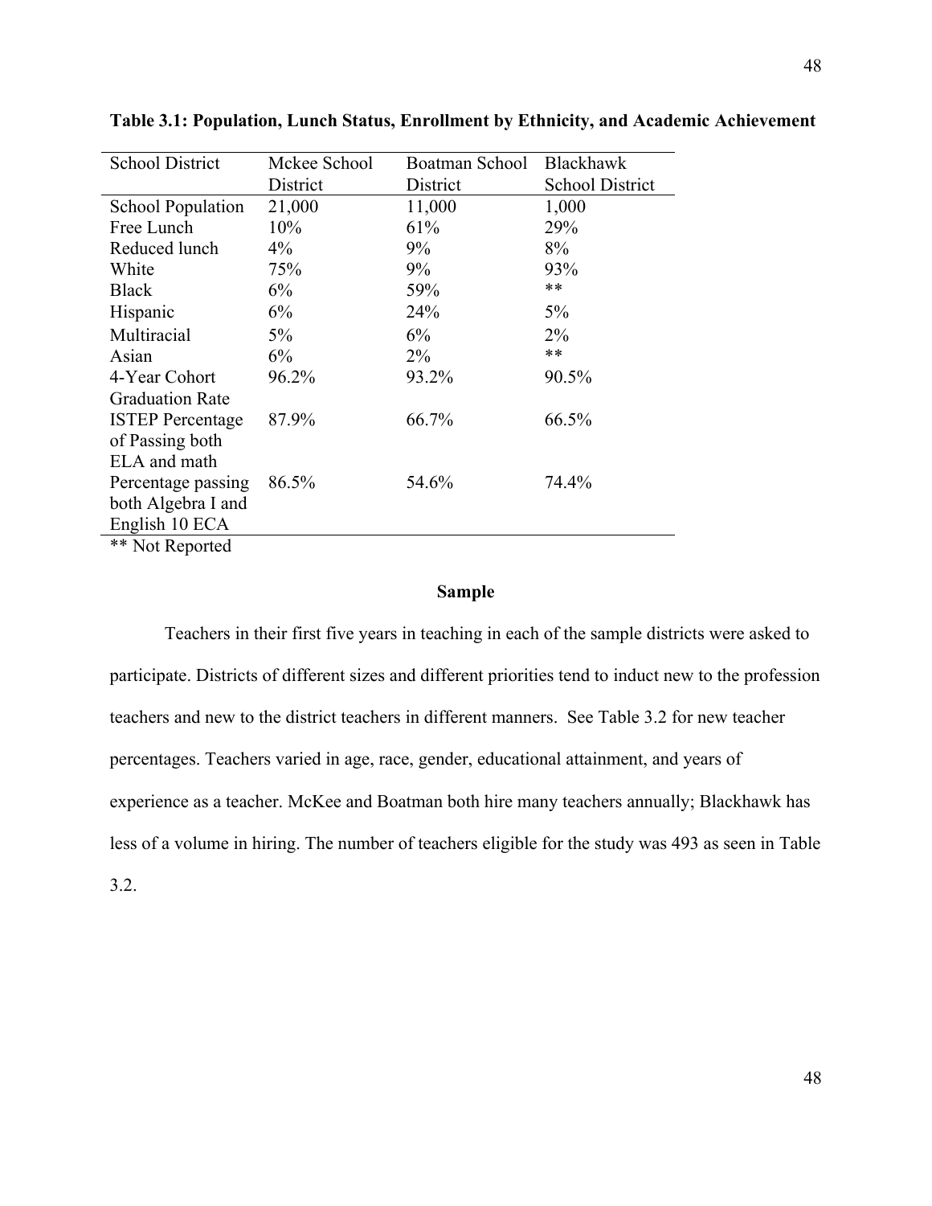**Table 3.1: Population, Lunch Status, Enrollment by Ethnicity, and Academic Achievement**

| School District | Mckee School District | Boatman School District | Blackhawk School District |
|---|---|---|---|
| School Population | 21,000 | 11,000 | 1,000 |
| Free Lunch | 10% | 61% | 29% |
| Reduced lunch | 4% | 9% | 8% |
| White | 75% | 9% | 93% |
| Black | 6% | 59% | ** |
| Hispanic | 6% | 24% | 5% |
| Multiracial | 5% | 6% | 2% |
| Asian | 6% | 2% | ** |
| 4-Year Cohort Graduation Rate | 96.2% | 93.2% | 90.5% |
| ISTEP Percentage of Passing both ELA and math | 87.9% | 66.7% | 66.5% |
| Percentage passing both Algebra I and English 10 ECA | 86.5% | 54.6% | 74.4% |

** Not Reported

## Sample

Teachers in their first five years in teaching in each of the sample districts were asked to participate. Districts of different sizes and different priorities tend to induct new to the profession teachers and new to the district teachers in different manners. See Table 3.2 for new teacher percentages. Teachers varied in age, race, gender, educational attainment, and years of experience as a teacher. McKee and Boatman both hire many teachers annually; Blackhawk has less of a volume in hiring. The number of teachers eligible for the study was 493 as seen in Table 3.2.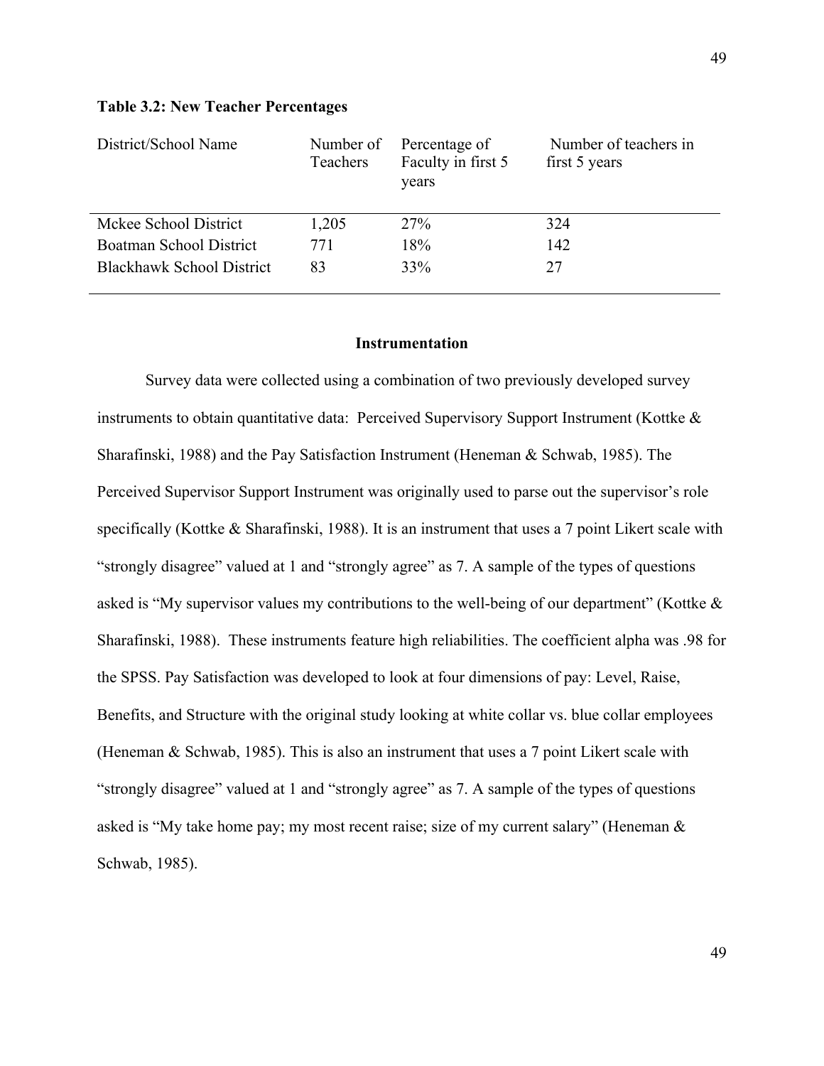**Table 3.2: New Teacher Percentages**

| District/School Name | Number of Teachers | Percentage of Faculty in first 5 years | Number of teachers in first 5 years |
|---|---|---|---|
| Mckee School District | 1,205 | 27% | 324 |
| Boatman School District | 771 | 18% | 142 |
| Blackhawk School District | 83 | 33% | 27 |

### Instrumentation

Survey data were collected using a combination of two previously developed survey instruments to obtain quantitative data: Perceived Supervisory Support Instrument (Kottke & Sharafinski, 1988) and the Pay Satisfaction Instrument (Heneman & Schwab, 1985). The Perceived Supervisor Support Instrument was originally used to parse out the supervisor's role specifically (Kottke & Sharafinski, 1988). It is an instrument that uses a 7 point Likert scale with "strongly disagree" valued at 1 and "strongly agree" as 7. A sample of the types of questions asked is "My supervisor values my contributions to the well-being of our department" (Kottke & Sharafinski, 1988). These instruments feature high reliabilities. The coefficient alpha was .98 for the SPSS. Pay Satisfaction was developed to look at four dimensions of pay: Level, Raise, Benefits, and Structure with the original study looking at white collar vs. blue collar employees (Heneman & Schwab, 1985). This is also an instrument that uses a 7 point Likert scale with "strongly disagree" valued at 1 and "strongly agree" as 7. A sample of the types of questions asked is "My take home pay; my most recent raise; size of my current salary" (Heneman & Schwab, 1985).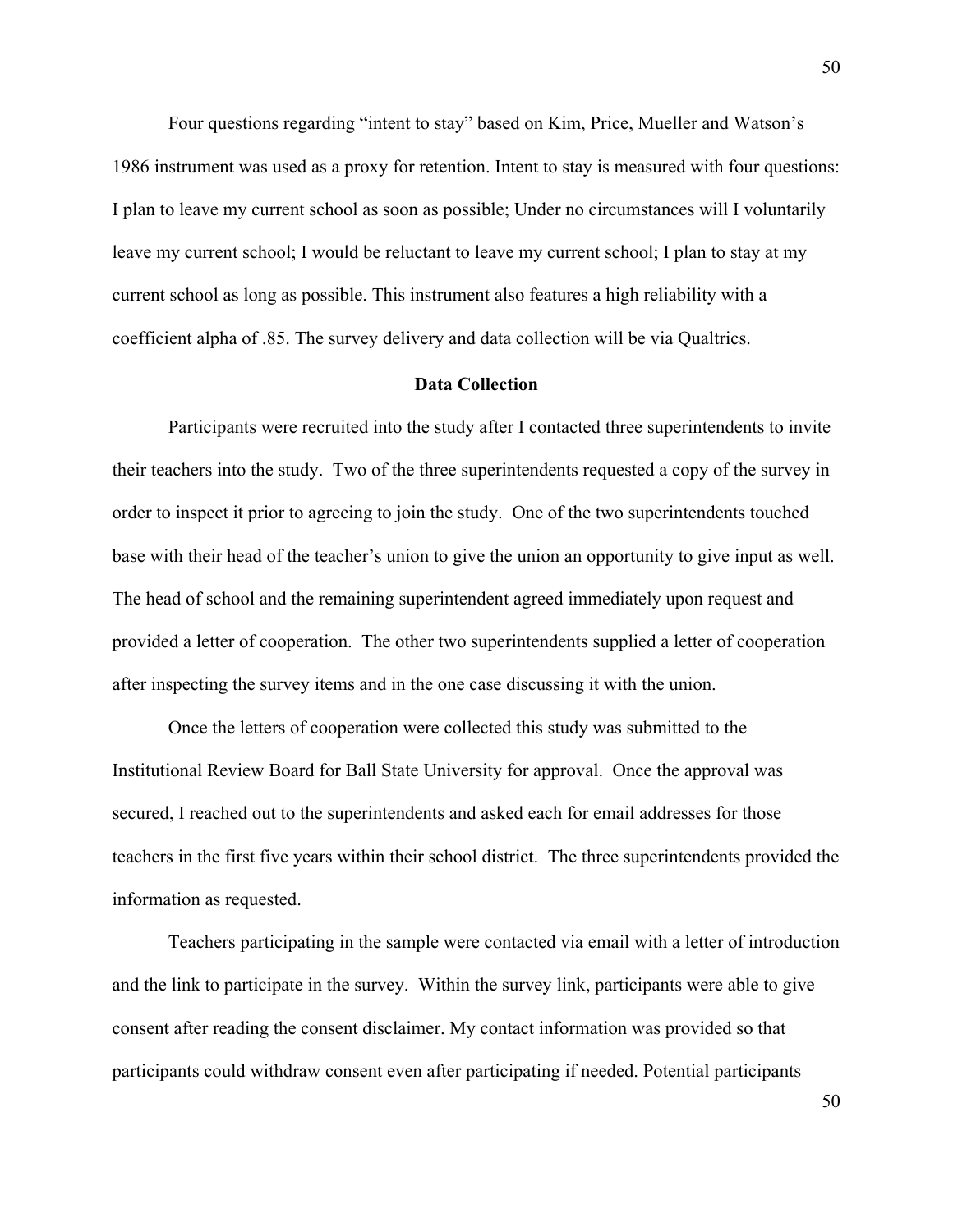Four questions regarding "intent to stay" based on Kim, Price, Mueller and Watson's 1986 instrument was used as a proxy for retention. Intent to stay is measured with four questions: I plan to leave my current school as soon as possible; Under no circumstances will I voluntarily leave my current school; I would be reluctant to leave my current school; I plan to stay at my current school as long as possible. This instrument also features a high reliability with a coefficient alpha of .85. The survey delivery and data collection will be via Qualtrics.

## Data Collection

Participants were recruited into the study after I contacted three superintendents to invite their teachers into the study. Two of the three superintendents requested a copy of the survey in order to inspect it prior to agreeing to join the study. One of the two superintendents touched base with their head of the teacher's union to give the union an opportunity to give input as well. The head of school and the remaining superintendent agreed immediately upon request and provided a letter of cooperation. The other two superintendents supplied a letter of cooperation after inspecting the survey items and in the one case discussing it with the union.

Once the letters of cooperation were collected this study was submitted to the Institutional Review Board for Ball State University for approval. Once the approval was secured, I reached out to the superintendents and asked each for email addresses for those teachers in the first five years within their school district. The three superintendents provided the information as requested.

Teachers participating in the sample were contacted via email with a letter of introduction and the link to participate in the survey. Within the survey link, participants were able to give consent after reading the consent disclaimer. My contact information was provided so that participants could withdraw consent even after participating if needed. Potential participants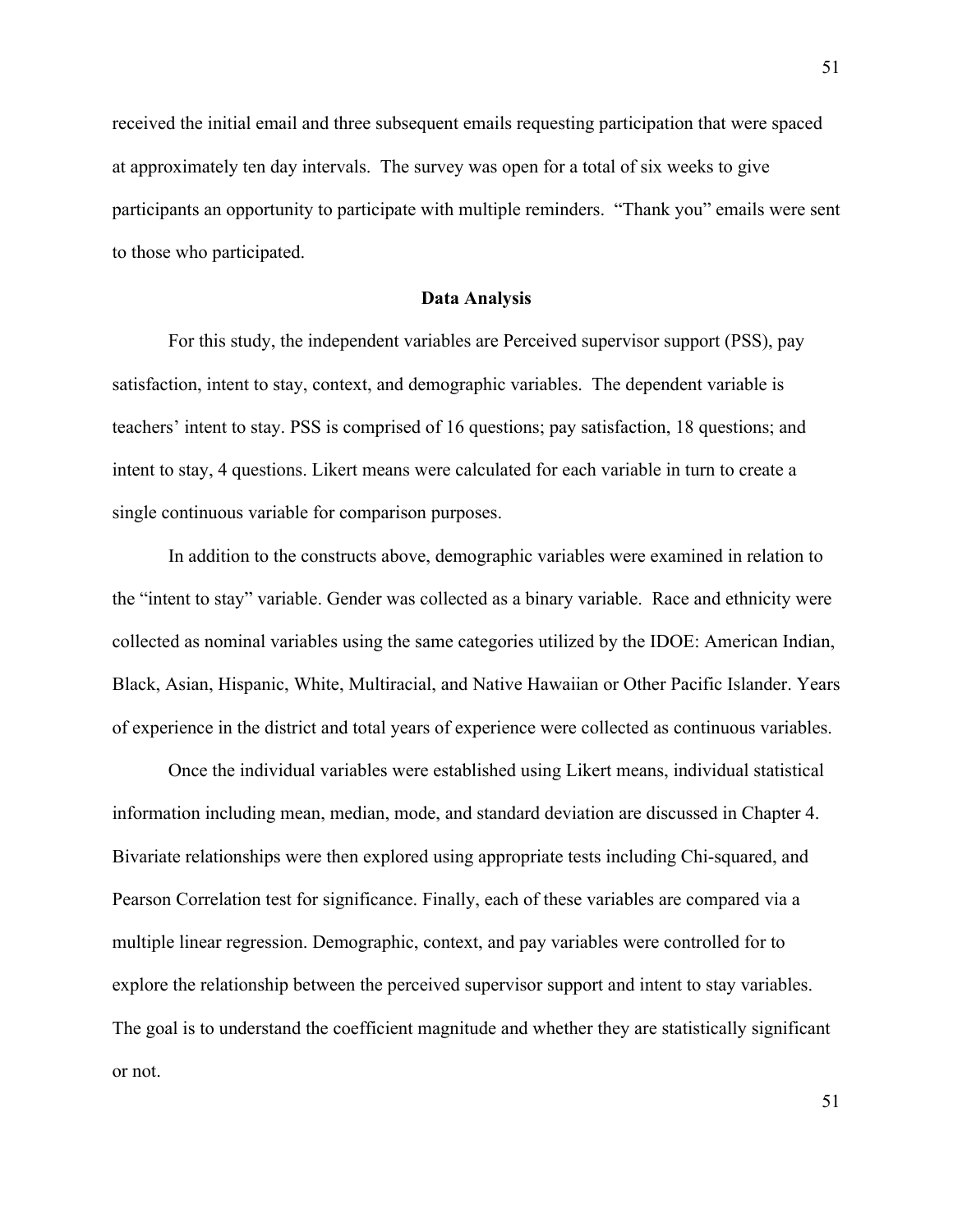received the initial email and three subsequent emails requesting participation that were spaced at approximately ten day intervals. The survey was open for a total of six weeks to give participants an opportunity to participate with multiple reminders. "Thank you" emails were sent to those who participated.

## Data Analysis

For this study, the independent variables are Perceived supervisor support (PSS), pay satisfaction, intent to stay, context, and demographic variables. The dependent variable is teachers' intent to stay. PSS is comprised of 16 questions; pay satisfaction, 18 questions; and intent to stay, 4 questions. Likert means were calculated for each variable in turn to create a single continuous variable for comparison purposes.

In addition to the constructs above, demographic variables were examined in relation to the "intent to stay" variable. Gender was collected as a binary variable. Race and ethnicity were collected as nominal variables using the same categories utilized by the IDOE: American Indian, Black, Asian, Hispanic, White, Multiracial, and Native Hawaiian or Other Pacific Islander. Years of experience in the district and total years of experience were collected as continuous variables.

Once the individual variables were established using Likert means, individual statistical information including mean, median, mode, and standard deviation are discussed in Chapter 4. Bivariate relationships were then explored using appropriate tests including Chi-squared, and Pearson Correlation test for significance. Finally, each of these variables are compared via a multiple linear regression. Demographic, context, and pay variables were controlled for to explore the relationship between the perceived supervisor support and intent to stay variables. The goal is to understand the coefficient magnitude and whether they are statistically significant or not.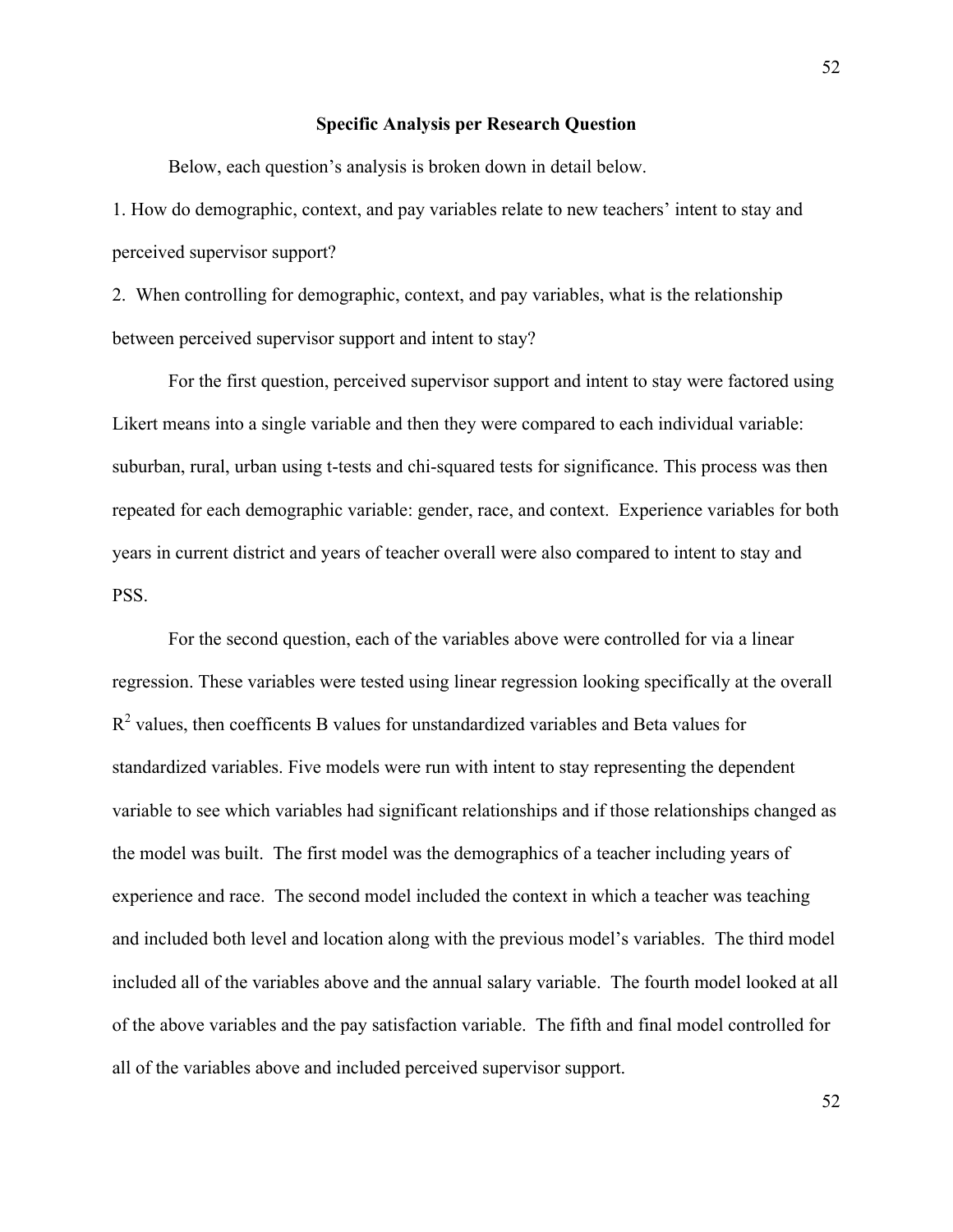## Specific Analysis per Research Question

Below, each question's analysis is broken down in detail below.

1. How do demographic, context, and pay variables relate to new teachers' intent to stay and perceived supervisor support?
2. When controlling for demographic, context, and pay variables, what is the relationship between perceived supervisor support and intent to stay?

For the first question, perceived supervisor support and intent to stay were factored using Likert means into a single variable and then they were compared to each individual variable: suburban, rural, urban using t-tests and chi-squared tests for significance. This process was then repeated for each demographic variable: gender, race, and context. Experience variables for both years in current district and years of teacher overall were also compared to intent to stay and PSS.

For the second question, each of the variables above were controlled for via a linear regression. These variables were tested using linear regression looking specifically at the overall $R^2$ values, then coefficents B values for unstandardized variables and Beta values for standardized variables. Five models were run with intent to stay representing the dependent variable to see which variables had significant relationships and if those relationships changed as the model was built. The first model was the demographics of a teacher including years of experience and race. The second model included the context in which a teacher was teaching and included both level and location along with the previous model's variables. The third model included all of the variables above and the annual salary variable. The fourth model looked at all of the above variables and the pay satisfaction variable. The fifth and final model controlled for all of the variables above and included perceived supervisor support.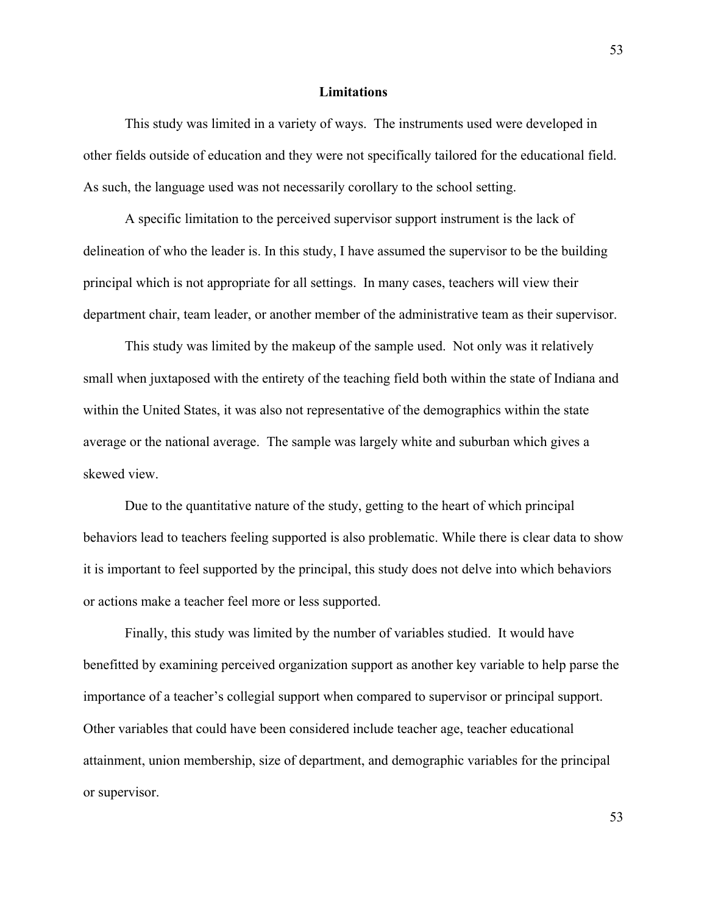## Limitations

This study was limited in a variety of ways. The instruments used were developed in other fields outside of education and they were not specifically tailored for the educational field. As such, the language used was not necessarily corollary to the school setting.

A specific limitation to the perceived supervisor support instrument is the lack of delineation of who the leader is. In this study, I have assumed the supervisor to be the building principal which is not appropriate for all settings. In many cases, teachers will view their department chair, team leader, or another member of the administrative team as their supervisor.

This study was limited by the makeup of the sample used. Not only was it relatively small when juxtaposed with the entirety of the teaching field both within the state of Indiana and within the United States, it was also not representative of the demographics within the state average or the national average. The sample was largely white and suburban which gives a skewed view.

Due to the quantitative nature of the study, getting to the heart of which principal behaviors lead to teachers feeling supported is also problematic. While there is clear data to show it is important to feel supported by the principal, this study does not delve into which behaviors or actions make a teacher feel more or less supported.

Finally, this study was limited by the number of variables studied. It would have benefitted by examining perceived organization support as another key variable to help parse the importance of a teacher's collegial support when compared to supervisor or principal support. Other variables that could have been considered include teacher age, teacher educational attainment, union membership, size of department, and demographic variables for the principal or supervisor.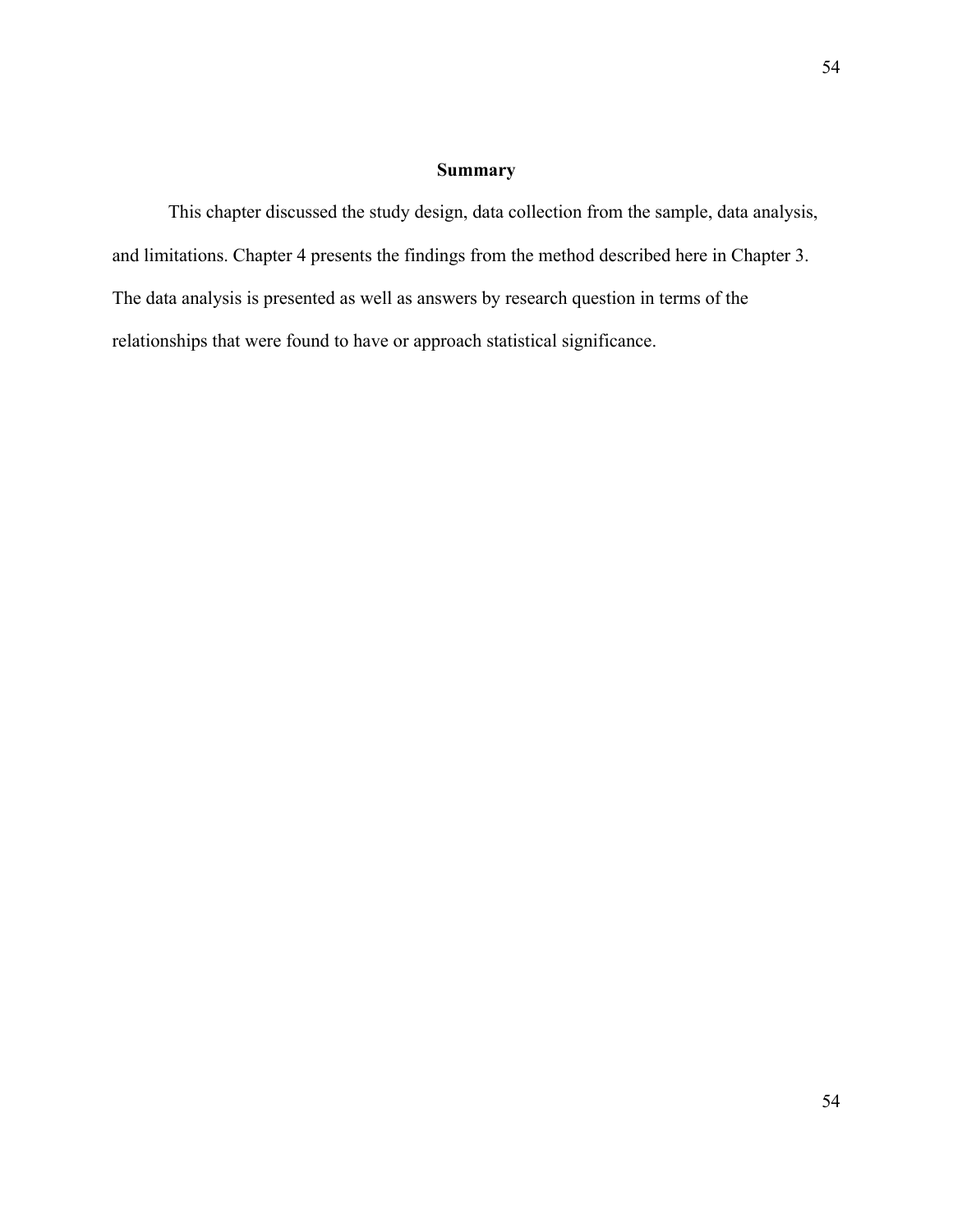## Summary

This chapter discussed the study design, data collection from the sample, data analysis, and limitations. Chapter 4 presents the findings from the method described here in Chapter 3. The data analysis is presented as well as answers by research question in terms of the relationships that were found to have or approach statistical significance.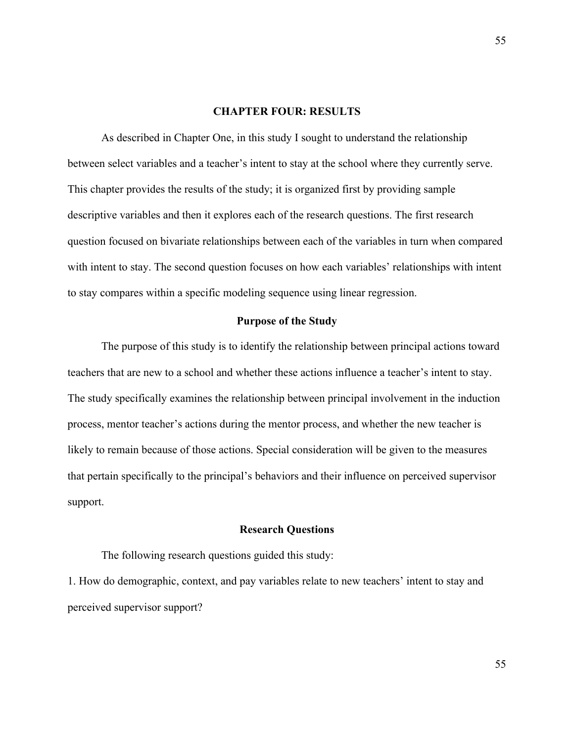# CHAPTER FOUR: RESULTS

As described in Chapter One, in this study I sought to understand the relationship between select variables and a teacher's intent to stay at the school where they currently serve. This chapter provides the results of the study; it is organized first by providing sample descriptive variables and then it explores each of the research questions. The first research question focused on bivariate relationships between each of the variables in turn when compared with intent to stay. The second question focuses on how each variables' relationships with intent to stay compares within a specific modeling sequence using linear regression.

## Purpose of the Study

The purpose of this study is to identify the relationship between principal actions toward teachers that are new to a school and whether these actions influence a teacher's intent to stay. The study specifically examines the relationship between principal involvement in the induction process, mentor teacher's actions during the mentor process, and whether the new teacher is likely to remain because of those actions. Special consideration will be given to the measures that pertain specifically to the principal's behaviors and their influence on perceived supervisor support.

## Research Questions

The following research questions guided this study:

1. How do demographic, context, and pay variables relate to new teachers' intent to stay and perceived supervisor support?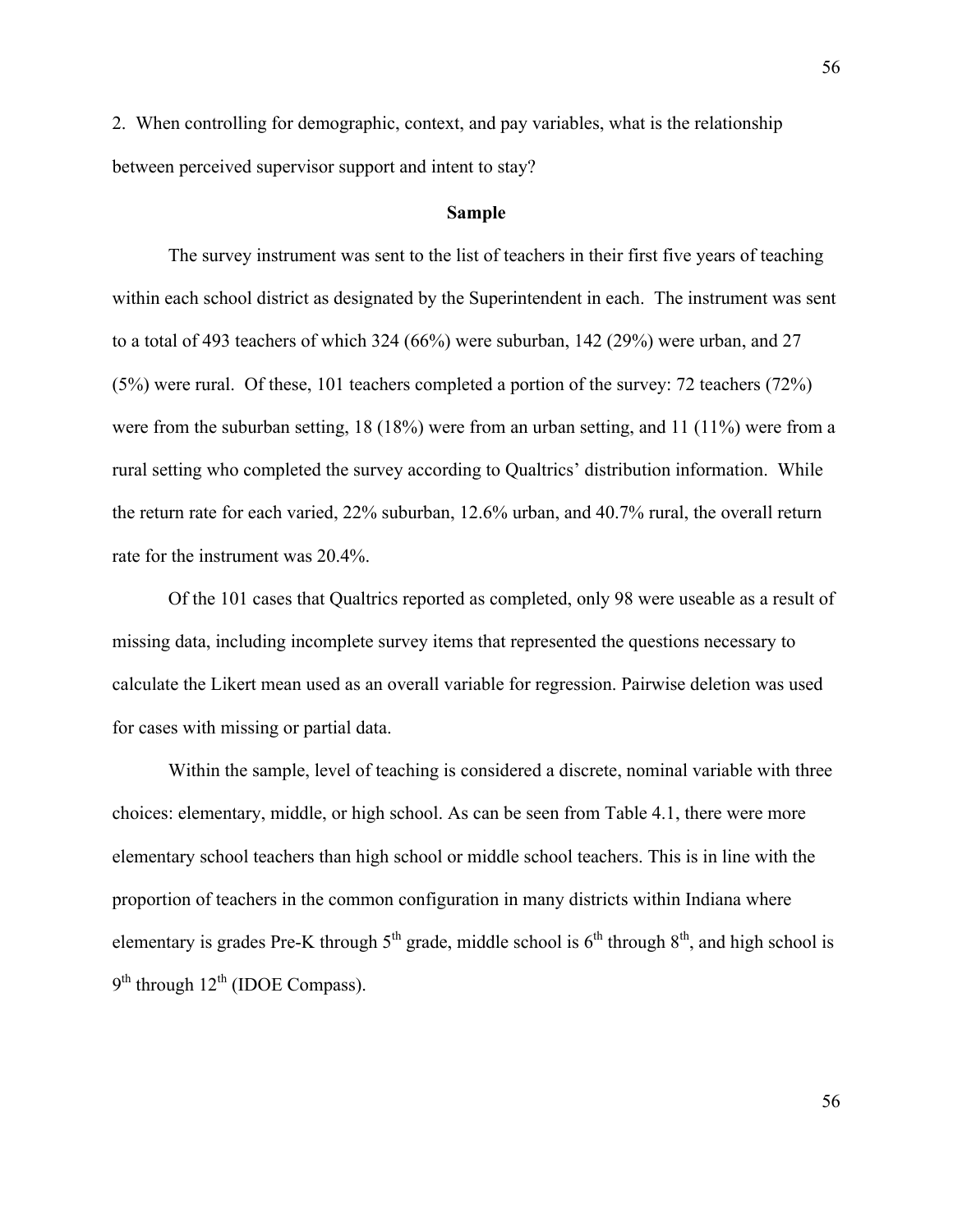2. When controlling for demographic, context, and pay variables, what is the relationship between perceived supervisor support and intent to stay?

## Sample

The survey instrument was sent to the list of teachers in their first five years of teaching within each school district as designated by the Superintendent in each. The instrument was sent to a total of 493 teachers of which 324 (66%) were suburban, 142 (29%) were urban, and 27 (5%) were rural. Of these, 101 teachers completed a portion of the survey: 72 teachers (72%) were from the suburban setting, 18 (18%) were from an urban setting, and 11 (11%) were from a rural setting who completed the survey according to Qualtrics' distribution information. While the return rate for each varied, 22% suburban, 12.6% urban, and 40.7% rural, the overall return rate for the instrument was 20.4%.

Of the 101 cases that Qualtrics reported as completed, only 98 were useable as a result of missing data, including incomplete survey items that represented the questions necessary to calculate the Likert mean used as an overall variable for regression. Pairwise deletion was used for cases with missing or partial data.

Within the sample, level of teaching is considered a discrete, nominal variable with three choices: elementary, middle, or high school. As can be seen from Table 4.1, there were more elementary school teachers than high school or middle school teachers. This is in line with the proportion of teachers in the common configuration in many districts within Indiana where elementary is grades Pre-K through 5th grade, middle school is 6th through 8th, and high school is 9th through 12th (IDOE Compass).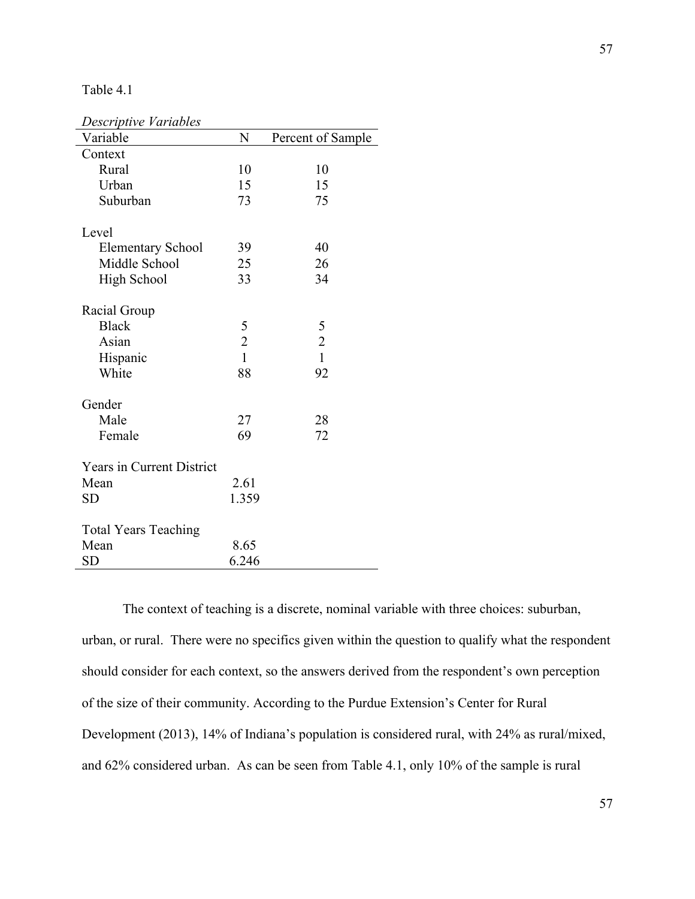Table 4.1

*Descriptive Variables*

| Variable | N | Percent of Sample |
|---|---|---|
| Context | | |
| Rural | 10 | 10 |
| Urban | 15 | 15 |
| Suburban | 73 | 75 |
| | | |
| Level | | |
| Elementary School | 39 | 40 |
| Middle School | 25 | 26 |
| High School | 33 | 34 |
| | | |
| Racial Group | | |
| Black | 5 | 5 |
| Asian | 2 | 2 |
| Hispanic | 1 | 1 |
| White | 88 | 92 |
| | | |
| Gender | | |
| Male | 27 | 28 |
| Female | 69 | 72 |
| | | |
| Years in Current District | | |
| Mean | 2.61 | |
| SD | 1.359 | |
| | | |
| Total Years Teaching | | |
| Mean | 8.65 | |
| SD | 6.246 | |

The context of teaching is a discrete, nominal variable with three choices: suburban, urban, or rural. There were no specifics given within the question to qualify what the respondent should consider for each context, so the answers derived from the respondent's own perception of the size of their community. According to the Purdue Extension's Center for Rural Development (2013), 14% of Indiana's population is considered rural, with 24% as rural/mixed, and 62% considered urban. As can be seen from Table 4.1, only 10% of the sample is rural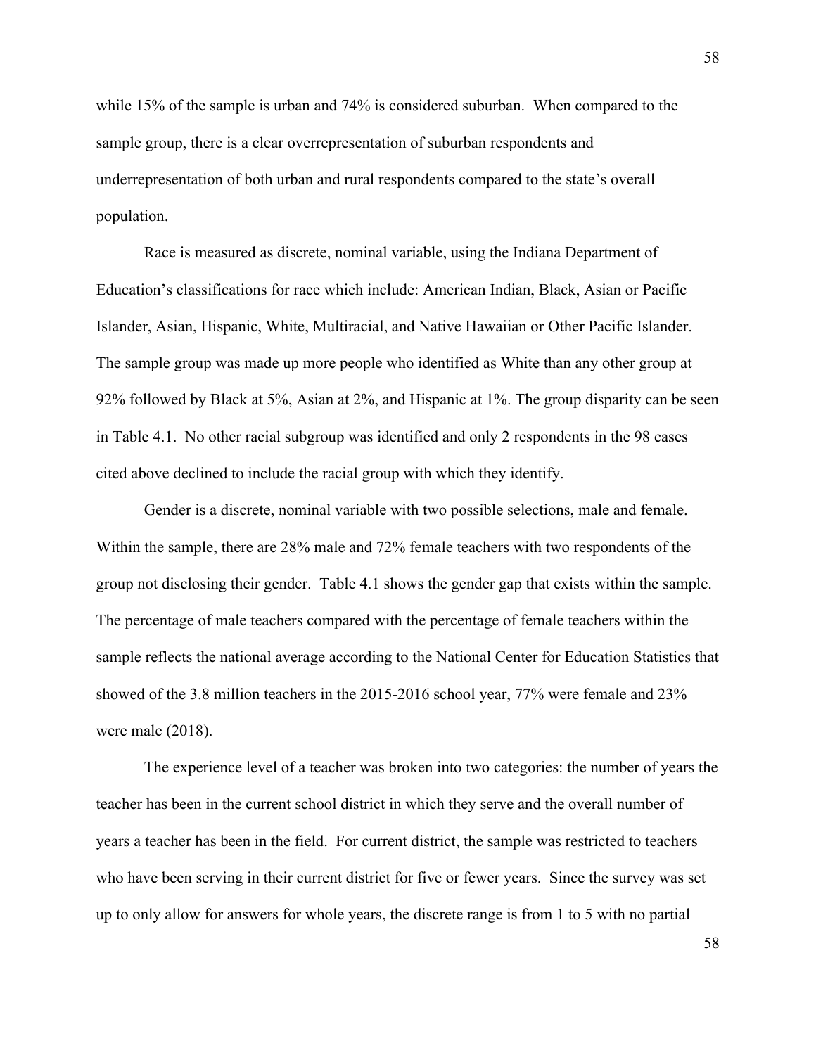while 15% of the sample is urban and 74% is considered suburban. When compared to the sample group, there is a clear overrepresentation of suburban respondents and underrepresentation of both urban and rural respondents compared to the state's overall population.

Race is measured as discrete, nominal variable, using the Indiana Department of Education's classifications for race which include: American Indian, Black, Asian or Pacific Islander, Asian, Hispanic, White, Multiracial, and Native Hawaiian or Other Pacific Islander. The sample group was made up more people who identified as White than any other group at 92% followed by Black at 5%, Asian at 2%, and Hispanic at 1%. The group disparity can be seen in Table 4.1. No other racial subgroup was identified and only 2 respondents in the 98 cases cited above declined to include the racial group with which they identify.

Gender is a discrete, nominal variable with two possible selections, male and female. Within the sample, there are 28% male and 72% female teachers with two respondents of the group not disclosing their gender. Table 4.1 shows the gender gap that exists within the sample. The percentage of male teachers compared with the percentage of female teachers within the sample reflects the national average according to the National Center for Education Statistics that showed of the 3.8 million teachers in the 2015-2016 school year, 77% were female and 23% were male (2018).

The experience level of a teacher was broken into two categories: the number of years the teacher has been in the current school district in which they serve and the overall number of years a teacher has been in the field. For current district, the sample was restricted to teachers who have been serving in their current district for five or fewer years. Since the survey was set up to only allow for answers for whole years, the discrete range is from 1 to 5 with no partial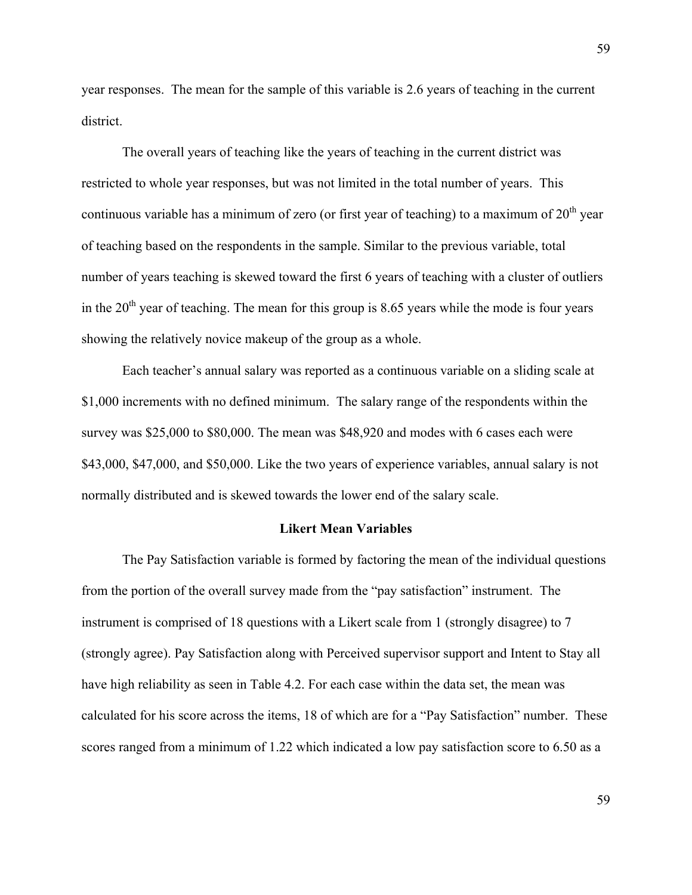year responses. The mean for the sample of this variable is 2.6 years of teaching in the current district.

The overall years of teaching like the years of teaching in the current district was restricted to whole year responses, but was not limited in the total number of years. This continuous variable has a minimum of zero (or first year of teaching) to a maximum of 20th year of teaching based on the respondents in the sample. Similar to the previous variable, total number of years teaching is skewed toward the first 6 years of teaching with a cluster of outliers in the 20th year of teaching. The mean for this group is 8.65 years while the mode is four years showing the relatively novice makeup of the group as a whole.

Each teacher's annual salary was reported as a continuous variable on a sliding scale at $1,000 increments with no defined minimum. The salary range of the respondents within the survey was $25,000 to $80,000. The mean was $48,920 and modes with 6 cases each were $43,000, $47,000, and $50,000. Like the two years of experience variables, annual salary is not normally distributed and is skewed towards the lower end of the salary scale.

## Likert Mean Variables

The Pay Satisfaction variable is formed by factoring the mean of the individual questions from the portion of the overall survey made from the "pay satisfaction" instrument. The instrument is comprised of 18 questions with a Likert scale from 1 (strongly disagree) to 7 (strongly agree). Pay Satisfaction along with Perceived supervisor support and Intent to Stay all have high reliability as seen in Table 4.2. For each case within the data set, the mean was calculated for his score across the items, 18 of which are for a "Pay Satisfaction" number. These scores ranged from a minimum of 1.22 which indicated a low pay satisfaction score to 6.50 as a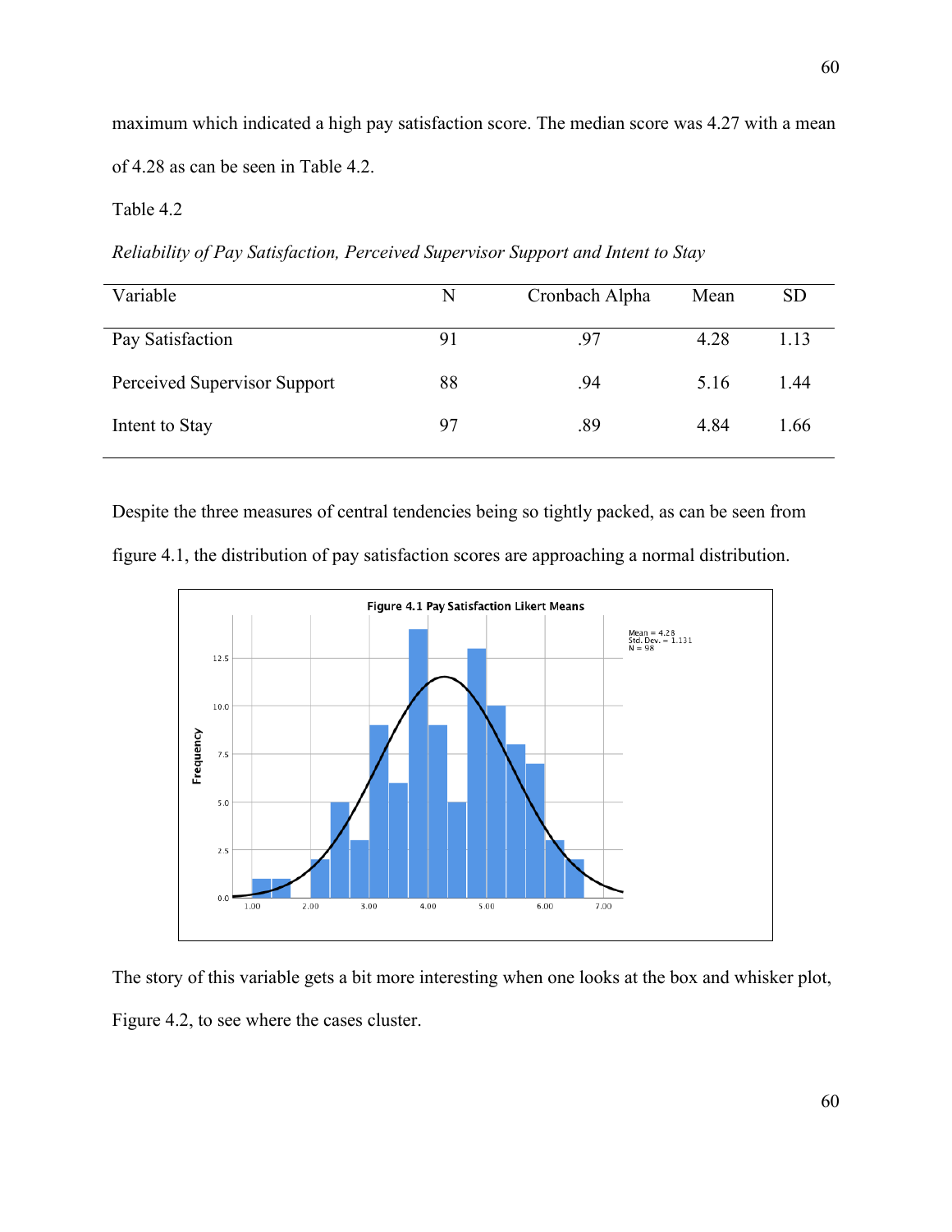maximum which indicated a high pay satisfaction score. The median score was 4.27 with a mean of 4.28 as can be seen in Table 4.2.

Table 4.2

*Reliability of Pay Satisfaction, Perceived Supervisor Support and Intent to Stay*

| Variable | N | Cronbach Alpha | Mean | SD |
|---|---|---|---|---|
| Pay Satisfaction | 91 | .97 | 4.28 | 1.13 |
| Perceived Supervisor Support | 88 | .94 | 5.16 | 1.44 |
| Intent to Stay | 97 | .89 | 4.84 | 1.66 |

Despite the three measures of central tendencies being so tightly packed, as can be seen from figure 4.1, the distribution of pay satisfaction scores are approaching a normal distribution.

Figure 4.1 Pay Satisfaction Likert Means

The story of this variable gets a bit more interesting when one looks at the box and whisker plot, Figure 4.2, to see where the cases cluster.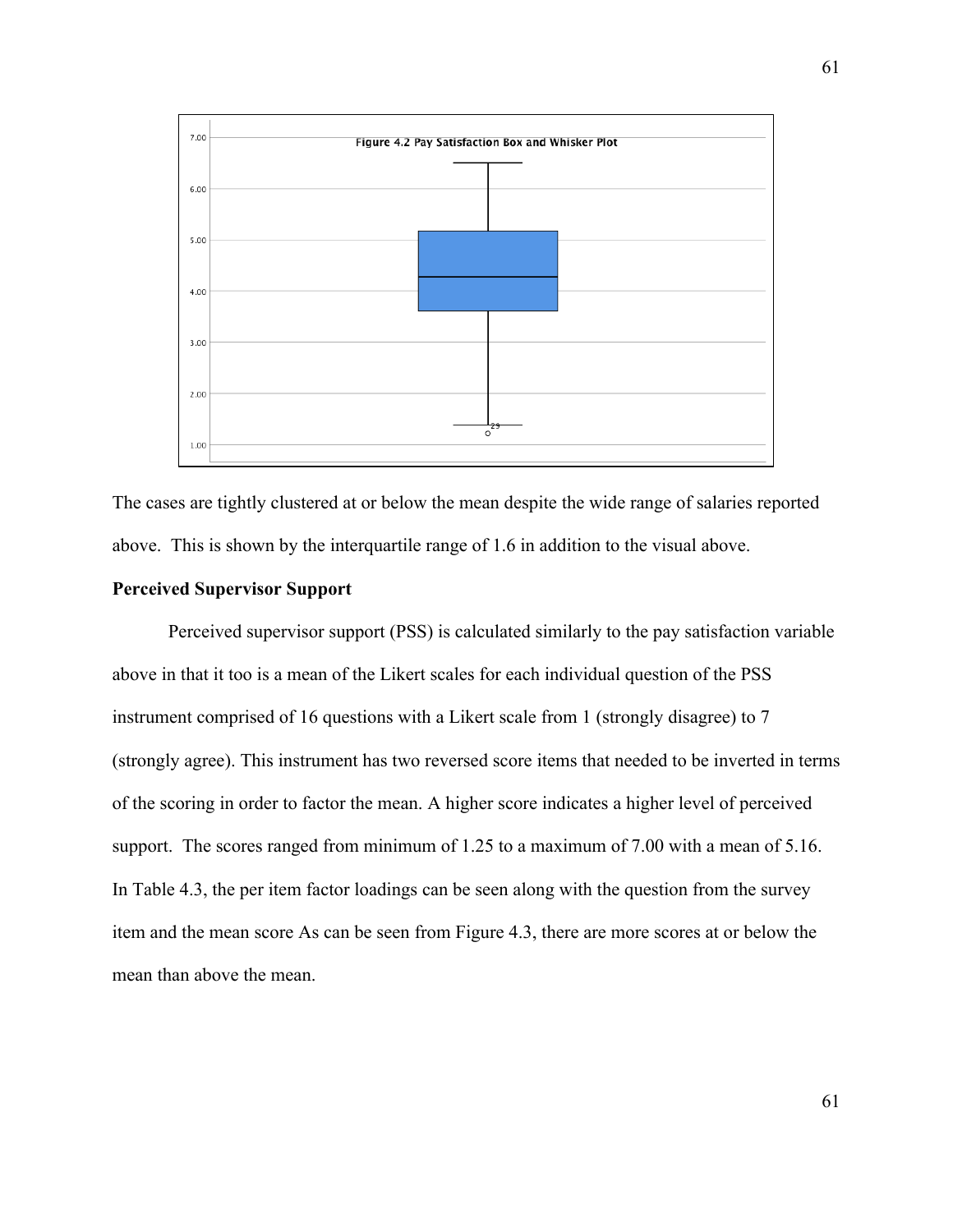Figure 4.2 Pay Satisfaction Box and Whisker Plot

The cases are tightly clustered at or below the mean despite the wide range of salaries reported above. This is shown by the interquartile range of 1.6 in addition to the visual above.

**Perceived Supervisor Support**

Perceived supervisor support (PSS) is calculated similarly to the pay satisfaction variable above in that it too is a mean of the Likert scales for each individual question of the PSS instrument comprised of 16 questions with a Likert scale from 1 (strongly disagree) to 7 (strongly agree). This instrument has two reversed score items that needed to be inverted in terms of the scoring in order to factor the mean. A higher score indicates a higher level of perceived support. The scores ranged from minimum of 1.25 to a maximum of 7.00 with a mean of 5.16. In Table 4.3, the per item factor loadings can be seen along with the question from the survey item and the mean score As can be seen from Figure 4.3, there are more scores at or below the mean than above the mean.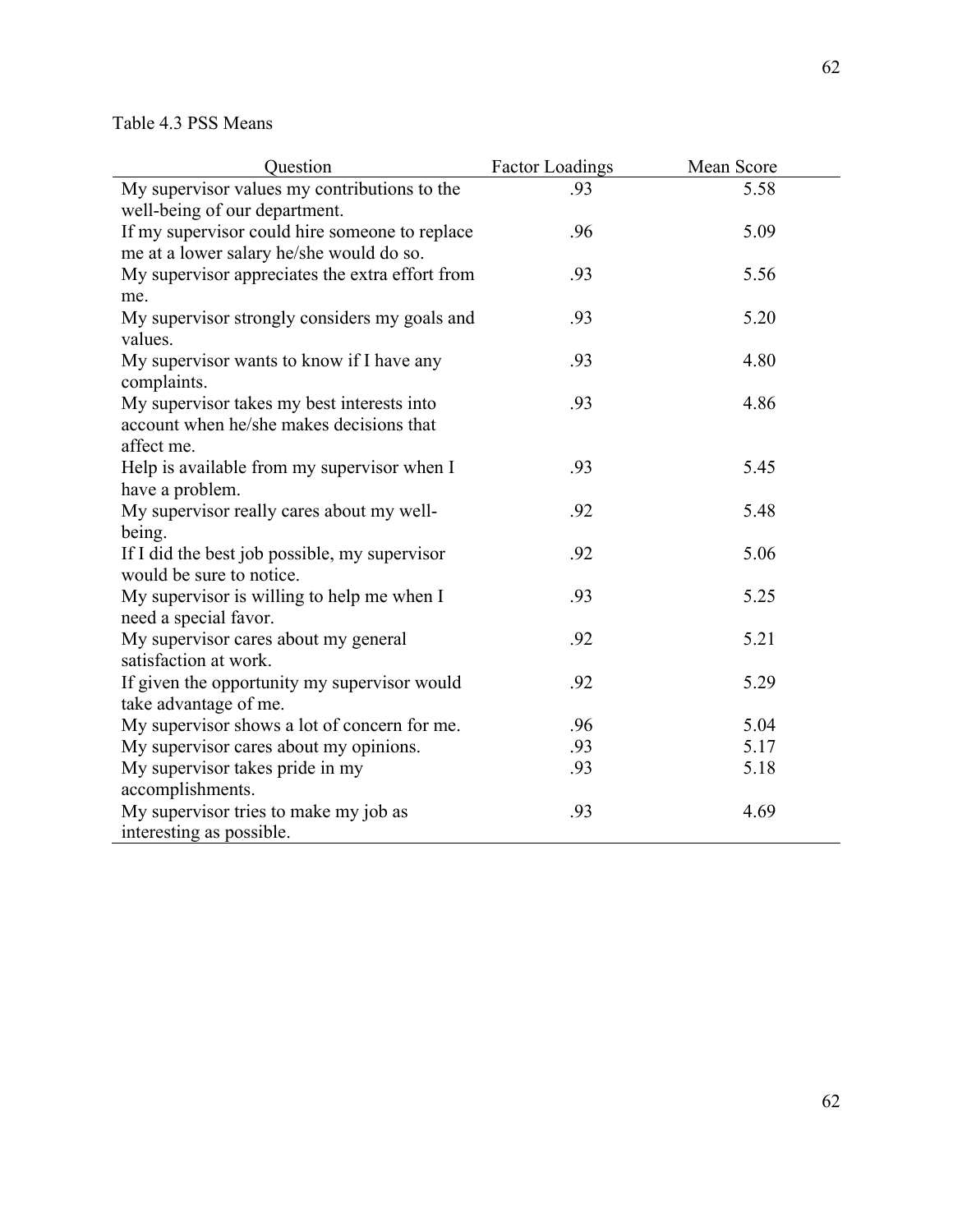Table 4.3 PSS Means

| Question | Factor Loadings | Mean Score |
|---|---|---|
| My supervisor values my contributions to the well-being of our department. | .93 | 5.58 |
| If my supervisor could hire someone to replace me at a lower salary he/she would do so. | .96 | 5.09 |
| My supervisor appreciates the extra effort from me. | .93 | 5.56 |
| My supervisor strongly considers my goals and values. | .93 | 5.20 |
| My supervisor wants to know if I have any complaints. | .93 | 4.80 |
| My supervisor takes my best interests into account when he/she makes decisions that affect me. | .93 | 4.86 |
| Help is available from my supervisor when I have a problem. | .93 | 5.45 |
| My supervisor really cares about my well-being. | .92 | 5.48 |
| If I did the best job possible, my supervisor would be sure to notice. | .92 | 5.06 |
| My supervisor is willing to help me when I need a special favor. | .93 | 5.25 |
| My supervisor cares about my general satisfaction at work. | .92 | 5.21 |
| If given the opportunity my supervisor would take advantage of me. | .92 | 5.29 |
| My supervisor shows a lot of concern for me. | .96 | 5.04 |
| My supervisor cares about my opinions. | .93 | 5.17 |
| My supervisor takes pride in my accomplishments. | .93 | 5.18 |
| My supervisor tries to make my job as interesting as possible. | .93 | 4.69 |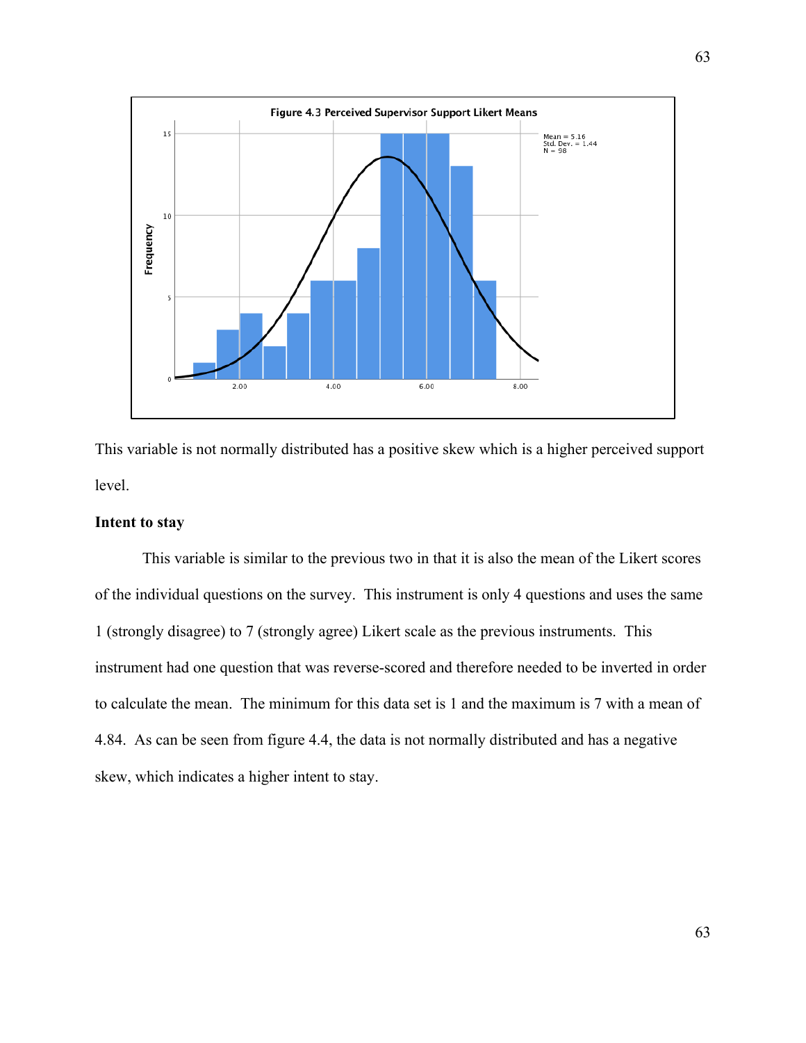Figure 4.3 Perceived Supervisor Support Likert Means

This variable is not normally distributed has a positive skew which is a higher perceived support level.

**Intent to stay**

This variable is similar to the previous two in that it is also the mean of the Likert scores of the individual questions on the survey. This instrument is only 4 questions and uses the same 1 (strongly disagree) to 7 (strongly agree) Likert scale as the previous instruments. This instrument had one question that was reverse-scored and therefore needed to be inverted in order to calculate the mean. The minimum for this data set is 1 and the maximum is 7 with a mean of 4.84. As can be seen from figure 4.4, the data is not normally distributed and has a negative skew, which indicates a higher intent to stay.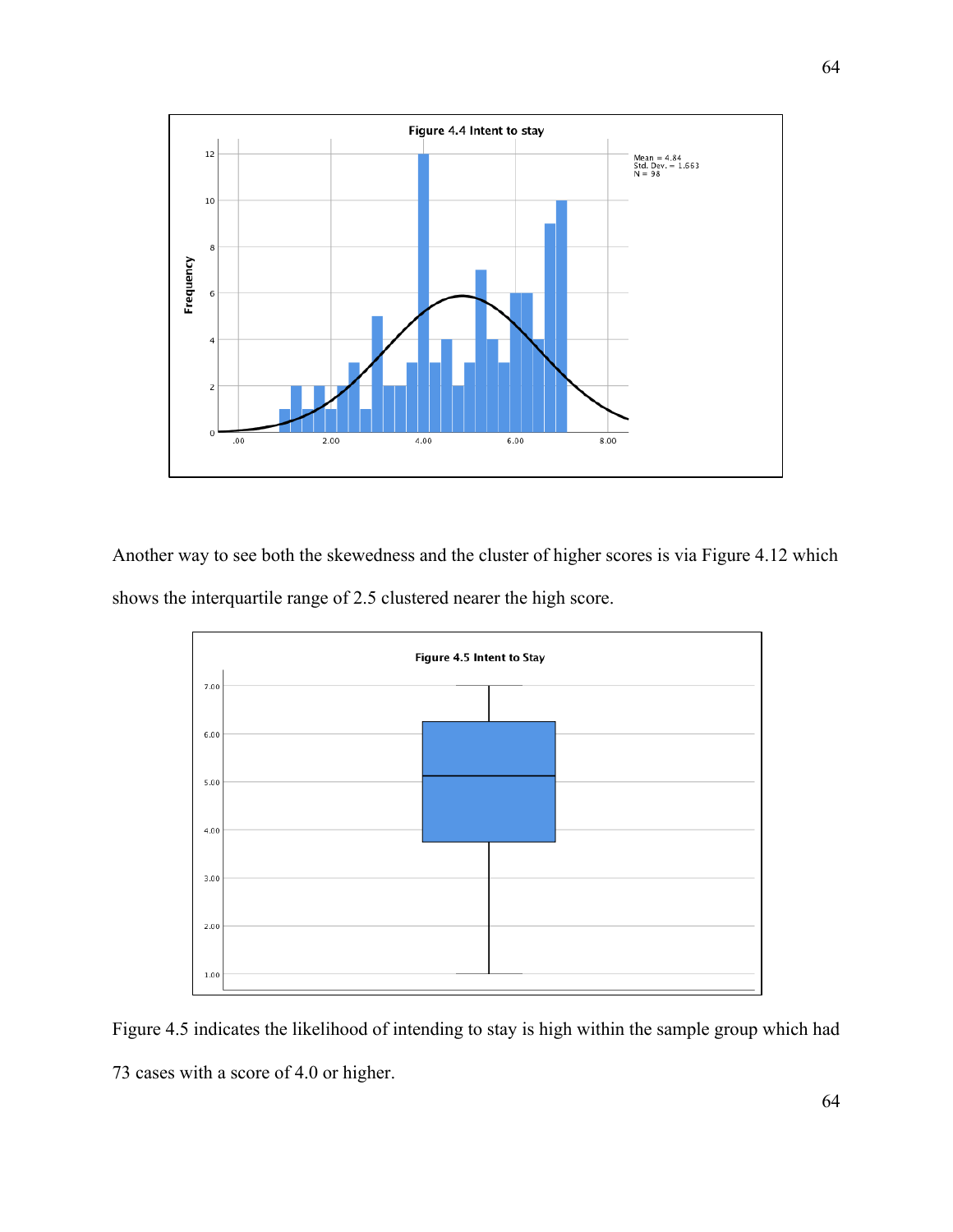**Figure 4.4 Intent to stay**

Another way to see both the skewedness and the cluster of higher scores is via Figure 4.12 which shows the interquartile range of 2.5 clustered nearer the high score.

**Figure 4.5 Intent to Stay**

Figure 4.5 indicates the likelihood of intending to stay is high within the sample group which had 73 cases with a score of 4.0 or higher.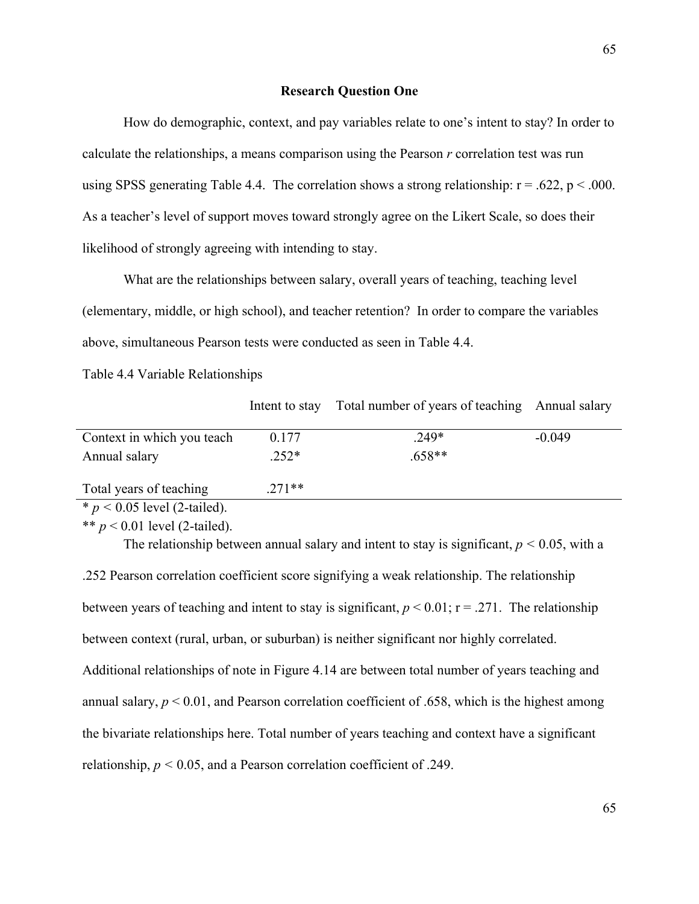## Research Question One

How do demographic, context, and pay variables relate to one's intent to stay? In order to calculate the relationships, a means comparison using the Pearson *r* correlation test was run using SPSS generating Table 4.4. The correlation shows a strong relationship: $r = .622$, $p < .000$. As a teacher's level of support moves toward strongly agree on the Likert Scale, so does their likelihood of strongly agreeing with intending to stay.

What are the relationships between salary, overall years of teaching, teaching level (elementary, middle, or high school), and teacher retention? In order to compare the variables above, simultaneous Pearson tests were conducted as seen in Table 4.4.

Table 4.4 Variable Relationships

| | Intent to stay | Total number of years of teaching | Annual salary |
|---|---|---|---|
| Context in which you teach | 0.177 | .249* | -0.049 |
| Annual salary | .252* | .658** | |
| Total years of teaching | .271** | | |

* $p < 0.05$ level (2-tailed).
** $p < 0.01$ level (2-tailed).

The relationship between annual salary and intent to stay is significant, $p < 0.05$, with a .252 Pearson correlation coefficient score signifying a weak relationship. The relationship between years of teaching and intent to stay is significant, $p < 0.01$; $r = .271$. The relationship between context (rural, urban, or suburban) is neither significant nor highly correlated. Additional relationships of note in Figure 4.14 are between total number of years teaching and annual salary, $p < 0.01$, and Pearson correlation coefficient of .658, which is the highest among the bivariate relationships here. Total number of years teaching and context have a significant relationship, $p < 0.05$, and a Pearson correlation coefficient of .249.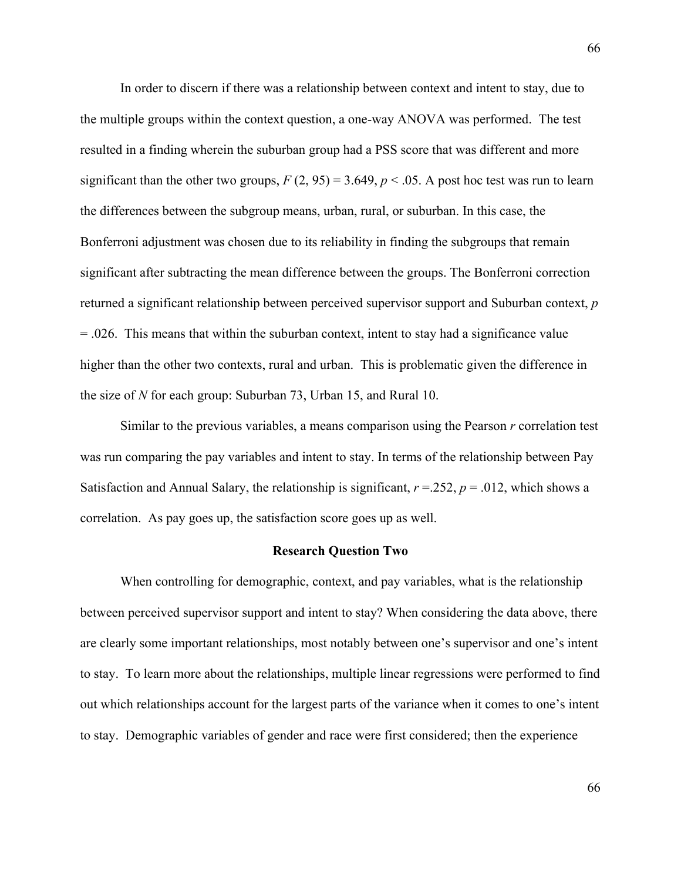In order to discern if there was a relationship between context and intent to stay, due to the multiple groups within the context question, a one-way ANOVA was performed. The test resulted in a finding wherein the suburban group had a PSS score that was different and more significant than the other two groups, $F(2, 95) = 3.649$, $p < .05$. A post hoc test was run to learn the differences between the subgroup means, urban, rural, or suburban. In this case, the Bonferroni adjustment was chosen due to its reliability in finding the subgroups that remain significant after subtracting the mean difference between the groups. The Bonferroni correction returned a significant relationship between perceived supervisor support and Suburban context, $p = .026$. This means that within the suburban context, intent to stay had a significance value higher than the other two contexts, rural and urban. This is problematic given the difference in the size of $N$ for each group: Suburban 73, Urban 15, and Rural 10.

Similar to the previous variables, a means comparison using the Pearson $r$ correlation test was run comparing the pay variables and intent to stay. In terms of the relationship between Pay Satisfaction and Annual Salary, the relationship is significant, $r = .252$, $p = .012$, which shows a correlation. As pay goes up, the satisfaction score goes up as well.

## Research Question Two

When controlling for demographic, context, and pay variables, what is the relationship between perceived supervisor support and intent to stay? When considering the data above, there are clearly some important relationships, most notably between one's supervisor and one's intent to stay. To learn more about the relationships, multiple linear regressions were performed to find out which relationships account for the largest parts of the variance when it comes to one's intent to stay. Demographic variables of gender and race were first considered; then the experience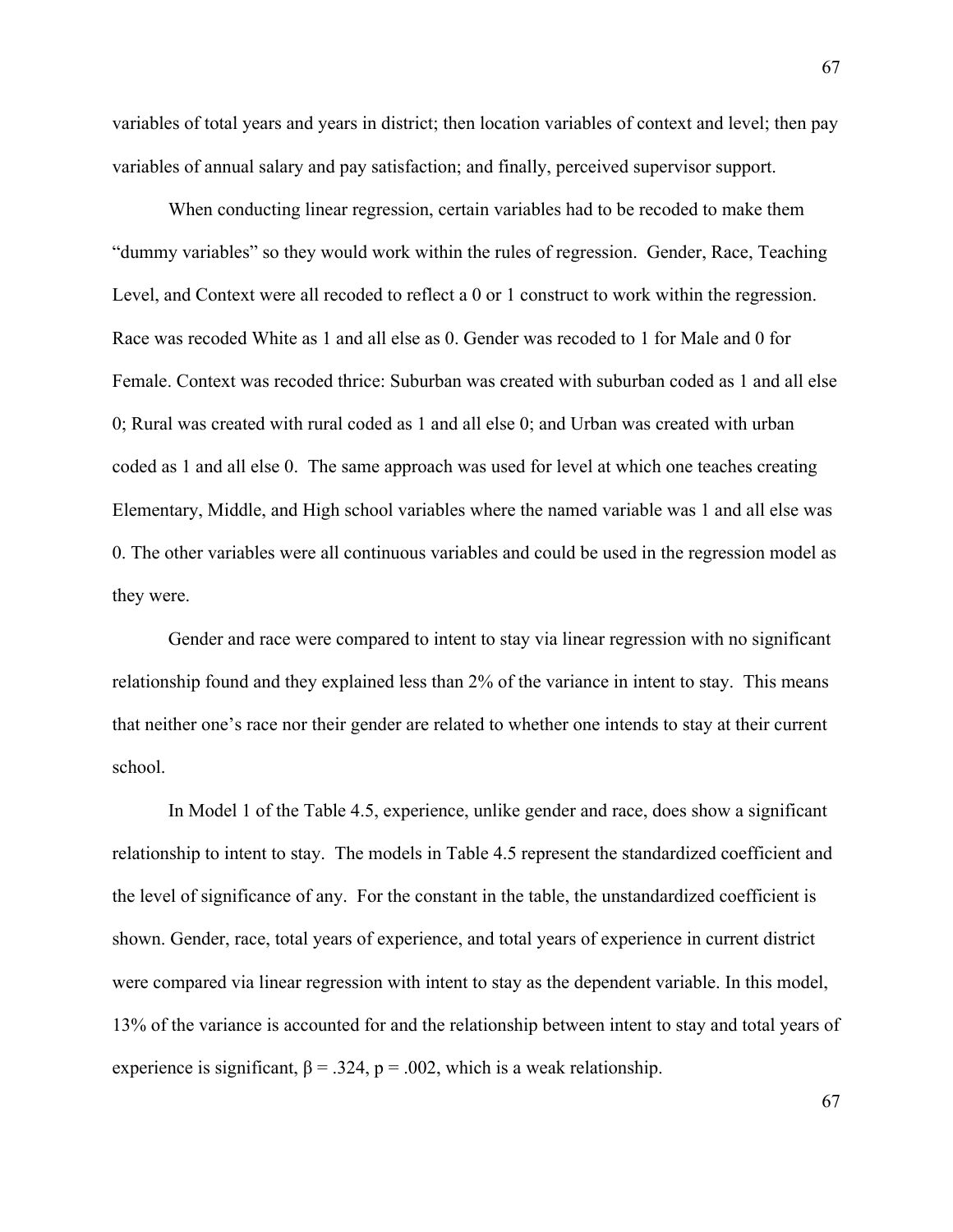variables of total years and years in district; then location variables of context and level; then pay variables of annual salary and pay satisfaction; and finally, perceived supervisor support.

When conducting linear regression, certain variables had to be recoded to make them "dummy variables" so they would work within the rules of regression. Gender, Race, Teaching Level, and Context were all recoded to reflect a 0 or 1 construct to work within the regression. Race was recoded White as 1 and all else as 0. Gender was recoded to 1 for Male and 0 for Female. Context was recoded thrice: Suburban was created with suburban coded as 1 and all else 0; Rural was created with rural coded as 1 and all else 0; and Urban was created with urban coded as 1 and all else 0. The same approach was used for level at which one teaches creating Elementary, Middle, and High school variables where the named variable was 1 and all else was 0. The other variables were all continuous variables and could be used in the regression model as they were.

Gender and race were compared to intent to stay via linear regression with no significant relationship found and they explained less than 2% of the variance in intent to stay. This means that neither one's race nor their gender are related to whether one intends to stay at their current school.

In Model 1 of the Table 4.5, experience, unlike gender and race, does show a significant relationship to intent to stay. The models in Table 4.5 represent the standardized coefficient and the level of significance of any. For the constant in the table, the unstandardized coefficient is shown. Gender, race, total years of experience, and total years of experience in current district were compared via linear regression with intent to stay as the dependent variable. In this model, 13% of the variance is accounted for and the relationship between intent to stay and total years of experience is significant, $\beta = .324$, $p = .002$, which is a weak relationship.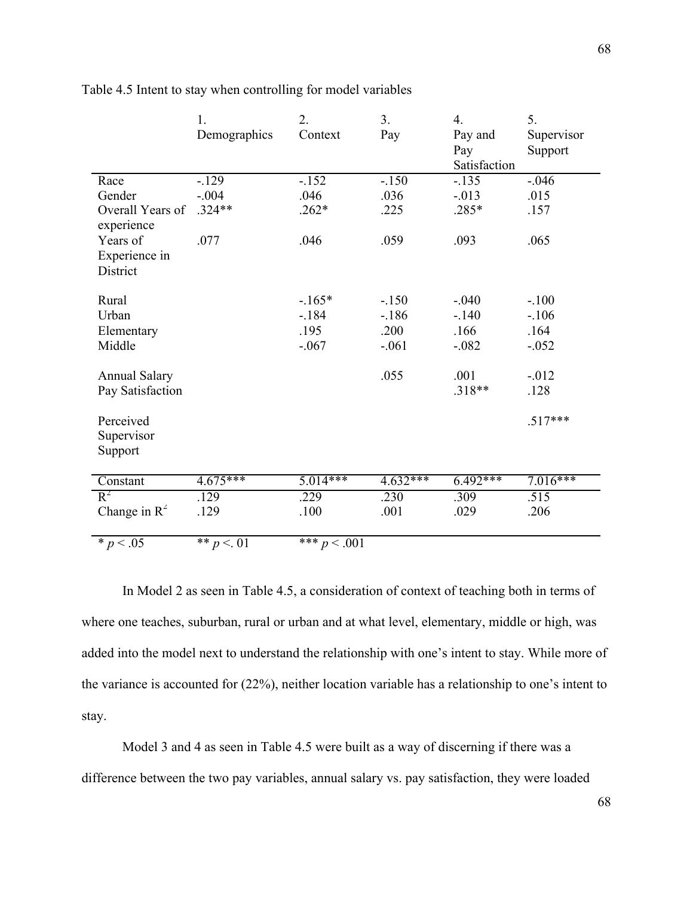Table 4.5 Intent to stay when controlling for model variables

| | 1. Demographics | 2. Context | 3. Pay | 4. Pay and Pay Satisfaction | 5. Supervisor Support |
|---|---|---|---|---|---|
| Race | -.129 | -.152 | -.150 | -.135 | -.046 |
| Gender | -.004 | .046 | .036 | -.013 | .015 |
| Overall Years of experience | .324** | .262* | .225 | .285* | .157 |
| Years of Experience in District | .077 | .046 | .059 | .093 | .065 |
| Rural | | -.165* | -.150 | -.040 | -.100 |
| Urban | | -.184 | -.186 | -.140 | -.106 |
| Elementary | | .195 | .200 | .166 | .164 |
| Middle | | -.067 | -.061 | -.082 | -.052 |
| Annual Salary | | | .055 | .001 | -.012 |
| Pay Satisfaction | | | | .318** | .128 |
| Perceived Supervisor Support | | | | | .517*** |
| Constant | 4.675*** | 5.014*** | 4.632*** | 6.492*** | 7.016*** |
| $R^2$ | .129 | .229 | .230 | .309 | .515 |
| Change in $R^2$ | .129 | .100 | .001 | .029 | .206 |
| * $p < .05$ | ** $p < .01$ | *** $p < .001$ | | | |

In Model 2 as seen in Table 4.5, a consideration of context of teaching both in terms of where one teaches, suburban, rural or urban and at what level, elementary, middle or high, was added into the model next to understand the relationship with one's intent to stay. While more of the variance is accounted for (22%), neither location variable has a relationship to one's intent to stay.

Model 3 and 4 as seen in Table 4.5 were built as a way of discerning if there was a difference between the two pay variables, annual salary vs. pay satisfaction, they were loaded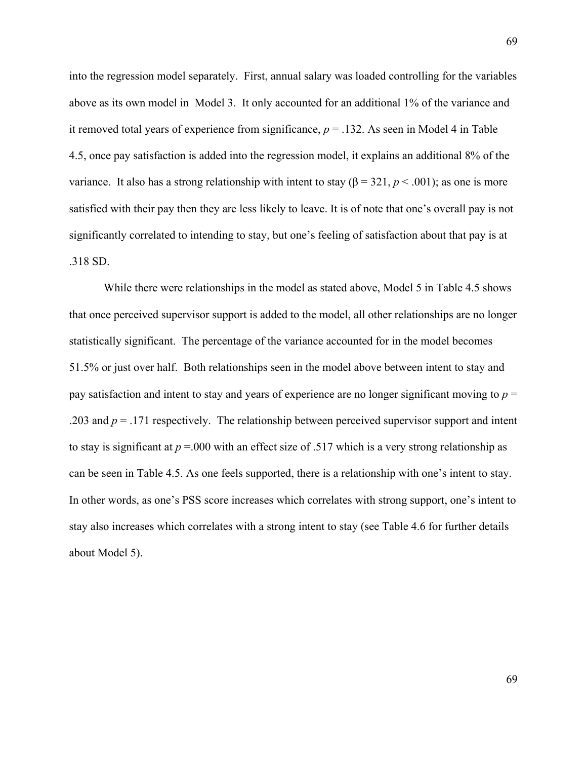into the regression model separately. First, annual salary was loaded controlling for the variables above as its own model in Model 3. It only accounted for an additional 1% of the variance and it removed total years of experience from significance, $p = .132$. As seen in Model 4 in Table 4.5, once pay satisfaction is added into the regression model, it explains an additional 8% of the variance. It also has a strong relationship with intent to stay ($\beta = 321$, $p < .001$); as one is more satisfied with their pay then they are less likely to leave. It is of note that one's overall pay is not significantly correlated to intending to stay, but one's feeling of satisfaction about that pay is at .318 SD.

While there were relationships in the model as stated above, Model 5 in Table 4.5 shows that once perceived supervisor support is added to the model, all other relationships are no longer statistically significant. The percentage of the variance accounted for in the model becomes 51.5% or just over half. Both relationships seen in the model above between intent to stay and pay satisfaction and intent to stay and years of experience are no longer significant moving to $p = .203$ and $p = .171$ respectively. The relationship between perceived supervisor support and intent to stay is significant at $p = .000$ with an effect size of .517 which is a very strong relationship as can be seen in Table 4.5. As one feels supported, there is a relationship with one's intent to stay. In other words, as one's PSS score increases which correlates with strong support, one's intent to stay also increases which correlates with a strong intent to stay (see Table 4.6 for further details about Model 5).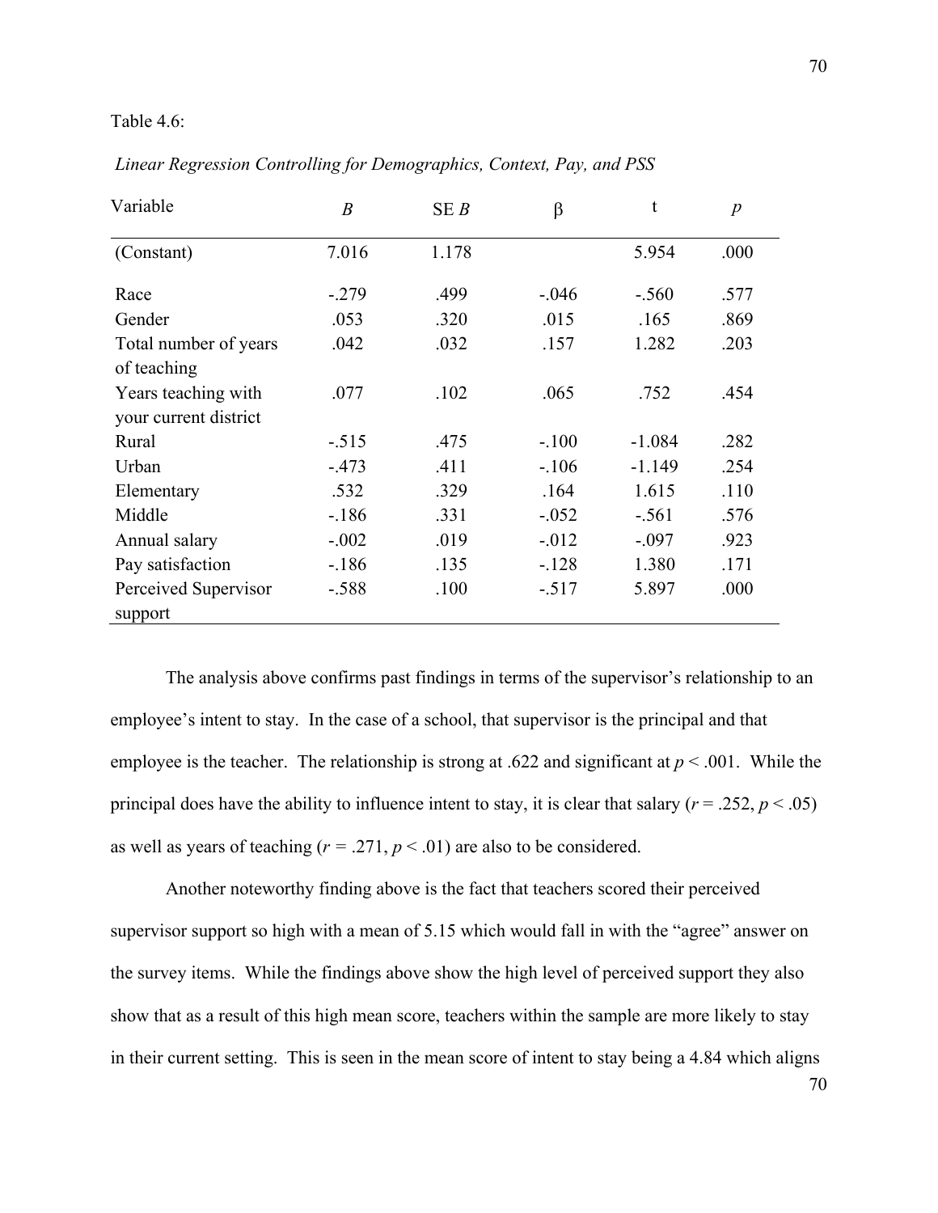Table 4.6:

*Linear Regression Controlling for Demographics, Context, Pay, and PSS*

| Variable | *B* | SE *B* | β | t | *p* |
|---|---|---|---|---|---|
| (Constant) | 7.016 | 1.178 | | 5.954 | .000 |
| Race | -.279 | .499 | -.046 | -.560 | .577 |
| Gender | .053 | .320 | .015 | .165 | .869 |
| Total number of years of teaching | .042 | .032 | .157 | 1.282 | .203 |
| Years teaching with your current district | .077 | .102 | .065 | .752 | .454 |
| Rural | -.515 | .475 | -.100 | -1.084 | .282 |
| Urban | -.473 | .411 | -.106 | -1.149 | .254 |
| Elementary | .532 | .329 | .164 | 1.615 | .110 |
| Middle | -.186 | .331 | -.052 | -.561 | .576 |
| Annual salary | -.002 | .019 | -.012 | -.097 | .923 |
| Pay satisfaction | -.186 | .135 | -.128 | 1.380 | .171 |
| Perceived Supervisor support | -.588 | .100 | -.517 | 5.897 | .000 |

The analysis above confirms past findings in terms of the supervisor's relationship to an employee's intent to stay. In the case of a school, that supervisor is the principal and that employee is the teacher. The relationship is strong at .622 and significant at $p < .001$. While the principal does have the ability to influence intent to stay, it is clear that salary ($r = .252$, $p < .05$) as well as years of teaching ($r = .271$, $p < .01$) are also to be considered.

Another noteworthy finding above is the fact that teachers scored their perceived supervisor support so high with a mean of 5.15 which would fall in with the "agree" answer on the survey items. While the findings above show the high level of perceived support they also show that as a result of this high mean score, teachers within the sample are more likely to stay in their current setting. This is seen in the mean score of intent to stay being a 4.84 which aligns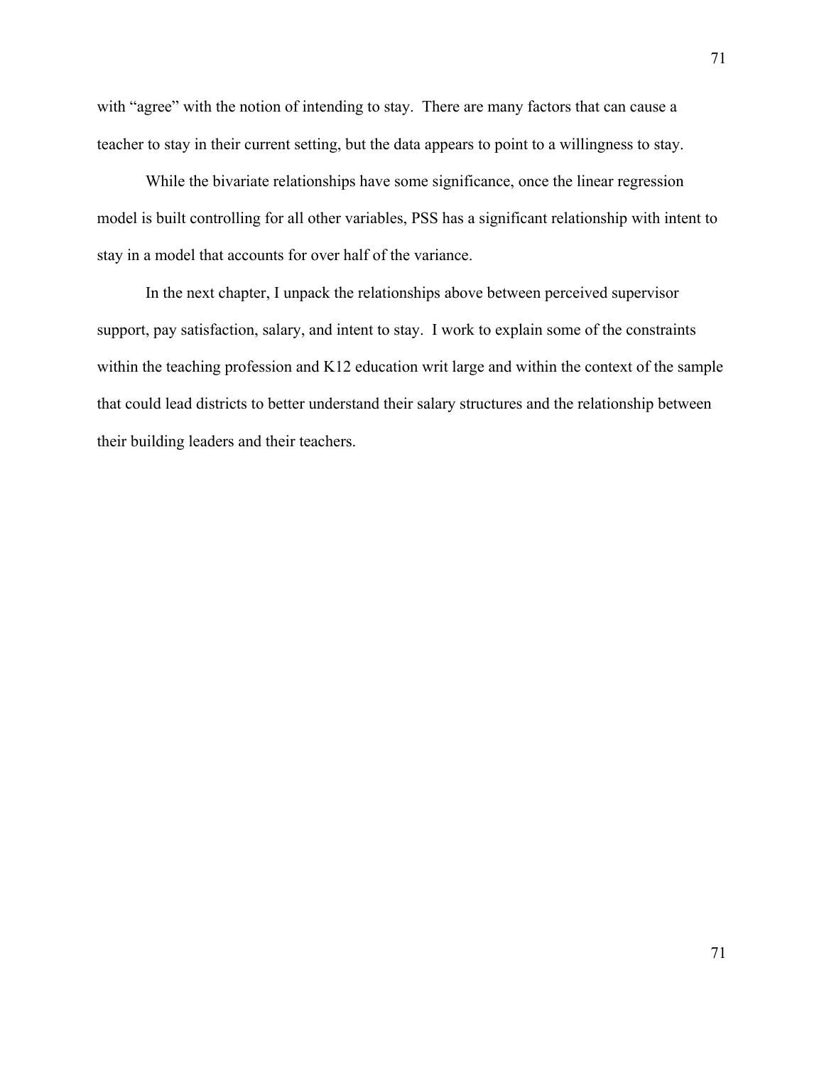with “agree” with the notion of intending to stay.  There are many factors that can cause a teacher to stay in their current setting, but the data appears to point to a willingness to stay.

While the bivariate relationships have some significance, once the linear regression model is built controlling for all other variables, PSS has a significant relationship with intent to stay in a model that accounts for over half of the variance.

In the next chapter, I unpack the relationships above between perceived supervisor support, pay satisfaction, salary, and intent to stay.  I work to explain some of the constraints within the teaching profession and K12 education writ large and within the context of the sample that could lead districts to better understand their salary structures and the relationship between their building leaders and their teachers.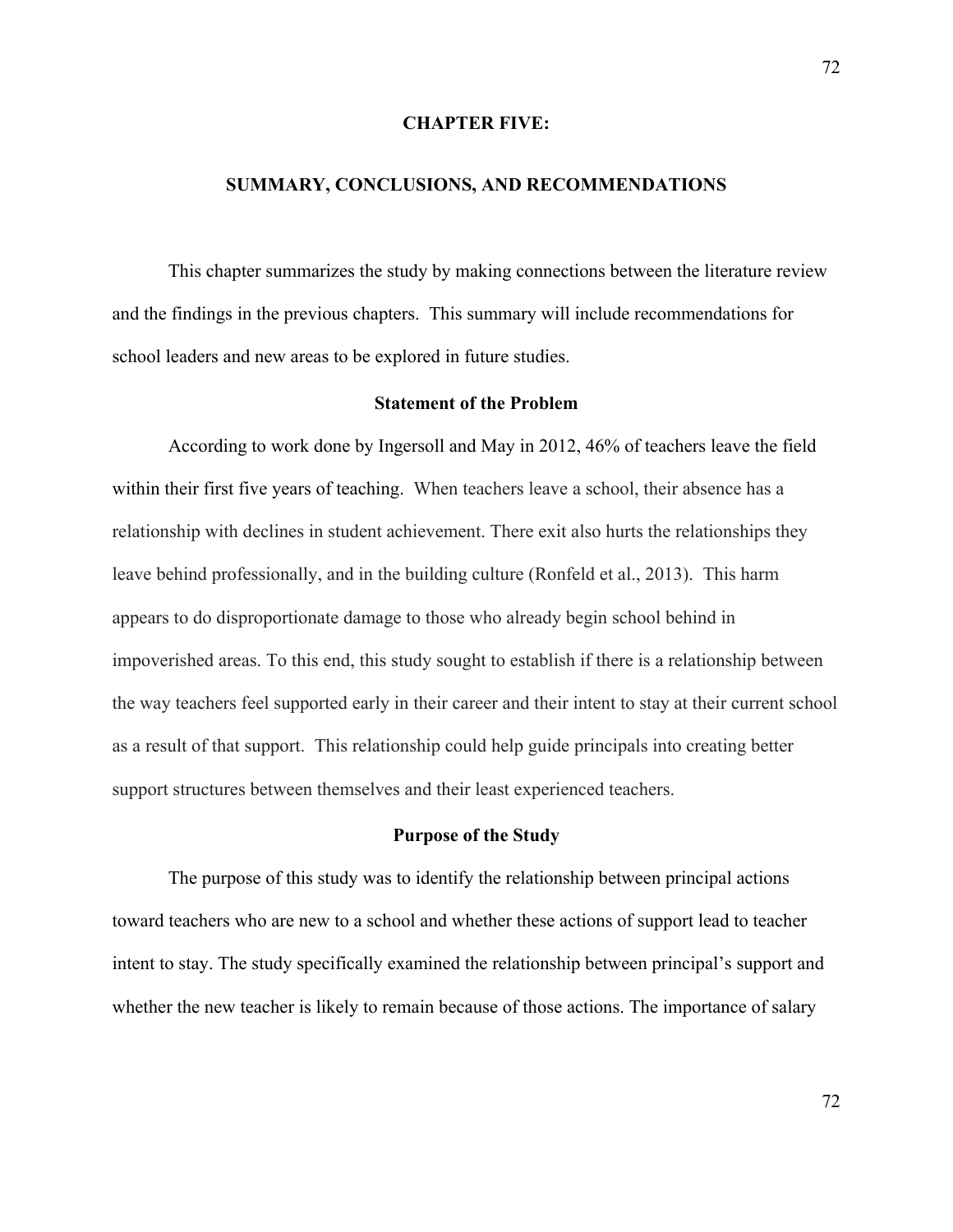# CHAPTER FIVE:

# SUMMARY, CONCLUSIONS, AND RECOMMENDATIONS

This chapter summarizes the study by making connections between the literature review and the findings in the previous chapters. This summary will include recommendations for school leaders and new areas to be explored in future studies.

## Statement of the Problem

According to work done by Ingersoll and May in 2012, 46% of teachers leave the field within their first five years of teaching. When teachers leave a school, their absence has a relationship with declines in student achievement. There exit also hurts the relationships they leave behind professionally, and in the building culture (Ronfeld et al., 2013). This harm appears to do disproportionate damage to those who already begin school behind in impoverished areas. To this end, this study sought to establish if there is a relationship between the way teachers feel supported early in their career and their intent to stay at their current school as a result of that support. This relationship could help guide principals into creating better support structures between themselves and their least experienced teachers.

## Purpose of the Study

The purpose of this study was to identify the relationship between principal actions toward teachers who are new to a school and whether these actions of support lead to teacher intent to stay. The study specifically examined the relationship between principal's support and whether the new teacher is likely to remain because of those actions. The importance of salary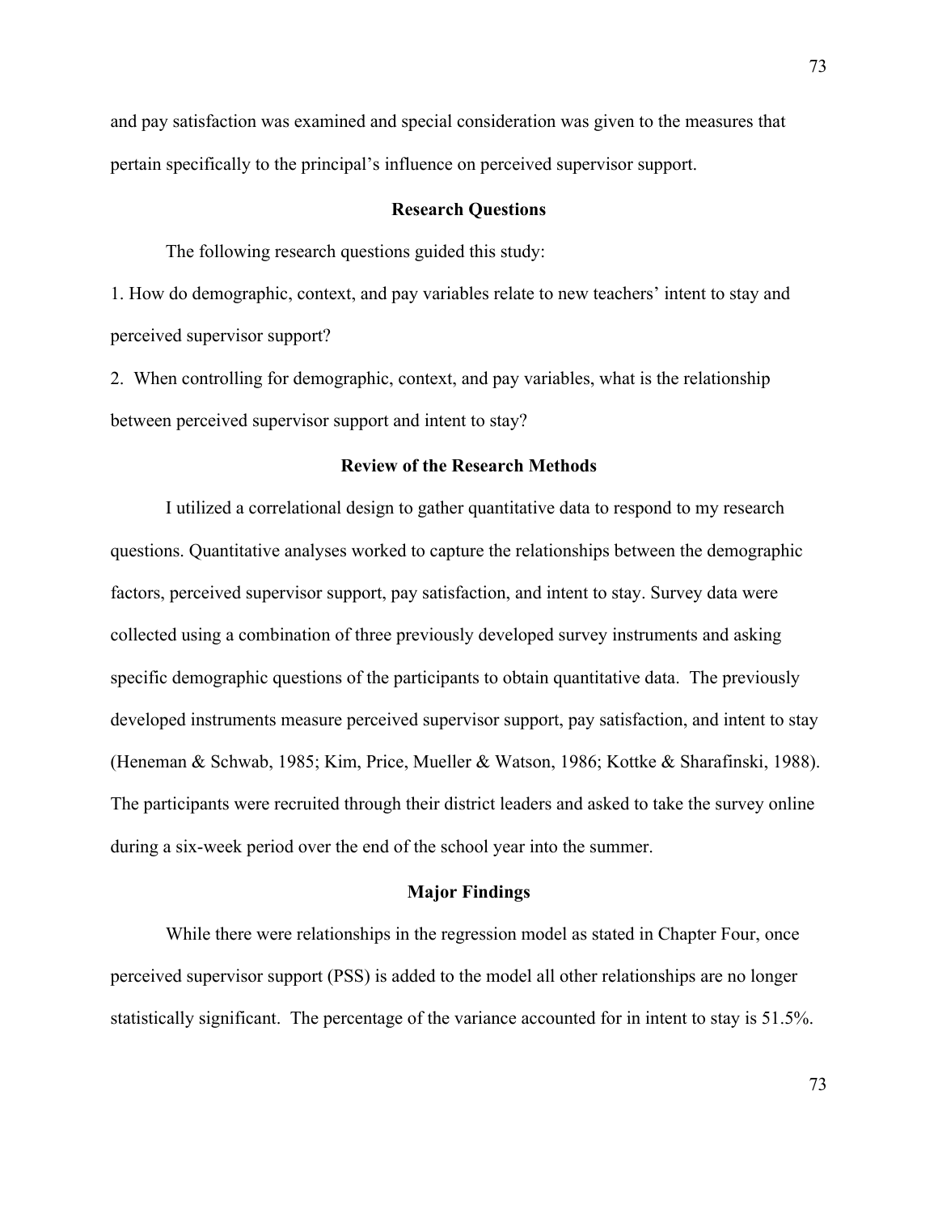and pay satisfaction was examined and special consideration was given to the measures that pertain specifically to the principal's influence on perceived supervisor support.

## Research Questions

The following research questions guided this study:

1. How do demographic, context, and pay variables relate to new teachers' intent to stay and perceived supervisor support?

2. When controlling for demographic, context, and pay variables, what is the relationship between perceived supervisor support and intent to stay?

## Review of the Research Methods

I utilized a correlational design to gather quantitative data to respond to my research questions. Quantitative analyses worked to capture the relationships between the demographic factors, perceived supervisor support, pay satisfaction, and intent to stay. Survey data were collected using a combination of three previously developed survey instruments and asking specific demographic questions of the participants to obtain quantitative data. The previously developed instruments measure perceived supervisor support, pay satisfaction, and intent to stay (Heneman & Schwab, 1985; Kim, Price, Mueller & Watson, 1986; Kottke & Sharafinski, 1988). The participants were recruited through their district leaders and asked to take the survey online during a six-week period over the end of the school year into the summer.

## Major Findings

While there were relationships in the regression model as stated in Chapter Four, once perceived supervisor support (PSS) is added to the model all other relationships are no longer statistically significant. The percentage of the variance accounted for in intent to stay is 51.5%.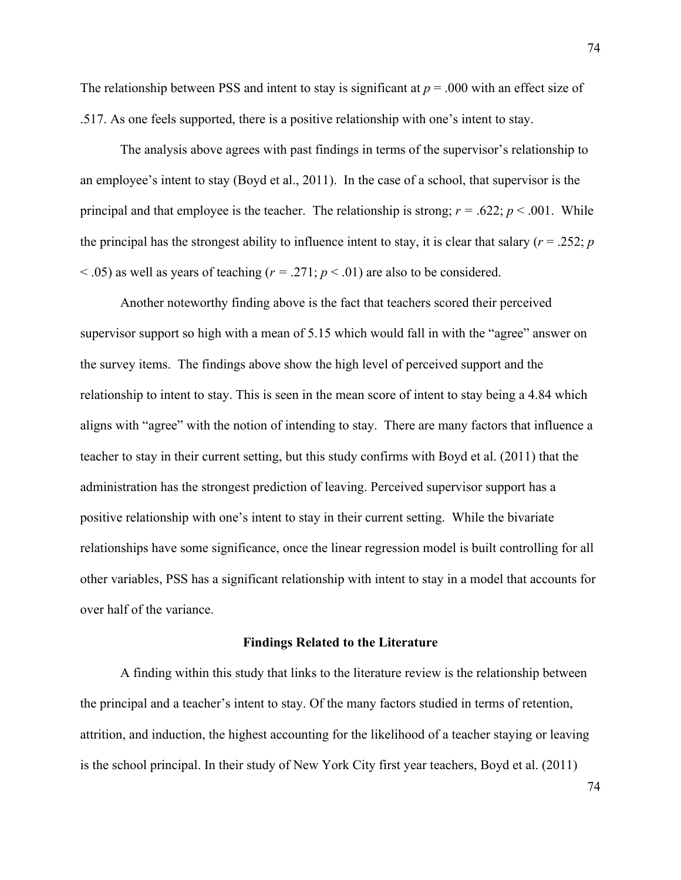The relationship between PSS and intent to stay is significant at $p = .000$ with an effect size of .517. As one feels supported, there is a positive relationship with one's intent to stay.

The analysis above agrees with past findings in terms of the supervisor's relationship to an employee's intent to stay (Boyd et al., 2011). In the case of a school, that supervisor is the principal and that employee is the teacher. The relationship is strong; $r = .622$; $p < .001$. While the principal has the strongest ability to influence intent to stay, it is clear that salary ($r = .252$; $p < .05$) as well as years of teaching ($r = .271$; $p < .01$) are also to be considered.

Another noteworthy finding above is the fact that teachers scored their perceived supervisor support so high with a mean of 5.15 which would fall in with the "agree" answer on the survey items. The findings above show the high level of perceived support and the relationship to intent to stay. This is seen in the mean score of intent to stay being a 4.84 which aligns with "agree" with the notion of intending to stay. There are many factors that influence a teacher to stay in their current setting, but this study confirms with Boyd et al. (2011) that the administration has the strongest prediction of leaving. Perceived supervisor support has a positive relationship with one's intent to stay in their current setting. While the bivariate relationships have some significance, once the linear regression model is built controlling for all other variables, PSS has a significant relationship with intent to stay in a model that accounts for over half of the variance.

## Findings Related to the Literature

A finding within this study that links to the literature review is the relationship between the principal and a teacher's intent to stay. Of the many factors studied in terms of retention, attrition, and induction, the highest accounting for the likelihood of a teacher staying or leaving is the school principal. In their study of New York City first year teachers, Boyd et al. (2011)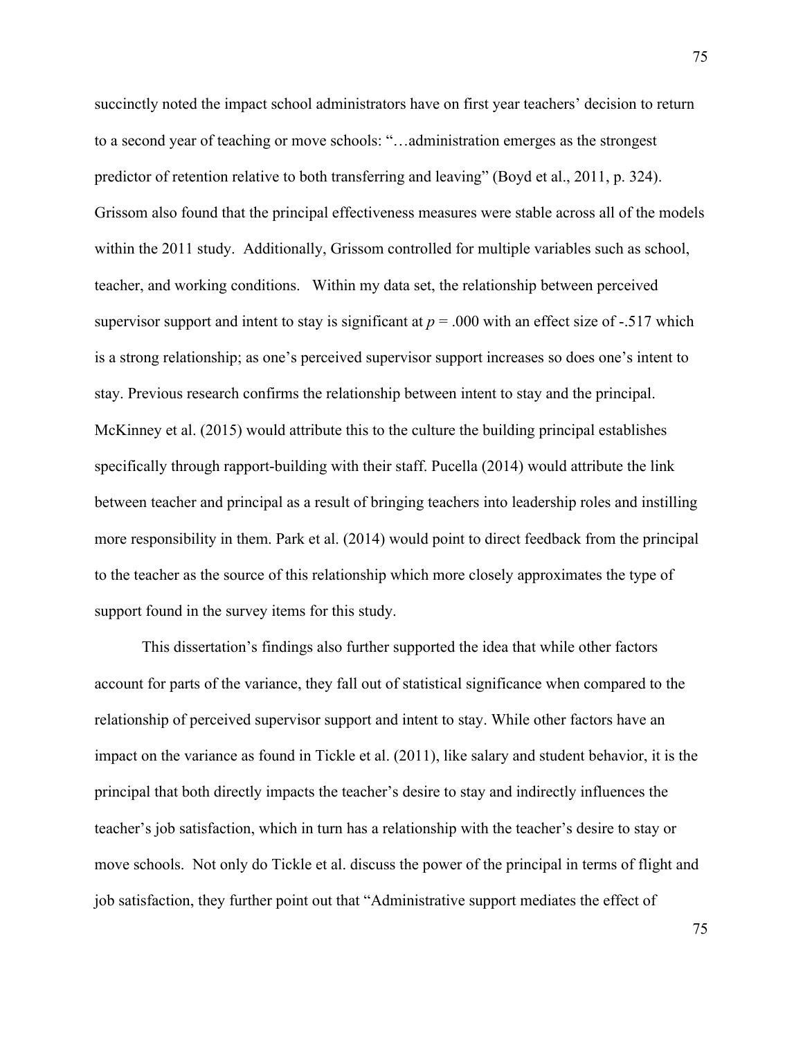succinctly noted the impact school administrators have on first year teachers' decision to return to a second year of teaching or move schools: "…administration emerges as the strongest predictor of retention relative to both transferring and leaving" (Boyd et al., 2011, p. 324). Grissom also found that the principal effectiveness measures were stable across all of the models within the 2011 study. Additionally, Grissom controlled for multiple variables such as school, teacher, and working conditions. Within my data set, the relationship between perceived supervisor support and intent to stay is significant at $p = .000$ with an effect size of -.517 which is a strong relationship; as one's perceived supervisor support increases so does one's intent to stay. Previous research confirms the relationship between intent to stay and the principal. McKinney et al. (2015) would attribute this to the culture the building principal establishes specifically through rapport-building with their staff. Pucella (2014) would attribute the link between teacher and principal as a result of bringing teachers into leadership roles and instilling more responsibility in them. Park et al. (2014) would point to direct feedback from the principal to the teacher as the source of this relationship which more closely approximates the type of support found in the survey items for this study.

This dissertation's findings also further supported the idea that while other factors account for parts of the variance, they fall out of statistical significance when compared to the relationship of perceived supervisor support and intent to stay. While other factors have an impact on the variance as found in Tickle et al. (2011), like salary and student behavior, it is the principal that both directly impacts the teacher's desire to stay and indirectly influences the teacher's job satisfaction, which in turn has a relationship with the teacher's desire to stay or move schools. Not only do Tickle et al. discuss the power of the principal in terms of flight and job satisfaction, they further point out that "Administrative support mediates the effect of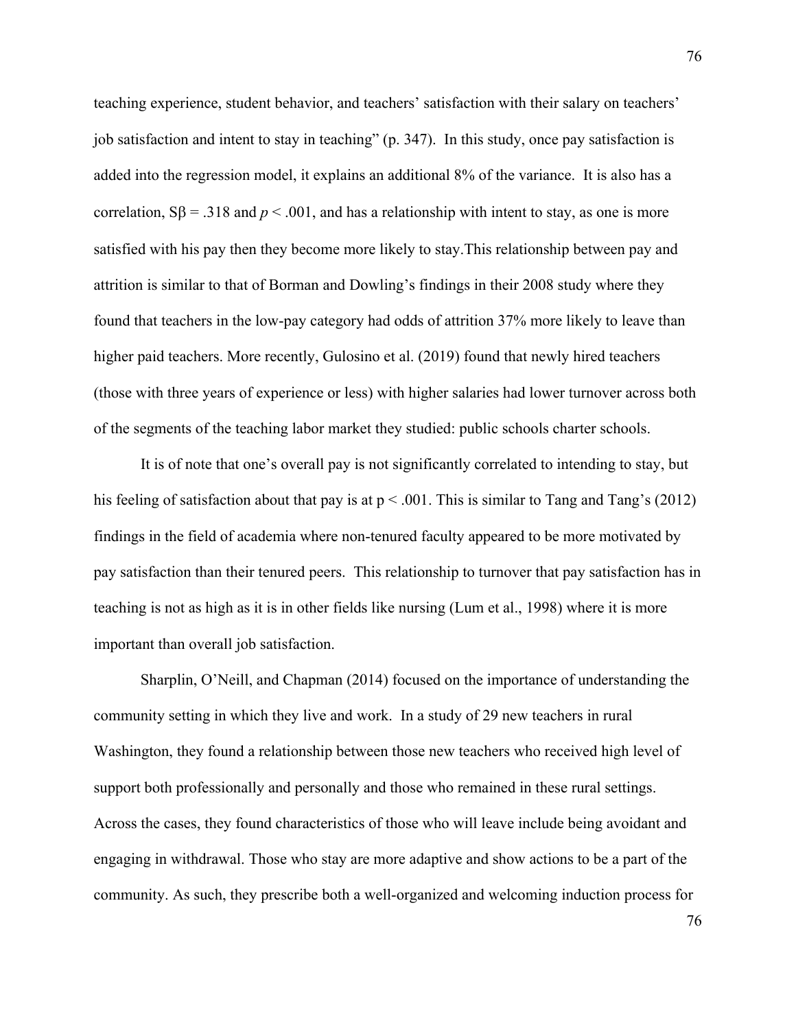teaching experience, student behavior, and teachers' satisfaction with their salary on teachers' job satisfaction and intent to stay in teaching" (p. 347). In this study, once pay satisfaction is added into the regression model, it explains an additional 8% of the variance. It is also has a correlation, Sβ = .318 and *p* < .001, and has a relationship with intent to stay, as one is more satisfied with his pay then they become more likely to stay.This relationship between pay and attrition is similar to that of Borman and Dowling's findings in their 2008 study where they found that teachers in the low-pay category had odds of attrition 37% more likely to leave than higher paid teachers. More recently, Gulosino et al. (2019) found that newly hired teachers (those with three years of experience or less) with higher salaries had lower turnover across both of the segments of the teaching labor market they studied: public schools charter schools.

It is of note that one's overall pay is not significantly correlated to intending to stay, but his feeling of satisfaction about that pay is at p < .001. This is similar to Tang and Tang's (2012) findings in the field of academia where non-tenured faculty appeared to be more motivated by pay satisfaction than their tenured peers. This relationship to turnover that pay satisfaction has in teaching is not as high as it is in other fields like nursing (Lum et al., 1998) where it is more important than overall job satisfaction.

Sharplin, O'Neill, and Chapman (2014) focused on the importance of understanding the community setting in which they live and work. In a study of 29 new teachers in rural Washington, they found a relationship between those new teachers who received high level of support both professionally and personally and those who remained in these rural settings. Across the cases, they found characteristics of those who will leave include being avoidant and engaging in withdrawal. Those who stay are more adaptive and show actions to be a part of the community. As such, they prescribe both a well-organized and welcoming induction process for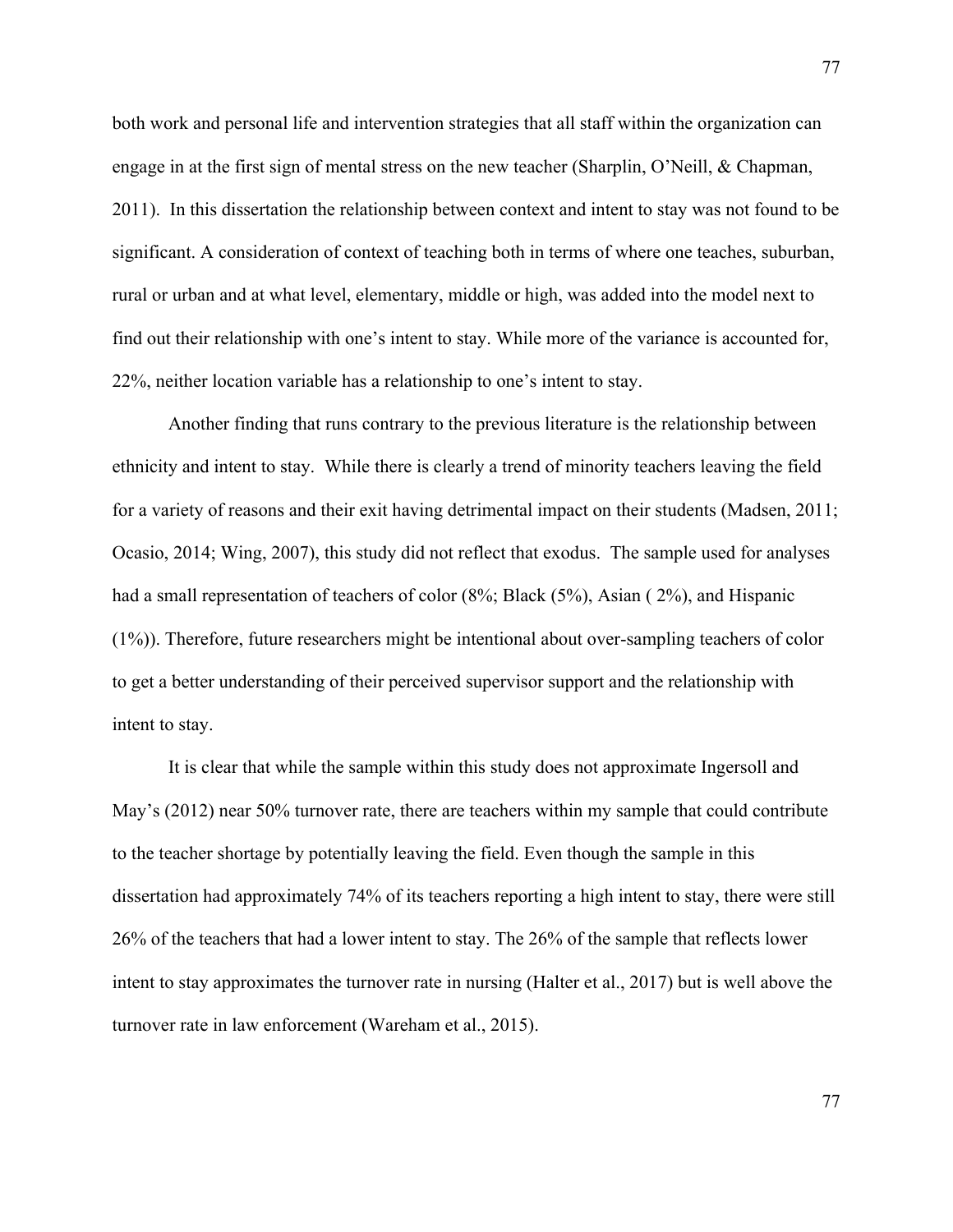both work and personal life and intervention strategies that all staff within the organization can engage in at the first sign of mental stress on the new teacher (Sharplin, O'Neill, & Chapman, 2011). In this dissertation the relationship between context and intent to stay was not found to be significant. A consideration of context of teaching both in terms of where one teaches, suburban, rural or urban and at what level, elementary, middle or high, was added into the model next to find out their relationship with one's intent to stay. While more of the variance is accounted for, 22%, neither location variable has a relationship to one's intent to stay.

Another finding that runs contrary to the previous literature is the relationship between ethnicity and intent to stay. While there is clearly a trend of minority teachers leaving the field for a variety of reasons and their exit having detrimental impact on their students (Madsen, 2011; Ocasio, 2014; Wing, 2007), this study did not reflect that exodus. The sample used for analyses had a small representation of teachers of color (8%; Black (5%), Asian ( 2%), and Hispanic (1%)). Therefore, future researchers might be intentional about over-sampling teachers of color to get a better understanding of their perceived supervisor support and the relationship with intent to stay.

It is clear that while the sample within this study does not approximate Ingersoll and May's (2012) near 50% turnover rate, there are teachers within my sample that could contribute to the teacher shortage by potentially leaving the field. Even though the sample in this dissertation had approximately 74% of its teachers reporting a high intent to stay, there were still 26% of the teachers that had a lower intent to stay. The 26% of the sample that reflects lower intent to stay approximates the turnover rate in nursing (Halter et al., 2017) but is well above the turnover rate in law enforcement (Wareham et al., 2015).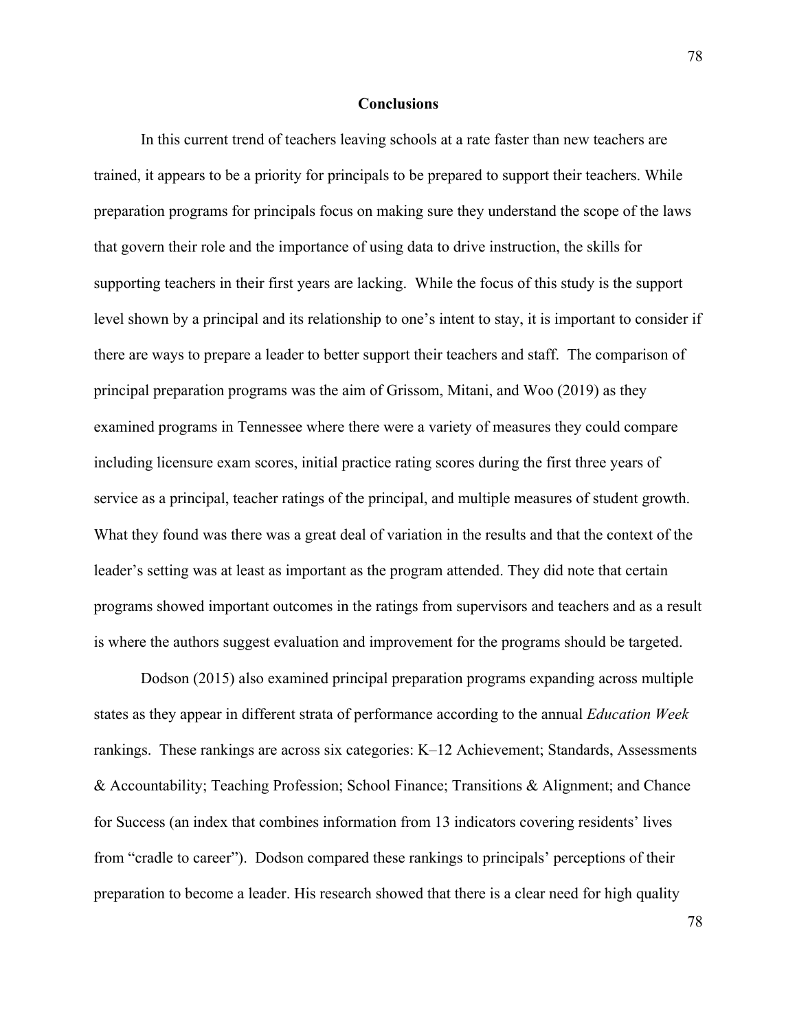## Conclusions

In this current trend of teachers leaving schools at a rate faster than new teachers are trained, it appears to be a priority for principals to be prepared to support their teachers. While preparation programs for principals focus on making sure they understand the scope of the laws that govern their role and the importance of using data to drive instruction, the skills for supporting teachers in their first years are lacking. While the focus of this study is the support level shown by a principal and its relationship to one's intent to stay, it is important to consider if there are ways to prepare a leader to better support their teachers and staff. The comparison of principal preparation programs was the aim of Grissom, Mitani, and Woo (2019) as they examined programs in Tennessee where there were a variety of measures they could compare including licensure exam scores, initial practice rating scores during the first three years of service as a principal, teacher ratings of the principal, and multiple measures of student growth. What they found was there was a great deal of variation in the results and that the context of the leader's setting was at least as important as the program attended. They did note that certain programs showed important outcomes in the ratings from supervisors and teachers and as a result is where the authors suggest evaluation and improvement for the programs should be targeted.

Dodson (2015) also examined principal preparation programs expanding across multiple states as they appear in different strata of performance according to the annual *Education Week* rankings. These rankings are across six categories: K–12 Achievement; Standards, Assessments & Accountability; Teaching Profession; School Finance; Transitions & Alignment; and Chance for Success (an index that combines information from 13 indicators covering residents' lives from "cradle to career"). Dodson compared these rankings to principals' perceptions of their preparation to become a leader. His research showed that there is a clear need for high quality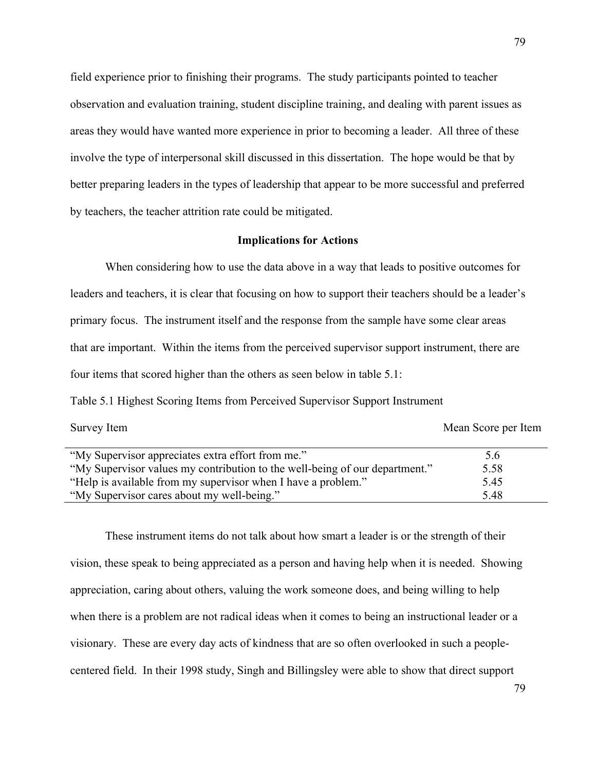field experience prior to finishing their programs. The study participants pointed to teacher observation and evaluation training, student discipline training, and dealing with parent issues as areas they would have wanted more experience in prior to becoming a leader. All three of these involve the type of interpersonal skill discussed in this dissertation. The hope would be that by better preparing leaders in the types of leadership that appear to be more successful and preferred by teachers, the teacher attrition rate could be mitigated.

## Implications for Actions

When considering how to use the data above in a way that leads to positive outcomes for leaders and teachers, it is clear that focusing on how to support their teachers should be a leader's primary focus. The instrument itself and the response from the sample have some clear areas that are important. Within the items from the perceived supervisor support instrument, there are four items that scored higher than the others as seen below in table 5.1:

Table 5.1 Highest Scoring Items from Perceived Supervisor Support Instrument

| Survey Item | Mean Score per Item |
|---|---|
| "My Supervisor appreciates extra effort from me." | 5.6 |
| "My Supervisor values my contribution to the well-being of our department." | 5.58 |
| "Help is available from my supervisor when I have a problem." | 5.45 |
| "My Supervisor cares about my well-being." | 5.48 |

These instrument items do not talk about how smart a leader is or the strength of their vision, these speak to being appreciated as a person and having help when it is needed. Showing appreciation, caring about others, valuing the work someone does, and being willing to help when there is a problem are not radical ideas when it comes to being an instructional leader or a visionary. These are every day acts of kindness that are so often overlooked in such a people-centered field. In their 1998 study, Singh and Billingsley were able to show that direct support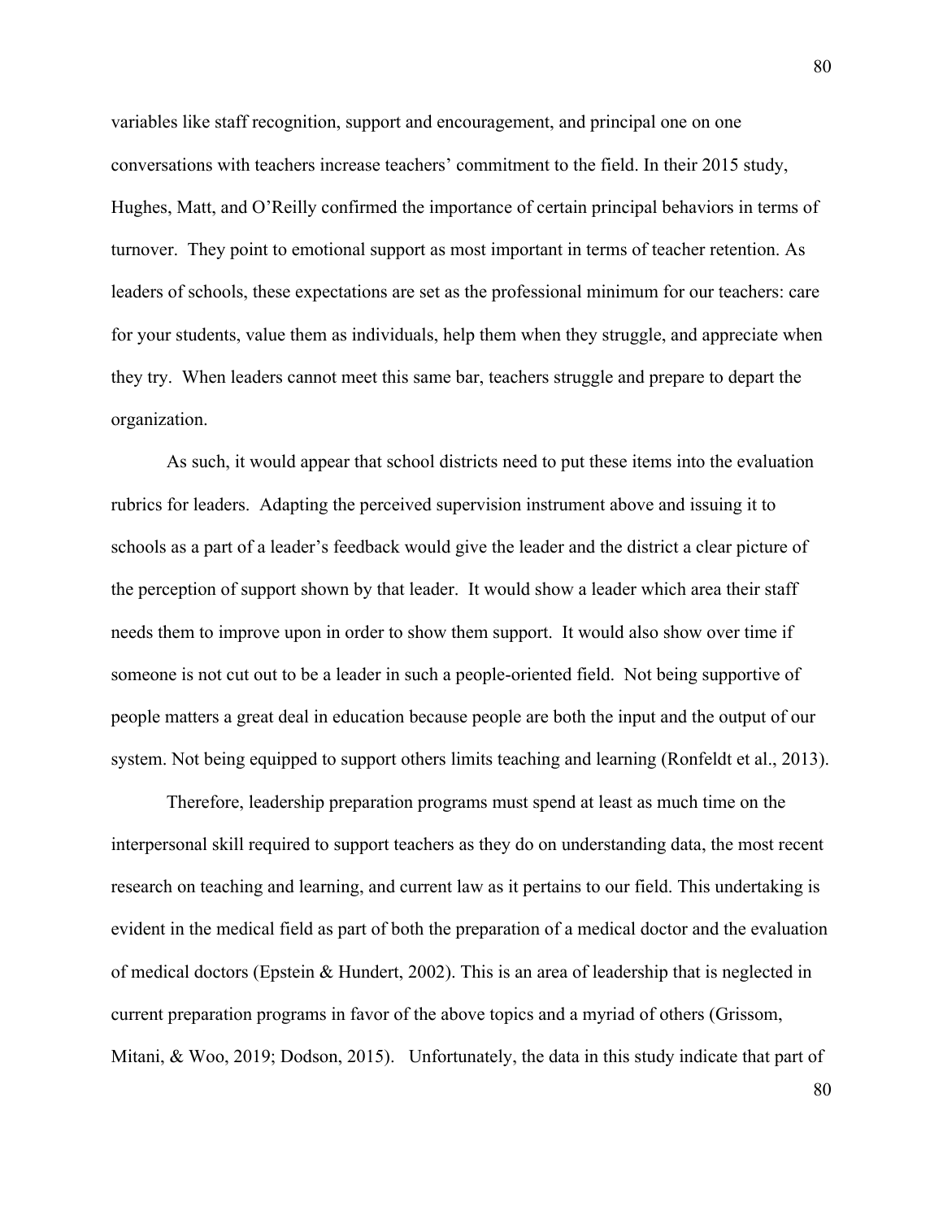variables like staff recognition, support and encouragement, and principal one on one conversations with teachers increase teachers' commitment to the field. In their 2015 study, Hughes, Matt, and O'Reilly confirmed the importance of certain principal behaviors in terms of turnover. They point to emotional support as most important in terms of teacher retention. As leaders of schools, these expectations are set as the professional minimum for our teachers: care for your students, value them as individuals, help them when they struggle, and appreciate when they try. When leaders cannot meet this same bar, teachers struggle and prepare to depart the organization.

As such, it would appear that school districts need to put these items into the evaluation rubrics for leaders. Adapting the perceived supervision instrument above and issuing it to schools as a part of a leader's feedback would give the leader and the district a clear picture of the perception of support shown by that leader. It would show a leader which area their staff needs them to improve upon in order to show them support. It would also show over time if someone is not cut out to be a leader in such a people-oriented field. Not being supportive of people matters a great deal in education because people are both the input and the output of our system. Not being equipped to support others limits teaching and learning (Ronfeldt et al., 2013).

Therefore, leadership preparation programs must spend at least as much time on the interpersonal skill required to support teachers as they do on understanding data, the most recent research on teaching and learning, and current law as it pertains to our field. This undertaking is evident in the medical field as part of both the preparation of a medical doctor and the evaluation of medical doctors (Epstein & Hundert, 2002). This is an area of leadership that is neglected in current preparation programs in favor of the above topics and a myriad of others (Grissom, Mitani, & Woo, 2019; Dodson, 2015). Unfortunately, the data in this study indicate that part of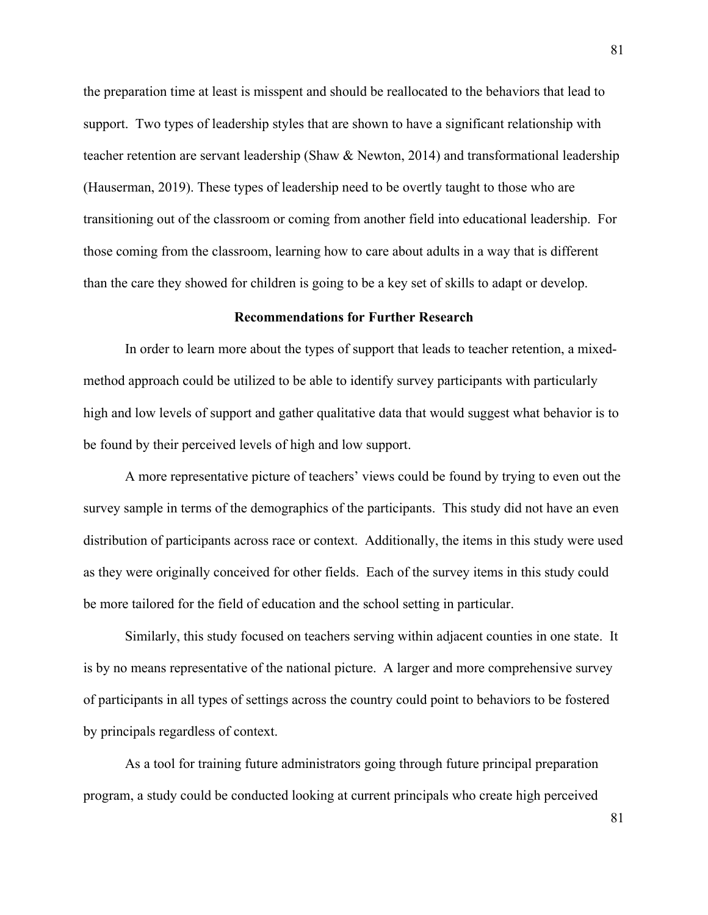the preparation time at least is misspent and should be reallocated to the behaviors that lead to support. Two types of leadership styles that are shown to have a significant relationship with teacher retention are servant leadership (Shaw & Newton, 2014) and transformational leadership (Hauserman, 2019). These types of leadership need to be overtly taught to those who are transitioning out of the classroom or coming from another field into educational leadership. For those coming from the classroom, learning how to care about adults in a way that is different than the care they showed for children is going to be a key set of skills to adapt or develop.

## Recommendations for Further Research

In order to learn more about the types of support that leads to teacher retention, a mixed-method approach could be utilized to be able to identify survey participants with particularly high and low levels of support and gather qualitative data that would suggest what behavior is to be found by their perceived levels of high and low support.

A more representative picture of teachers' views could be found by trying to even out the survey sample in terms of the demographics of the participants. This study did not have an even distribution of participants across race or context. Additionally, the items in this study were used as they were originally conceived for other fields. Each of the survey items in this study could be more tailored for the field of education and the school setting in particular.

Similarly, this study focused on teachers serving within adjacent counties in one state. It is by no means representative of the national picture. A larger and more comprehensive survey of participants in all types of settings across the country could point to behaviors to be fostered by principals regardless of context.

As a tool for training future administrators going through future principal preparation program, a study could be conducted looking at current principals who create high perceived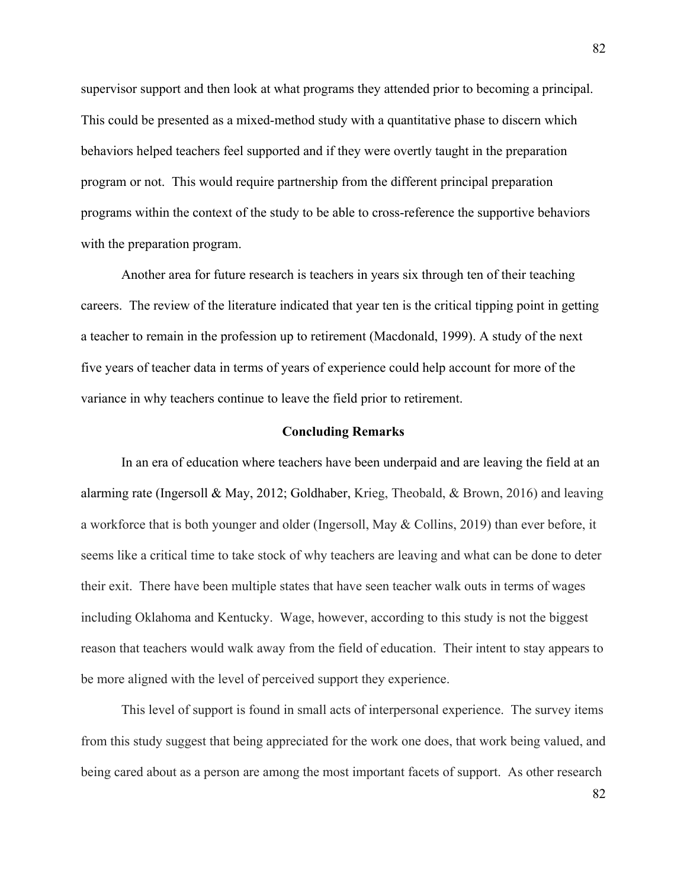supervisor support and then look at what programs they attended prior to becoming a principal. This could be presented as a mixed-method study with a quantitative phase to discern which behaviors helped teachers feel supported and if they were overtly taught in the preparation program or not. This would require partnership from the different principal preparation programs within the context of the study to be able to cross-reference the supportive behaviors with the preparation program.

Another area for future research is teachers in years six through ten of their teaching careers. The review of the literature indicated that year ten is the critical tipping point in getting a teacher to remain in the profession up to retirement (Macdonald, 1999). A study of the next five years of teacher data in terms of years of experience could help account for more of the variance in why teachers continue to leave the field prior to retirement.

## Concluding Remarks

In an era of education where teachers have been underpaid and are leaving the field at an alarming rate (Ingersoll & May, 2012; Goldhaber, Krieg, Theobald, & Brown, 2016) and leaving a workforce that is both younger and older (Ingersoll, May & Collins, 2019) than ever before, it seems like a critical time to take stock of why teachers are leaving and what can be done to deter their exit. There have been multiple states that have seen teacher walk outs in terms of wages including Oklahoma and Kentucky. Wage, however, according to this study is not the biggest reason that teachers would walk away from the field of education. Their intent to stay appears to be more aligned with the level of perceived support they experience.

This level of support is found in small acts of interpersonal experience. The survey items from this study suggest that being appreciated for the work one does, that work being valued, and being cared about as a person are among the most important facets of support. As other research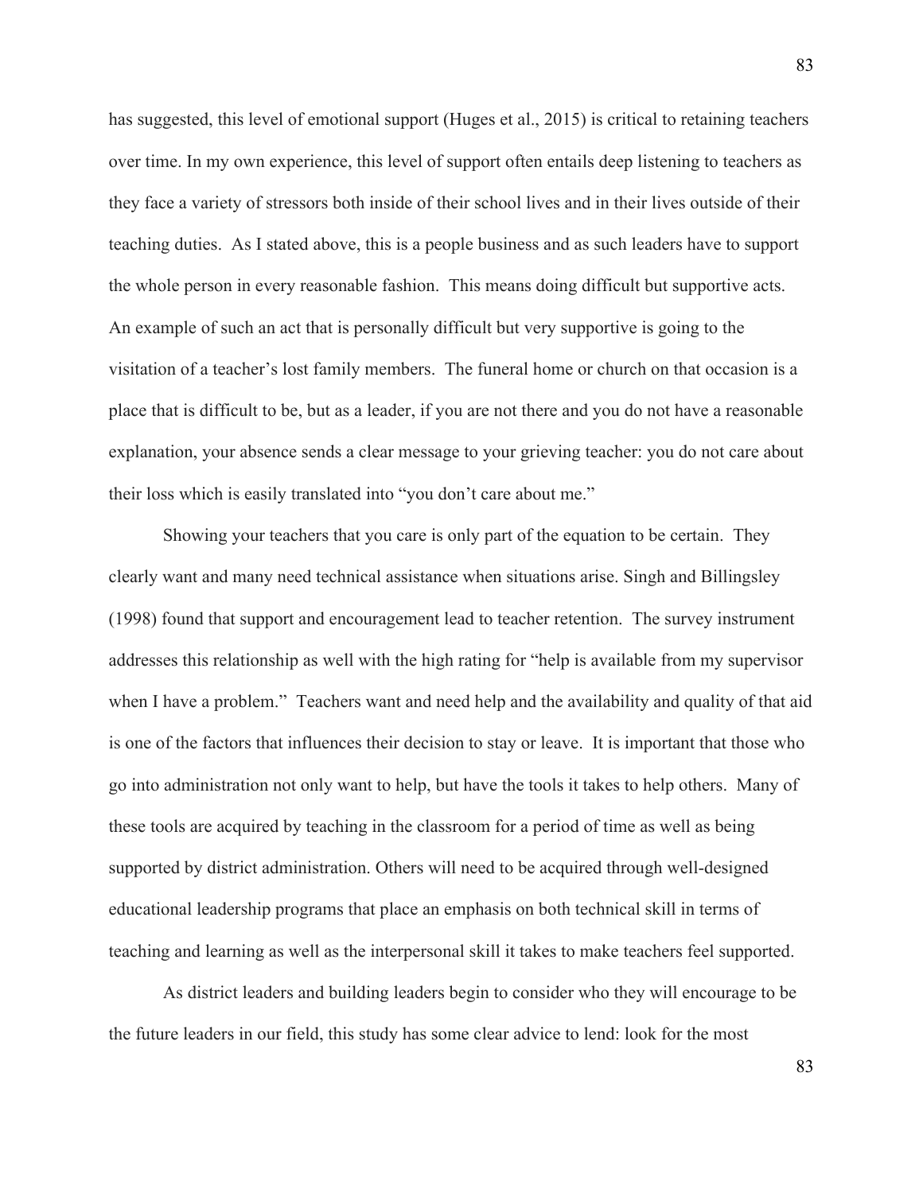has suggested, this level of emotional support (Huges et al., 2015) is critical to retaining teachers over time. In my own experience, this level of support often entails deep listening to teachers as they face a variety of stressors both inside of their school lives and in their lives outside of their teaching duties. As I stated above, this is a people business and as such leaders have to support the whole person in every reasonable fashion. This means doing difficult but supportive acts. An example of such an act that is personally difficult but very supportive is going to the visitation of a teacher's lost family members. The funeral home or church on that occasion is a place that is difficult to be, but as a leader, if you are not there and you do not have a reasonable explanation, your absence sends a clear message to your grieving teacher: you do not care about their loss which is easily translated into "you don't care about me."

Showing your teachers that you care is only part of the equation to be certain. They clearly want and many need technical assistance when situations arise. Singh and Billingsley (1998) found that support and encouragement lead to teacher retention. The survey instrument addresses this relationship as well with the high rating for "help is available from my supervisor when I have a problem." Teachers want and need help and the availability and quality of that aid is one of the factors that influences their decision to stay or leave. It is important that those who go into administration not only want to help, but have the tools it takes to help others. Many of these tools are acquired by teaching in the classroom for a period of time as well as being supported by district administration. Others will need to be acquired through well-designed educational leadership programs that place an emphasis on both technical skill in terms of teaching and learning as well as the interpersonal skill it takes to make teachers feel supported.

As district leaders and building leaders begin to consider who they will encourage to be the future leaders in our field, this study has some clear advice to lend: look for the most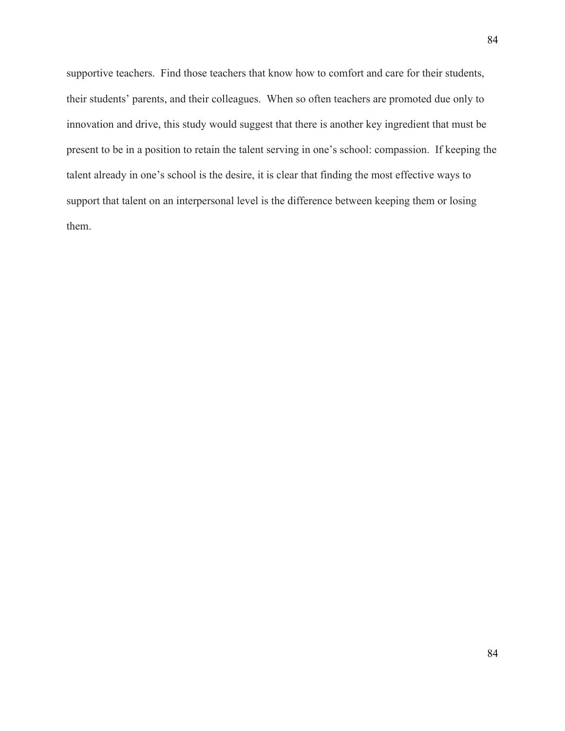supportive teachers. Find those teachers that know how to comfort and care for their students, their students' parents, and their colleagues. When so often teachers are promoted due only to innovation and drive, this study would suggest that there is another key ingredient that must be present to be in a position to retain the talent serving in one's school: compassion. If keeping the talent already in one's school is the desire, it is clear that finding the most effective ways to support that talent on an interpersonal level is the difference between keeping them or losing them.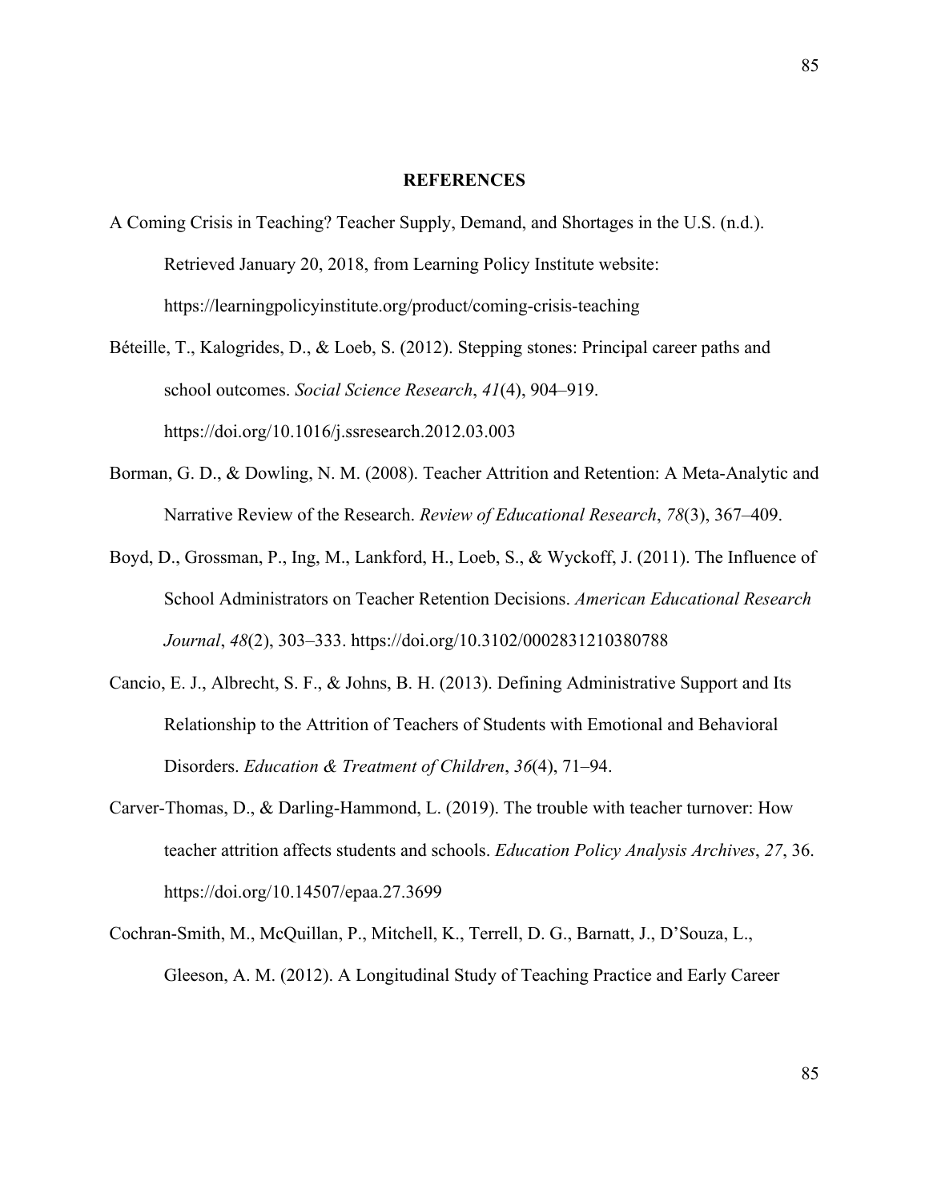## REFERENCES

A Coming Crisis in Teaching? Teacher Supply, Demand, and Shortages in the U.S. (n.d.). Retrieved January 20, 2018, from Learning Policy Institute website: https://learningpolicyinstitute.org/product/coming-crisis-teaching

Béteille, T., Kalogrides, D., & Loeb, S. (2012). Stepping stones: Principal career paths and school outcomes. *Social Science Research*, *41*(4), 904–919. https://doi.org/10.1016/j.ssresearch.2012.03.003

Borman, G. D., & Dowling, N. M. (2008). Teacher Attrition and Retention: A Meta-Analytic and Narrative Review of the Research. *Review of Educational Research*, *78*(3), 367–409.

Boyd, D., Grossman, P., Ing, M., Lankford, H., Loeb, S., & Wyckoff, J. (2011). The Influence of School Administrators on Teacher Retention Decisions. *American Educational Research Journal*, *48*(2), 303–333. https://doi.org/10.3102/0002831210380788

Cancio, E. J., Albrecht, S. F., & Johns, B. H. (2013). Defining Administrative Support and Its Relationship to the Attrition of Teachers of Students with Emotional and Behavioral Disorders. *Education & Treatment of Children*, *36*(4), 71–94.

Carver-Thomas, D., & Darling-Hammond, L. (2019). The trouble with teacher turnover: How teacher attrition affects students and schools. *Education Policy Analysis Archives*, *27*, 36. https://doi.org/10.14507/epaa.27.3699

Cochran-Smith, M., McQuillan, P., Mitchell, K., Terrell, D. G., Barnatt, J., D'Souza, L., Gleeson, A. M. (2012). A Longitudinal Study of Teaching Practice and Early Career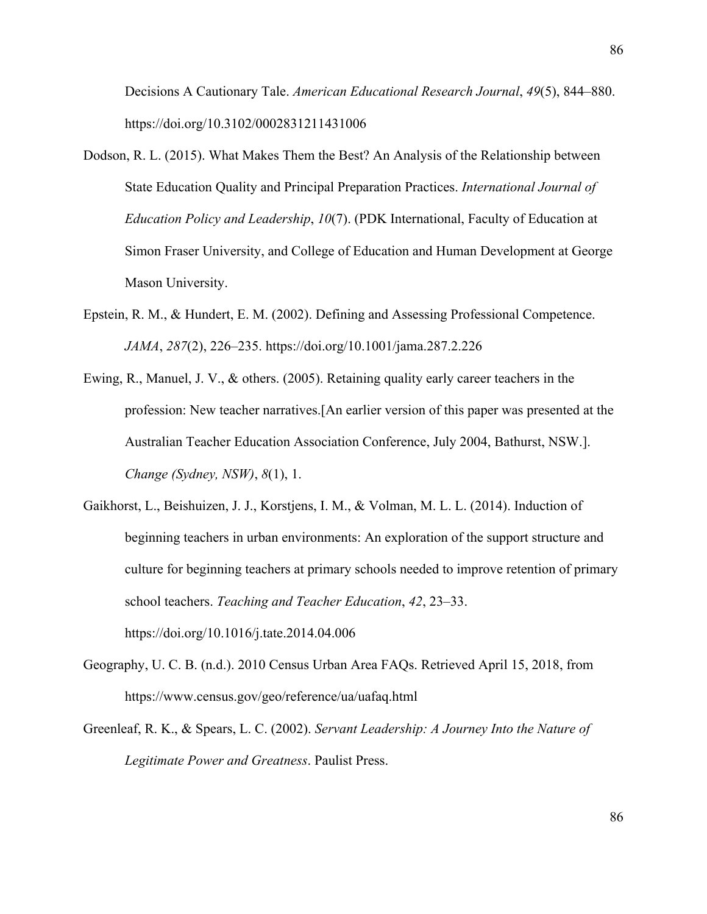Decisions A Cautionary Tale. *American Educational Research Journal*, *49*(5), 844–880. https://doi.org/10.3102/0002831211431006

Dodson, R. L. (2015). What Makes Them the Best? An Analysis of the Relationship between State Education Quality and Principal Preparation Practices. *International Journal of Education Policy and Leadership*, *10*(7). (PDK International, Faculty of Education at Simon Fraser University, and College of Education and Human Development at George Mason University.

Epstein, R. M., & Hundert, E. M. (2002). Defining and Assessing Professional Competence. *JAMA*, *287*(2), 226–235. https://doi.org/10.1001/jama.287.2.226

Ewing, R., Manuel, J. V., & others. (2005). Retaining quality early career teachers in the profession: New teacher narratives.[An earlier version of this paper was presented at the Australian Teacher Education Association Conference, July 2004, Bathurst, NSW.]. *Change (Sydney, NSW)*, *8*(1), 1.

Gaikhorst, L., Beishuizen, J. J., Korstjens, I. M., & Volman, M. L. L. (2014). Induction of beginning teachers in urban environments: An exploration of the support structure and culture for beginning teachers at primary schools needed to improve retention of primary school teachers. *Teaching and Teacher Education*, *42*, 23–33. https://doi.org/10.1016/j.tate.2014.04.006

Geography, U. C. B. (n.d.). 2010 Census Urban Area FAQs. Retrieved April 15, 2018, from https://www.census.gov/geo/reference/ua/uafaq.html

Greenleaf, R. K., & Spears, L. C. (2002). *Servant Leadership: A Journey Into the Nature of Legitimate Power and Greatness*. Paulist Press.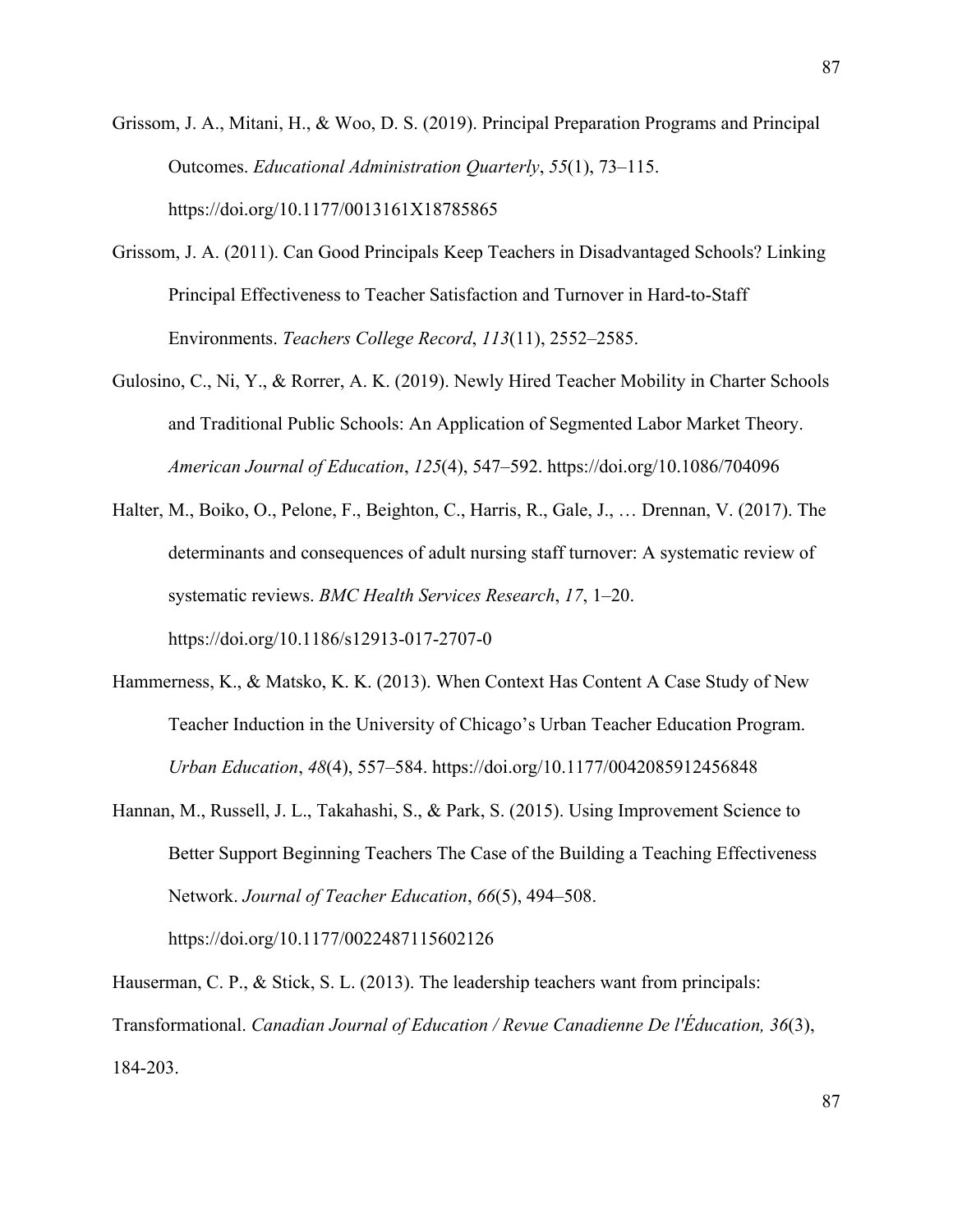Grissom, J. A., Mitani, H., & Woo, D. S. (2019). Principal Preparation Programs and Principal Outcomes. *Educational Administration Quarterly*, *55*(1), 73–115. https://doi.org/10.1177/0013161X18785865

Grissom, J. A. (2011). Can Good Principals Keep Teachers in Disadvantaged Schools? Linking Principal Effectiveness to Teacher Satisfaction and Turnover in Hard-to-Staff Environments. *Teachers College Record*, *113*(11), 2552–2585.

Gulosino, C., Ni, Y., & Rorrer, A. K. (2019). Newly Hired Teacher Mobility in Charter Schools and Traditional Public Schools: An Application of Segmented Labor Market Theory. *American Journal of Education*, *125*(4), 547–592. https://doi.org/10.1086/704096

Halter, M., Boiko, O., Pelone, F., Beighton, C., Harris, R., Gale, J., … Drennan, V. (2017). The determinants and consequences of adult nursing staff turnover: A systematic review of systematic reviews. *BMC Health Services Research*, *17*, 1–20. https://doi.org/10.1186/s12913-017-2707-0

Hammerness, K., & Matsko, K. K. (2013). When Context Has Content A Case Study of New Teacher Induction in the University of Chicago's Urban Teacher Education Program. *Urban Education*, *48*(4), 557–584. https://doi.org/10.1177/0042085912456848

Hannan, M., Russell, J. L., Takahashi, S., & Park, S. (2015). Using Improvement Science to Better Support Beginning Teachers The Case of the Building a Teaching Effectiveness Network. *Journal of Teacher Education*, *66*(5), 494–508. https://doi.org/10.1177/0022487115602126

Hauserman, C. P., & Stick, S. L. (2013). The leadership teachers want from principals: Transformational. *Canadian Journal of Education / Revue Canadienne De l'Éducation, 36*(3), 184-203.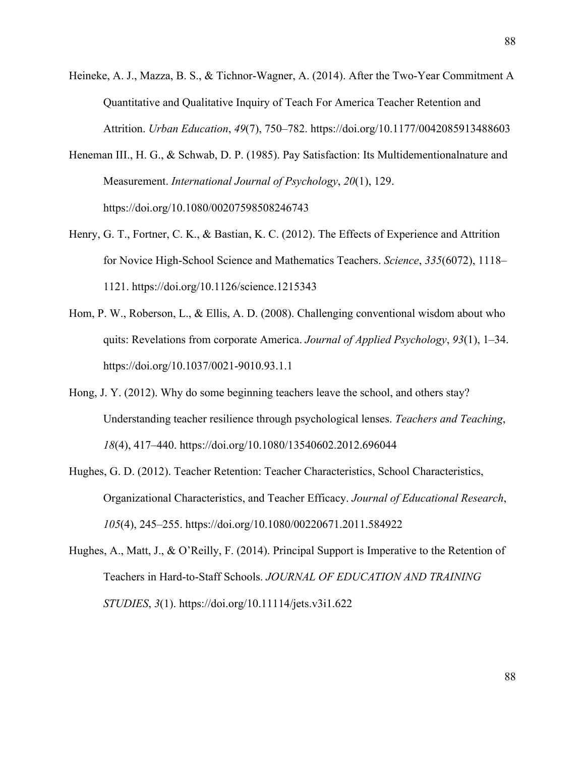Heineke, A. J., Mazza, B. S., & Tichnor-Wagner, A. (2014). After the Two-Year Commitment A Quantitative and Qualitative Inquiry of Teach For America Teacher Retention and Attrition. *Urban Education*, *49*(7), 750–782. https://doi.org/10.1177/0042085913488603

Heneman III., H. G., & Schwab, D. P. (1985). Pay Satisfaction: Its Multidementionalnature and Measurement. *International Journal of Psychology*, *20*(1), 129. https://doi.org/10.1080/00207598508246743

Henry, G. T., Fortner, C. K., & Bastian, K. C. (2012). The Effects of Experience and Attrition for Novice High-School Science and Mathematics Teachers. *Science*, *335*(6072), 1118–1121. https://doi.org/10.1126/science.1215343

Hom, P. W., Roberson, L., & Ellis, A. D. (2008). Challenging conventional wisdom about who quits: Revelations from corporate America. *Journal of Applied Psychology*, *93*(1), 1–34. https://doi.org/10.1037/0021-9010.93.1.1

Hong, J. Y. (2012). Why do some beginning teachers leave the school, and others stay? Understanding teacher resilience through psychological lenses. *Teachers and Teaching*, *18*(4), 417–440. https://doi.org/10.1080/13540602.2012.696044

Hughes, G. D. (2012). Teacher Retention: Teacher Characteristics, School Characteristics, Organizational Characteristics, and Teacher Efficacy. *Journal of Educational Research*, *105*(4), 245–255. https://doi.org/10.1080/00220671.2011.584922

Hughes, A., Matt, J., & O'Reilly, F. (2014). Principal Support is Imperative to the Retention of Teachers in Hard-to-Staff Schools. *JOURNAL OF EDUCATION AND TRAINING STUDIES*, *3*(1). https://doi.org/10.11114/jets.v3i1.622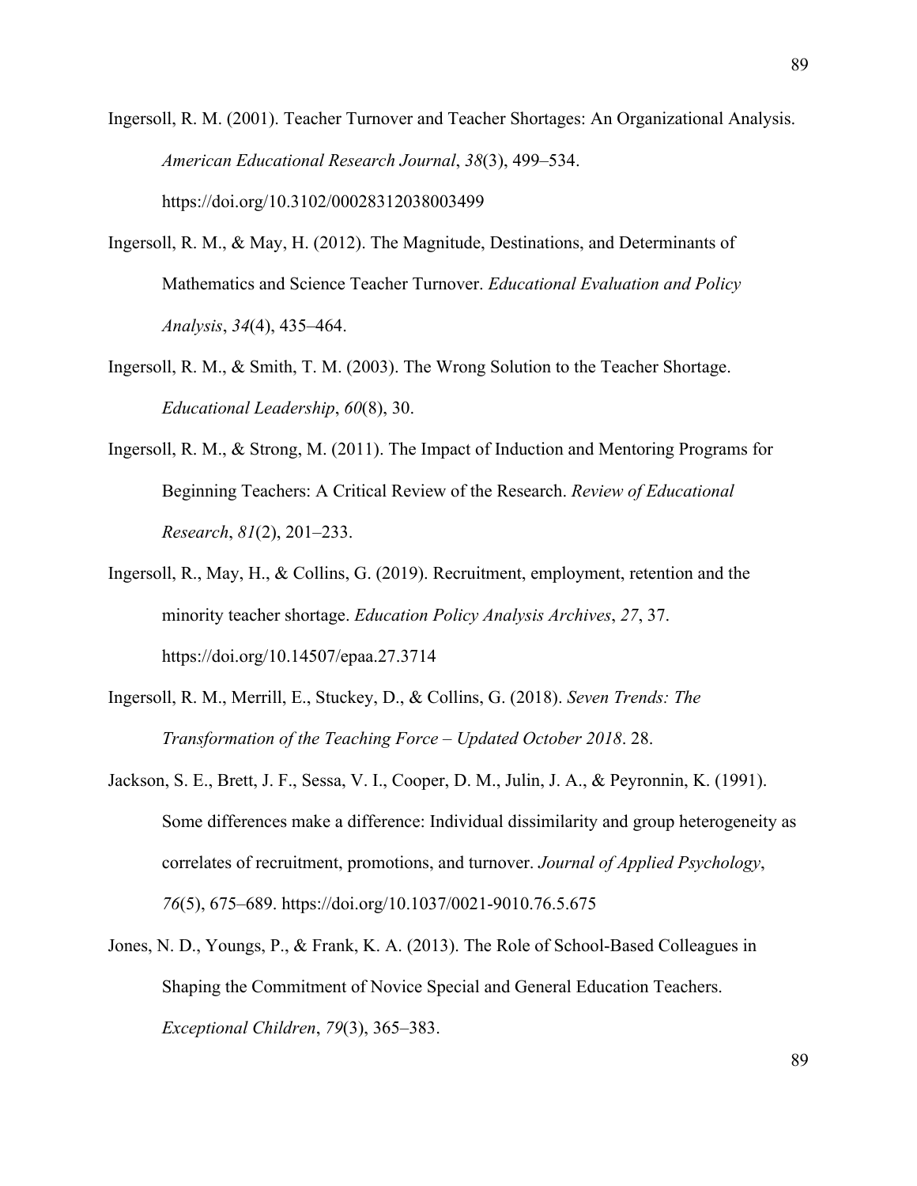Ingersoll, R. M. (2001). Teacher Turnover and Teacher Shortages: An Organizational Analysis. *American Educational Research Journal*, *38*(3), 499–534. https://doi.org/10.3102/00028312038003499

Ingersoll, R. M., & May, H. (2012). The Magnitude, Destinations, and Determinants of Mathematics and Science Teacher Turnover. *Educational Evaluation and Policy Analysis*, *34*(4), 435–464.

Ingersoll, R. M., & Smith, T. M. (2003). The Wrong Solution to the Teacher Shortage. *Educational Leadership*, *60*(8), 30.

Ingersoll, R. M., & Strong, M. (2011). The Impact of Induction and Mentoring Programs for Beginning Teachers: A Critical Review of the Research. *Review of Educational Research*, *81*(2), 201–233.

Ingersoll, R., May, H., & Collins, G. (2019). Recruitment, employment, retention and the minority teacher shortage. *Education Policy Analysis Archives*, *27*, 37. https://doi.org/10.14507/epaa.27.3714

Ingersoll, R. M., Merrill, E., Stuckey, D., & Collins, G. (2018). *Seven Trends: The Transformation of the Teaching Force – Updated October 2018*. 28.

Jackson, S. E., Brett, J. F., Sessa, V. I., Cooper, D. M., Julin, J. A., & Peyronnin, K. (1991). Some differences make a difference: Individual dissimilarity and group heterogeneity as correlates of recruitment, promotions, and turnover. *Journal of Applied Psychology*, *76*(5), 675–689. https://doi.org/10.1037/0021-9010.76.5.675

Jones, N. D., Youngs, P., & Frank, K. A. (2013). The Role of School-Based Colleagues in Shaping the Commitment of Novice Special and General Education Teachers. *Exceptional Children*, *79*(3), 365–383.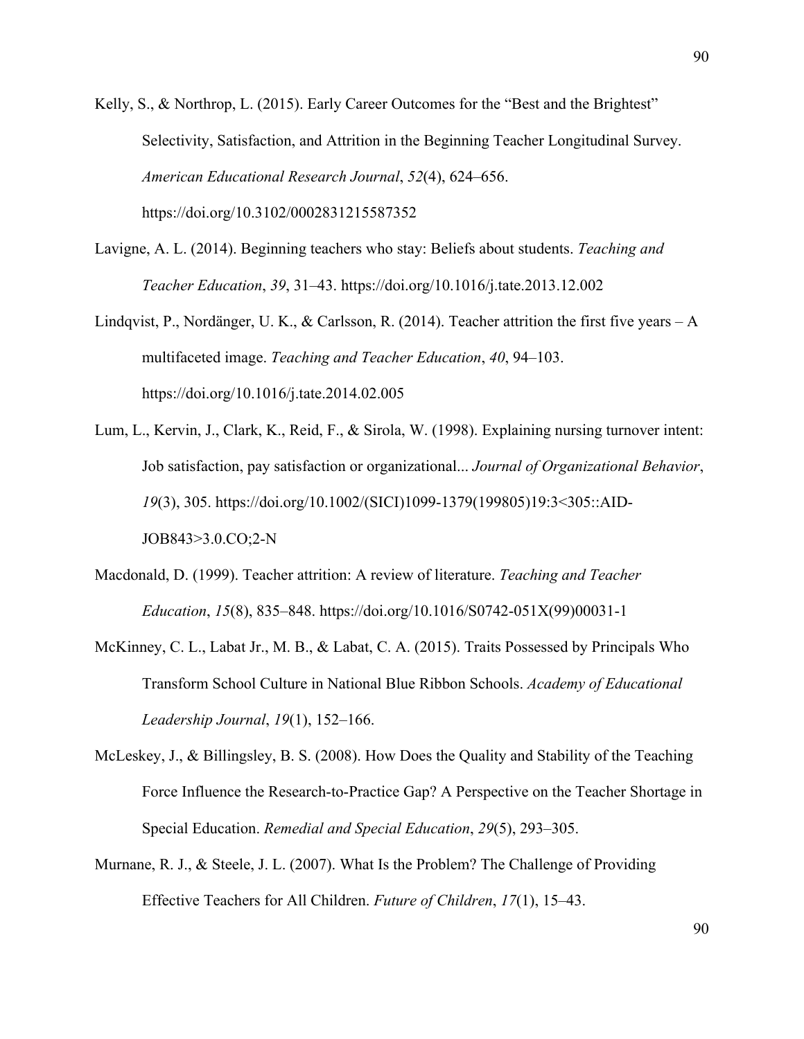Kelly, S., & Northrop, L. (2015). Early Career Outcomes for the “Best and the Brightest” Selectivity, Satisfaction, and Attrition in the Beginning Teacher Longitudinal Survey. *American Educational Research Journal*, *52*(4), 624–656. https://doi.org/10.3102/0002831215587352

Lavigne, A. L. (2014). Beginning teachers who stay: Beliefs about students. *Teaching and Teacher Education*, *39*, 31–43. https://doi.org/10.1016/j.tate.2013.12.002

Lindqvist, P., Nordänger, U. K., & Carlsson, R. (2014). Teacher attrition the first five years – A multifaceted image. *Teaching and Teacher Education*, *40*, 94–103. https://doi.org/10.1016/j.tate.2014.02.005

Lum, L., Kervin, J., Clark, K., Reid, F., & Sirola, W. (1998). Explaining nursing turnover intent: Job satisfaction, pay satisfaction or organizational... *Journal of Organizational Behavior*, *19*(3), 305. https://doi.org/10.1002/(SICI)1099-1379(199805)19:3<305::AID-JOB843>3.0.CO;2-N

Macdonald, D. (1999). Teacher attrition: A review of literature. *Teaching and Teacher Education*, *15*(8), 835–848. https://doi.org/10.1016/S0742-051X(99)00031-1

McKinney, C. L., Labat Jr., M. B., & Labat, C. A. (2015). Traits Possessed by Principals Who Transform School Culture in National Blue Ribbon Schools. *Academy of Educational Leadership Journal*, *19*(1), 152–166.

McLeskey, J., & Billingsley, B. S. (2008). How Does the Quality and Stability of the Teaching Force Influence the Research-to-Practice Gap? A Perspective on the Teacher Shortage in Special Education. *Remedial and Special Education*, *29*(5), 293–305.

Murnane, R. J., & Steele, J. L. (2007). What Is the Problem? The Challenge of Providing Effective Teachers for All Children. *Future of Children*, *17*(1), 15–43.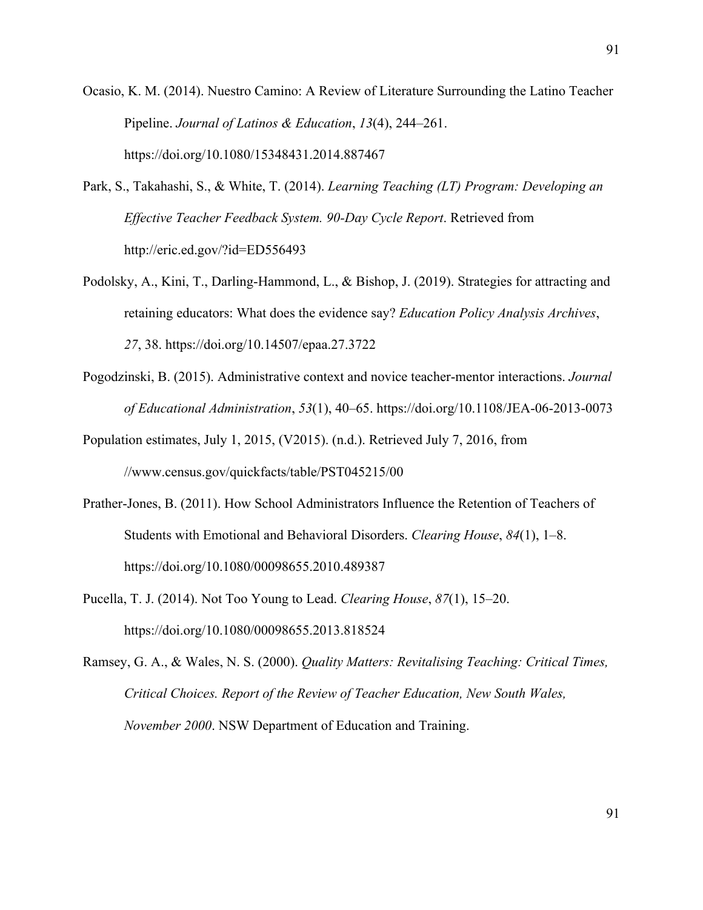Ocasio, K. M. (2014). Nuestro Camino: A Review of Literature Surrounding the Latino Teacher Pipeline. *Journal of Latinos & Education*, *13*(4), 244–261. https://doi.org/10.1080/15348431.2014.887467

Park, S., Takahashi, S., & White, T. (2014). *Learning Teaching (LT) Program: Developing an Effective Teacher Feedback System. 90-Day Cycle Report*. Retrieved from http://eric.ed.gov/?id=ED556493

Podolsky, A., Kini, T., Darling-Hammond, L., & Bishop, J. (2019). Strategies for attracting and retaining educators: What does the evidence say? *Education Policy Analysis Archives*, *27*, 38. https://doi.org/10.14507/epaa.27.3722

Pogodzinski, B. (2015). Administrative context and novice teacher-mentor interactions. *Journal of Educational Administration*, *53*(1), 40–65. https://doi.org/10.1108/JEA-06-2013-0073

Population estimates, July 1, 2015, (V2015). (n.d.). Retrieved July 7, 2016, from //www.census.gov/quickfacts/table/PST045215/00

Prather-Jones, B. (2011). How School Administrators Influence the Retention of Teachers of Students with Emotional and Behavioral Disorders. *Clearing House*, *84*(1), 1–8. https://doi.org/10.1080/00098655.2010.489387

Pucella, T. J. (2014). Not Too Young to Lead. *Clearing House*, *87*(1), 15–20. https://doi.org/10.1080/00098655.2013.818524

Ramsey, G. A., & Wales, N. S. (2000). *Quality Matters: Revitalising Teaching: Critical Times, Critical Choices. Report of the Review of Teacher Education, New South Wales, November 2000*. NSW Department of Education and Training.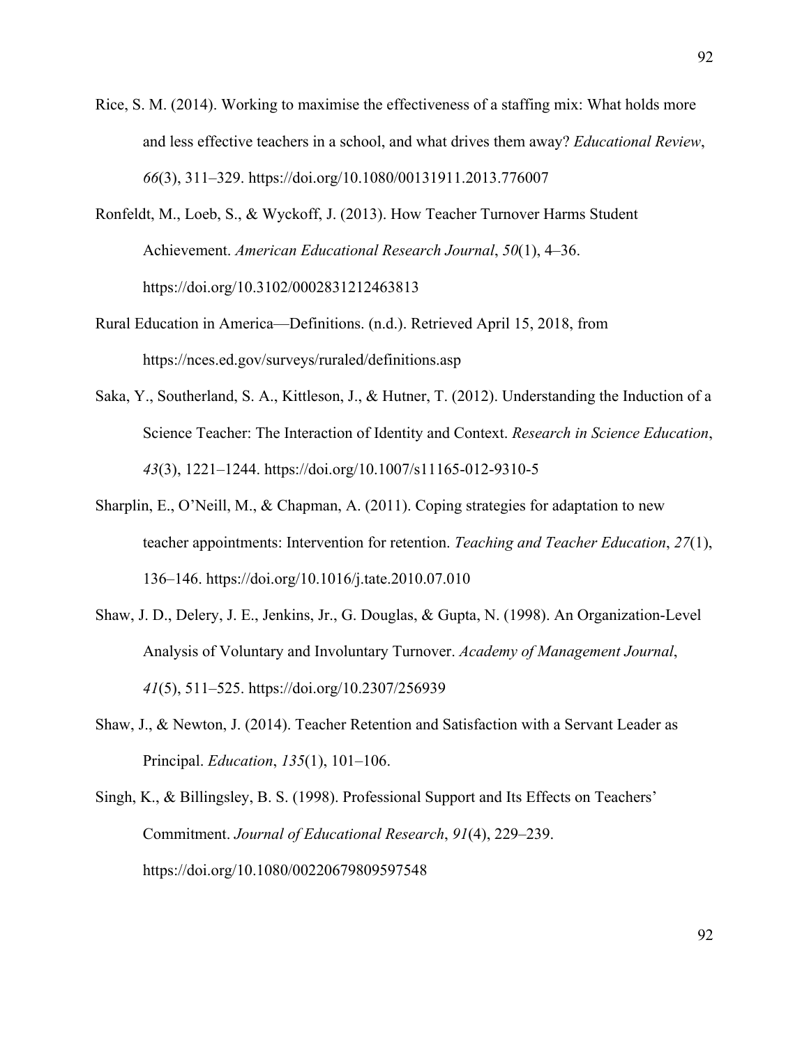Rice, S. M. (2014). Working to maximise the effectiveness of a staffing mix: What holds more and less effective teachers in a school, and what drives them away? *Educational Review*, *66*(3), 311–329. https://doi.org/10.1080/00131911.2013.776007

Ronfeldt, M., Loeb, S., & Wyckoff, J. (2013). How Teacher Turnover Harms Student Achievement. *American Educational Research Journal*, *50*(1), 4–36. https://doi.org/10.3102/0002831212463813

Rural Education in America—Definitions. (n.d.). Retrieved April 15, 2018, from https://nces.ed.gov/surveys/ruraled/definitions.asp

Saka, Y., Southerland, S. A., Kittleson, J., & Hutner, T. (2012). Understanding the Induction of a Science Teacher: The Interaction of Identity and Context. *Research in Science Education*, *43*(3), 1221–1244. https://doi.org/10.1007/s11165-012-9310-5

Sharplin, E., O'Neill, M., & Chapman, A. (2011). Coping strategies for adaptation to new teacher appointments: Intervention for retention. *Teaching and Teacher Education*, *27*(1), 136–146. https://doi.org/10.1016/j.tate.2010.07.010

Shaw, J. D., Delery, J. E., Jenkins, Jr., G. Douglas, & Gupta, N. (1998). An Organization-Level Analysis of Voluntary and Involuntary Turnover. *Academy of Management Journal*, *41*(5), 511–525. https://doi.org/10.2307/256939

Shaw, J., & Newton, J. (2014). Teacher Retention and Satisfaction with a Servant Leader as Principal. *Education*, *135*(1), 101–106.

Singh, K., & Billingsley, B. S. (1998). Professional Support and Its Effects on Teachers' Commitment. *Journal of Educational Research*, *91*(4), 229–239. https://doi.org/10.1080/00220679809597548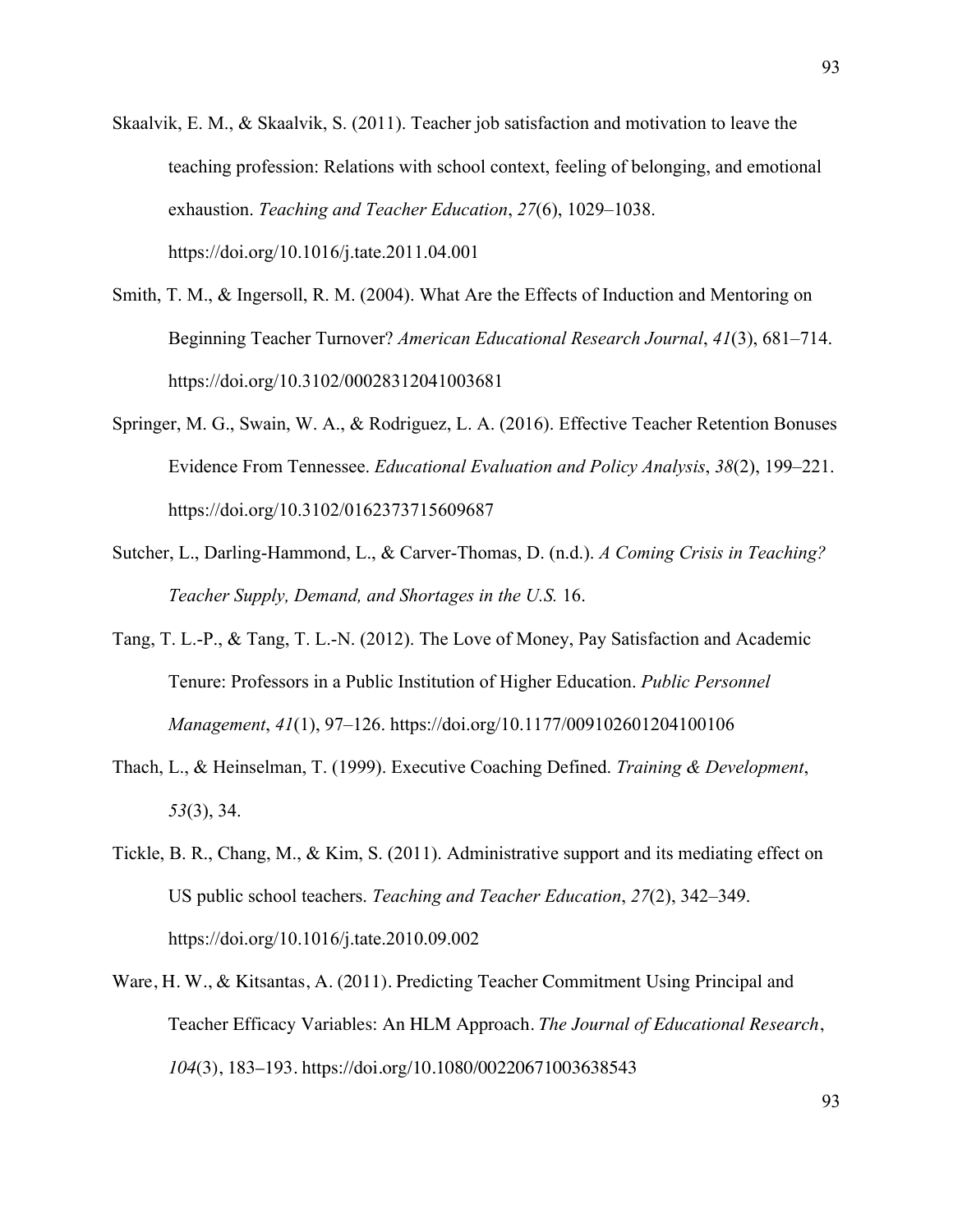Skaalvik, E. M., & Skaalvik, S. (2011). Teacher job satisfaction and motivation to leave the teaching profession: Relations with school context, feeling of belonging, and emotional exhaustion. *Teaching and Teacher Education*, *27*(6), 1029–1038. https://doi.org/10.1016/j.tate.2011.04.001

Smith, T. M., & Ingersoll, R. M. (2004). What Are the Effects of Induction and Mentoring on Beginning Teacher Turnover? *American Educational Research Journal*, *41*(3), 681–714. https://doi.org/10.3102/00028312041003681

Springer, M. G., Swain, W. A., & Rodriguez, L. A. (2016). Effective Teacher Retention Bonuses Evidence From Tennessee. *Educational Evaluation and Policy Analysis*, *38*(2), 199–221. https://doi.org/10.3102/0162373715609687

Sutcher, L., Darling-Hammond, L., & Carver-Thomas, D. (n.d.). *A Coming Crisis in Teaching? Teacher Supply, Demand, and Shortages in the U.S.* 16.

Tang, T. L.-P., & Tang, T. L.-N. (2012). The Love of Money, Pay Satisfaction and Academic Tenure: Professors in a Public Institution of Higher Education. *Public Personnel Management*, *41*(1), 97–126. https://doi.org/10.1177/009102601204100106

Thach, L., & Heinselman, T. (1999). Executive Coaching Defined. *Training & Development*, *53*(3), 34.

Tickle, B. R., Chang, M., & Kim, S. (2011). Administrative support and its mediating effect on US public school teachers. *Teaching and Teacher Education*, *27*(2), 342–349. https://doi.org/10.1016/j.tate.2010.09.002

Ware, H. W., & Kitsantas, A. (2011). Predicting Teacher Commitment Using Principal and Teacher Efficacy Variables: An HLM Approach. *The Journal of Educational Research*, *104*(3), 183–193. https://doi.org/10.1080/00220671003638543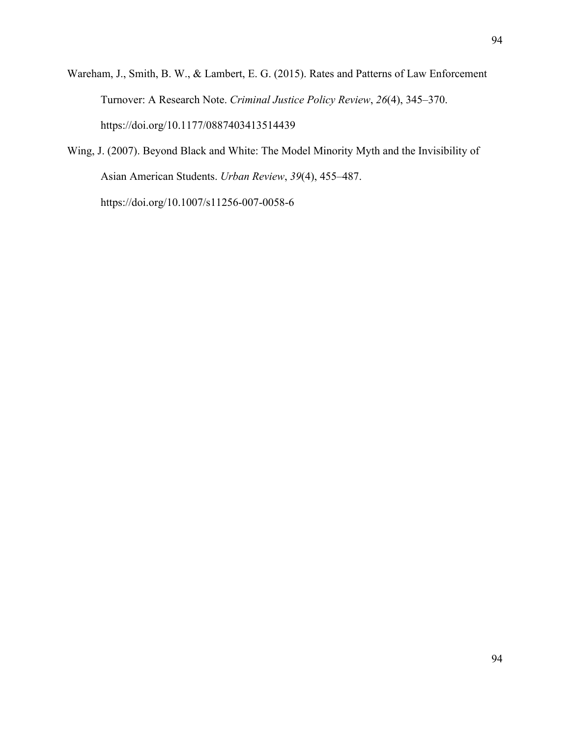Wareham, J., Smith, B. W., & Lambert, E. G. (2015). Rates and Patterns of Law Enforcement Turnover: A Research Note. *Criminal Justice Policy Review*, *26*(4), 345–370. https://doi.org/10.1177/0887403413514439

Wing, J. (2007). Beyond Black and White: The Model Minority Myth and the Invisibility of Asian American Students. *Urban Review*, *39*(4), 455–487. https://doi.org/10.1007/s11256-007-0058-6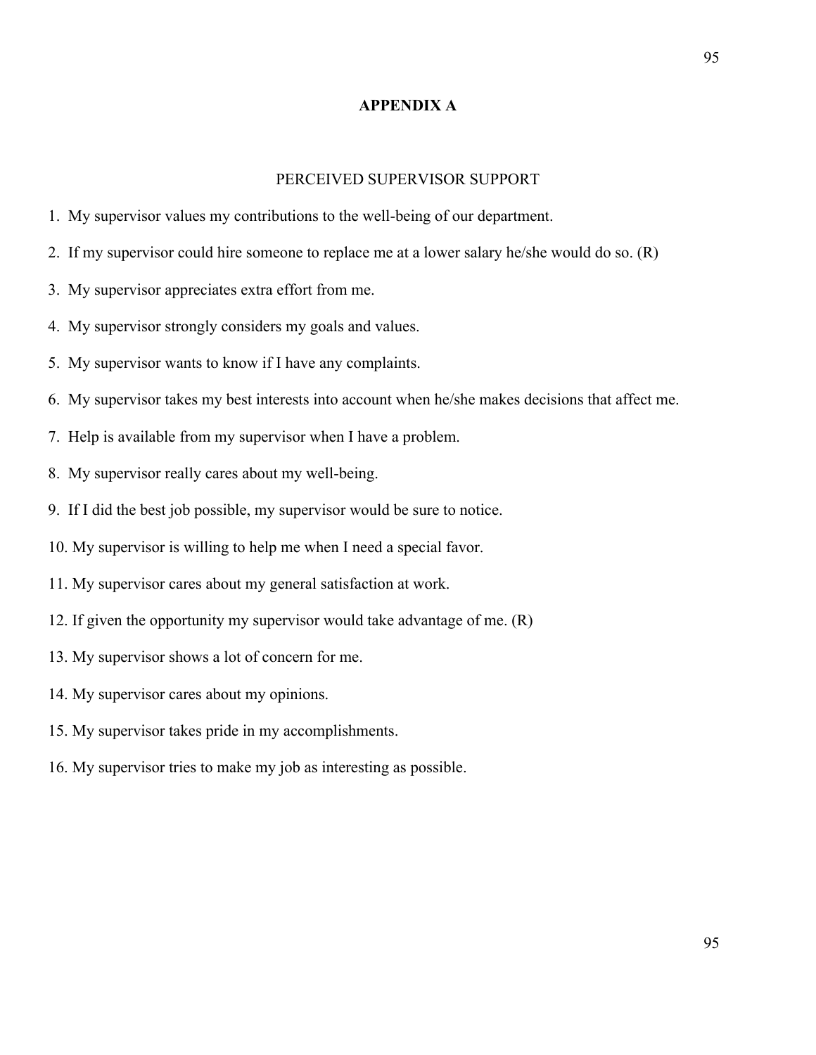# APPENDIX A

## PERCEIVED SUPERVISOR SUPPORT

1. My supervisor values my contributions to the well-being of our department.
2. If my supervisor could hire someone to replace me at a lower salary he/she would do so. (R)
3. My supervisor appreciates extra effort from me.
4. My supervisor strongly considers my goals and values.
5. My supervisor wants to know if I have any complaints.
6. My supervisor takes my best interests into account when he/she makes decisions that affect me.
7. Help is available from my supervisor when I have a problem.
8. My supervisor really cares about my well-being.
9. If I did the best job possible, my supervisor would be sure to notice.
10. My supervisor is willing to help me when I need a special favor.
11. My supervisor cares about my general satisfaction at work.
12. If given the opportunity my supervisor would take advantage of me. (R)
13. My supervisor shows a lot of concern for me.
14. My supervisor cares about my opinions.
15. My supervisor takes pride in my accomplishments.
16. My supervisor tries to make my job as interesting as possible.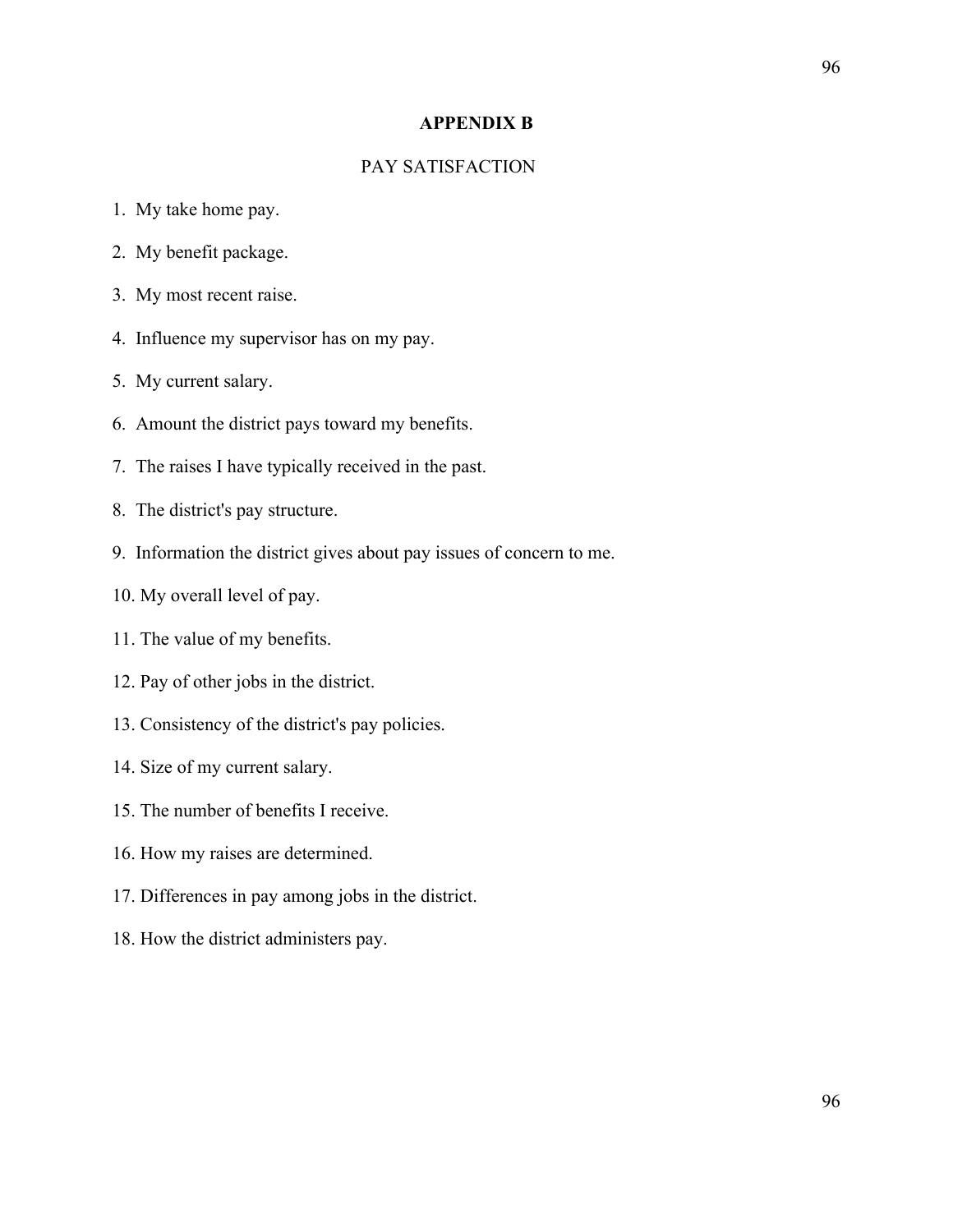## APPENDIX B

PAY SATISFACTION

1. My take home pay.
2. My benefit package.
3. My most recent raise.
4. Influence my supervisor has on my pay.
5. My current salary.
6. Amount the district pays toward my benefits.
7. The raises I have typically received in the past.
8. The district's pay structure.
9. Information the district gives about pay issues of concern to me.
10. My overall level of pay.
11. The value of my benefits.
12. Pay of other jobs in the district.
13. Consistency of the district's pay policies.
14. Size of my current salary.
15. The number of benefits I receive.
16. How my raises are determined.
17. Differences in pay among jobs in the district.
18. How the district administers pay.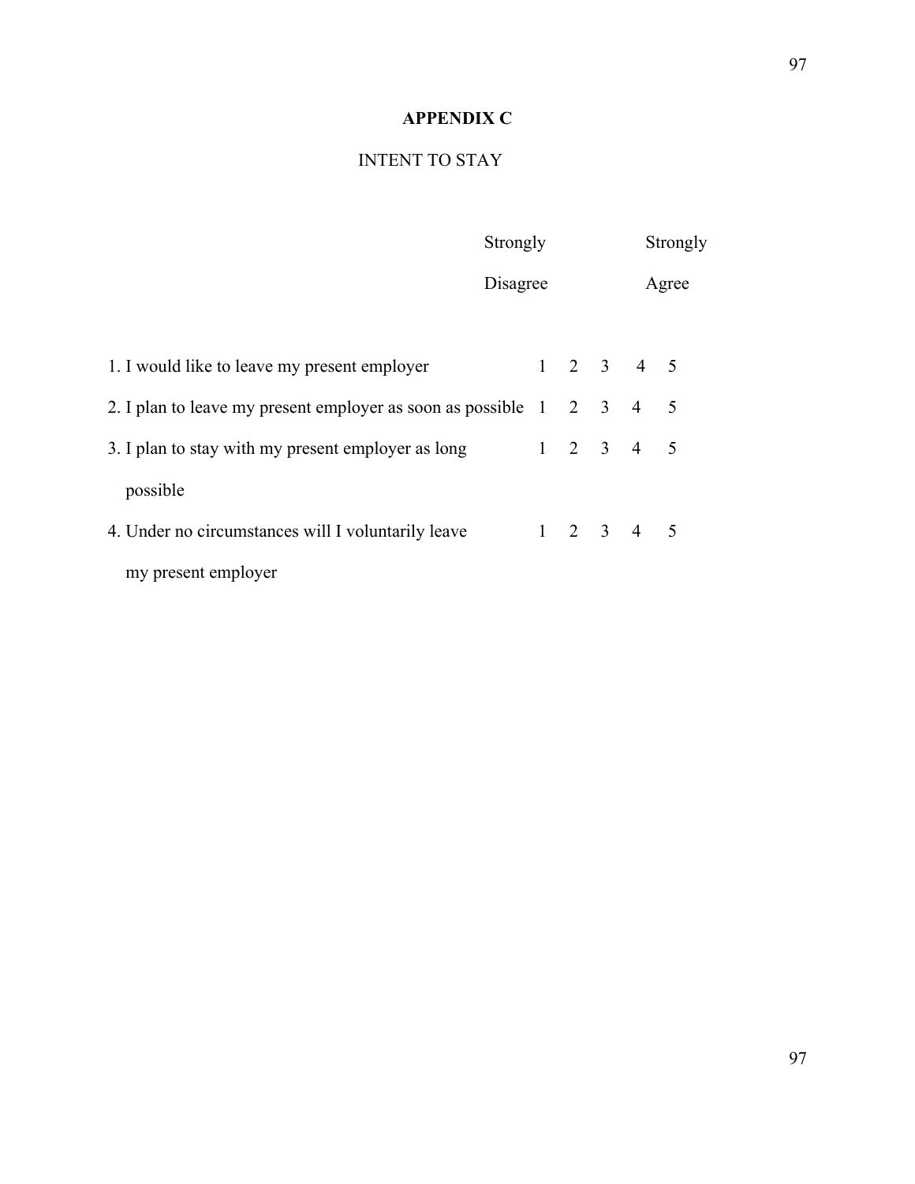# APPENDIX C

## INTENT TO STAY

| | Strongly Disagree | | | | Strongly Agree |
|---|---|---|---|---|---|
| 1. I would like to leave my present employer | 1 | 2 | 3 | 4 | 5 |
| 2. I plan to leave my present employer as soon as possible | 1 | 2 | 3 | 4 | 5 |
| 3. I plan to stay with my present employer as long possible | 1 | 2 | 3 | 4 | 5 |
| 4. Under no circumstances will I voluntarily leave my present employer | 1 | 2 | 3 | 4 | 5 |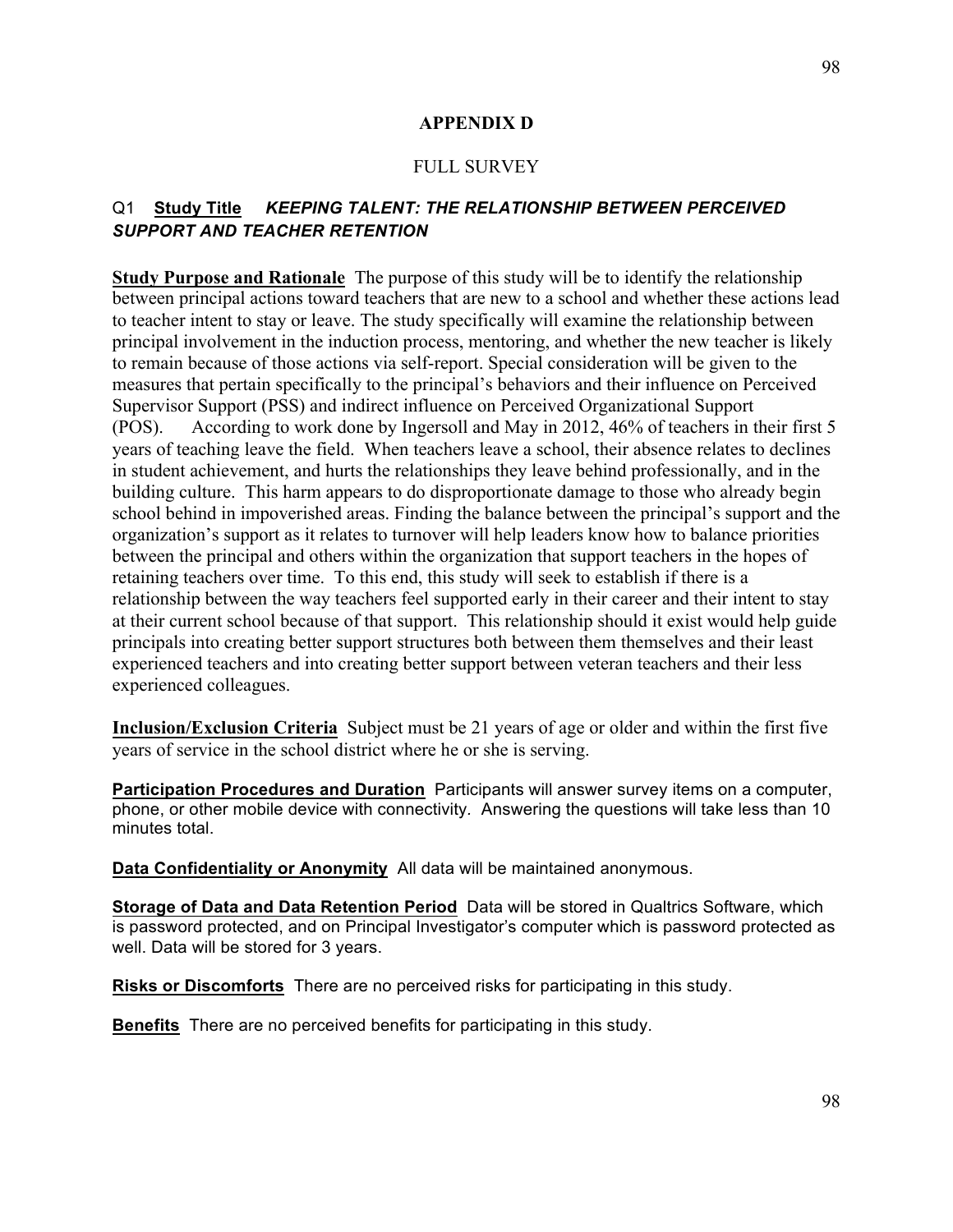## APPENDIX D

FULL SURVEY

Q1 **Study Title** ***KEEPING TALENT: THE RELATIONSHIP BETWEEN PERCEIVED SUPPORT AND TEACHER RETENTION***

**Study Purpose and Rationale** The purpose of this study will be to identify the relationship between principal actions toward teachers that are new to a school and whether these actions lead to teacher intent to stay or leave. The study specifically will examine the relationship between principal involvement in the induction process, mentoring, and whether the new teacher is likely to remain because of those actions via self-report. Special consideration will be given to the measures that pertain specifically to the principal's behaviors and their influence on Perceived Supervisor Support (PSS) and indirect influence on Perceived Organizational Support (POS). According to work done by Ingersoll and May in 2012, 46% of teachers in their first 5 years of teaching leave the field. When teachers leave a school, their absence relates to declines in student achievement, and hurts the relationships they leave behind professionally, and in the building culture. This harm appears to do disproportionate damage to those who already begin school behind in impoverished areas. Finding the balance between the principal's support and the organization's support as it relates to turnover will help leaders know how to balance priorities between the principal and others within the organization that support teachers in the hopes of retaining teachers over time. To this end, this study will seek to establish if there is a relationship between the way teachers feel supported early in their career and their intent to stay at their current school because of that support. This relationship should it exist would help guide principals into creating better support structures both between them themselves and their least experienced teachers and into creating better support between veteran teachers and their less experienced colleagues.

**Inclusion/Exclusion Criteria** Subject must be 21 years of age or older and within the first five years of service in the school district where he or she is serving.

**Participation Procedures and Duration** Participants will answer survey items on a computer, phone, or other mobile device with connectivity. Answering the questions will take less than 10 minutes total.

**Data Confidentiality or Anonymity** All data will be maintained anonymous.

**Storage of Data and Data Retention Period** Data will be stored in Qualtrics Software, which is password protected, and on Principal Investigator's computer which is password protected as well. Data will be stored for 3 years.

**Risks or Discomforts** There are no perceived risks for participating in this study.

**Benefits** There are no perceived benefits for participating in this study.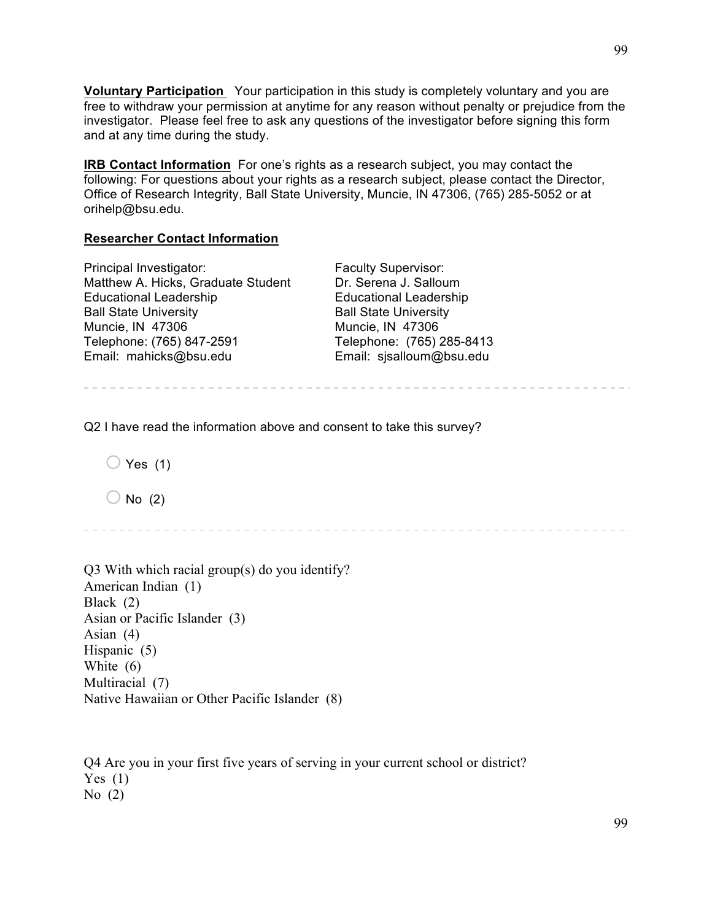**Voluntary Participation** Your participation in this study is completely voluntary and you are free to withdraw your permission at anytime for any reason without penalty or prejudice from the investigator. Please feel free to ask any questions of the investigator before signing this form and at any time during the study.

**IRB Contact Information** For one's rights as a research subject, you may contact the following: For questions about your rights as a research subject, please contact the Director, Office of Research Integrity, Ball State University, Muncie, IN 47306, (765) 285-5052 or at orihelp@bsu.edu.

**Researcher Contact Information**

Principal Investigator:
Matthew A. Hicks, Graduate Student
Educational Leadership
Ball State University
Muncie, IN 47306
Telephone: (765) 847-2591
Email: mahicks@bsu.edu

Faculty Supervisor:
Dr. Serena J. Salloum
Educational Leadership
Ball State University
Muncie, IN 47306
Telephone: (765) 285-8413
Email: sjsalloum@bsu.edu

---

Q2 I have read the information above and consent to take this survey?

- Yes (1)
- No (2)

---

Q3 With which racial group(s) do you identify?
American Indian (1)
Black (2)
Asian or Pacific Islander (3)
Asian (4)
Hispanic (5)
White (6)
Multiracial (7)
Native Hawaiian or Other Pacific Islander (8)

Q4 Are you in your first five years of serving in your current school or district?
Yes (1)
No (2)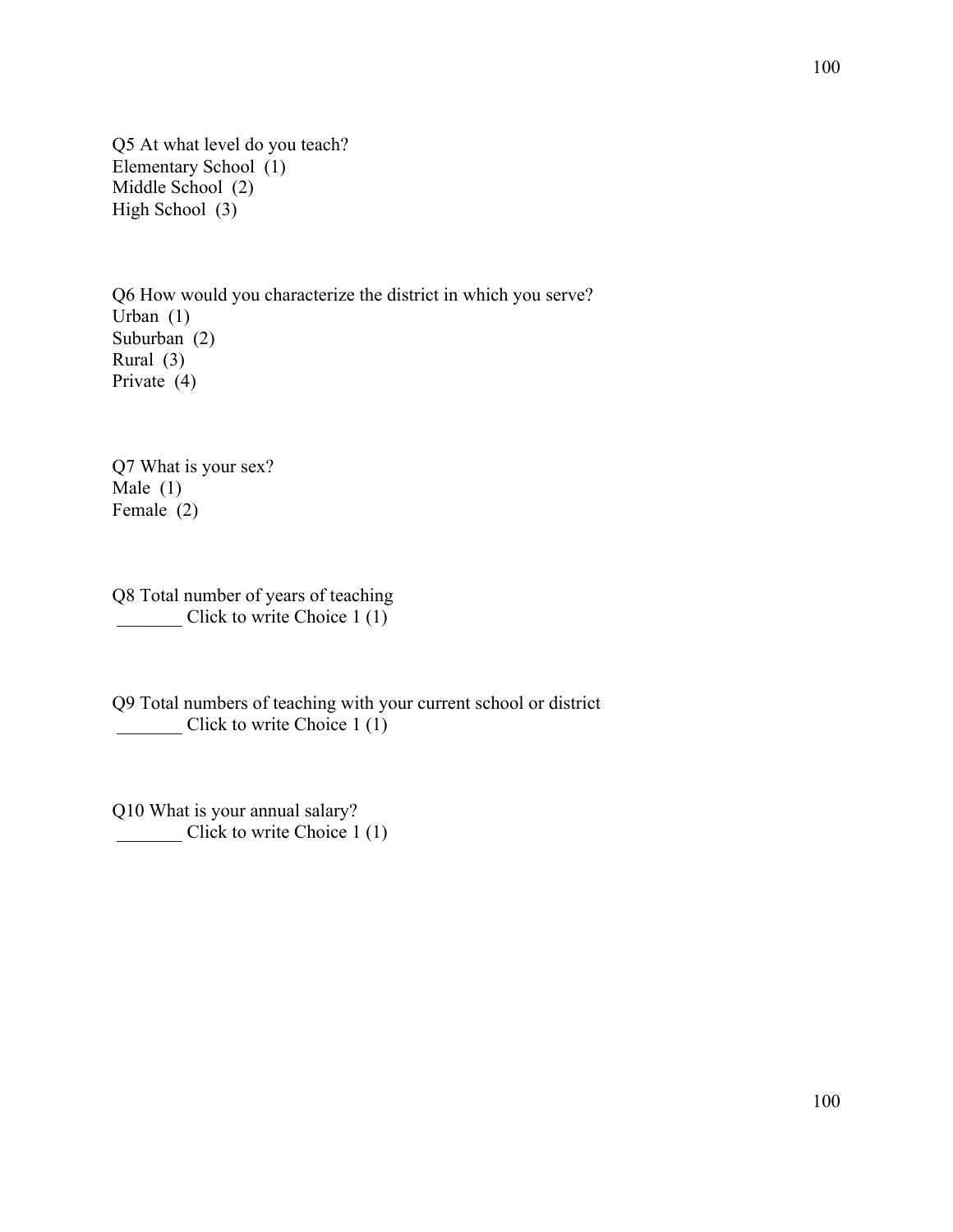Q5 At what level do you teach?  
Elementary School (1)  
Middle School (2)  
High School (3)

Q6 How would you characterize the district in which you serve?  
Urban (1)  
Suburban (2)  
Rural (3)  
Private (4)

Q7 What is your sex?  
Male (1)  
Female (2)

Q8 Total number of years of teaching  
_______ Click to write Choice 1 (1)

Q9 Total numbers of teaching with your current school or district  
_______ Click to write Choice 1 (1)

Q10 What is your annual salary?  
_______ Click to write Choice 1 (1)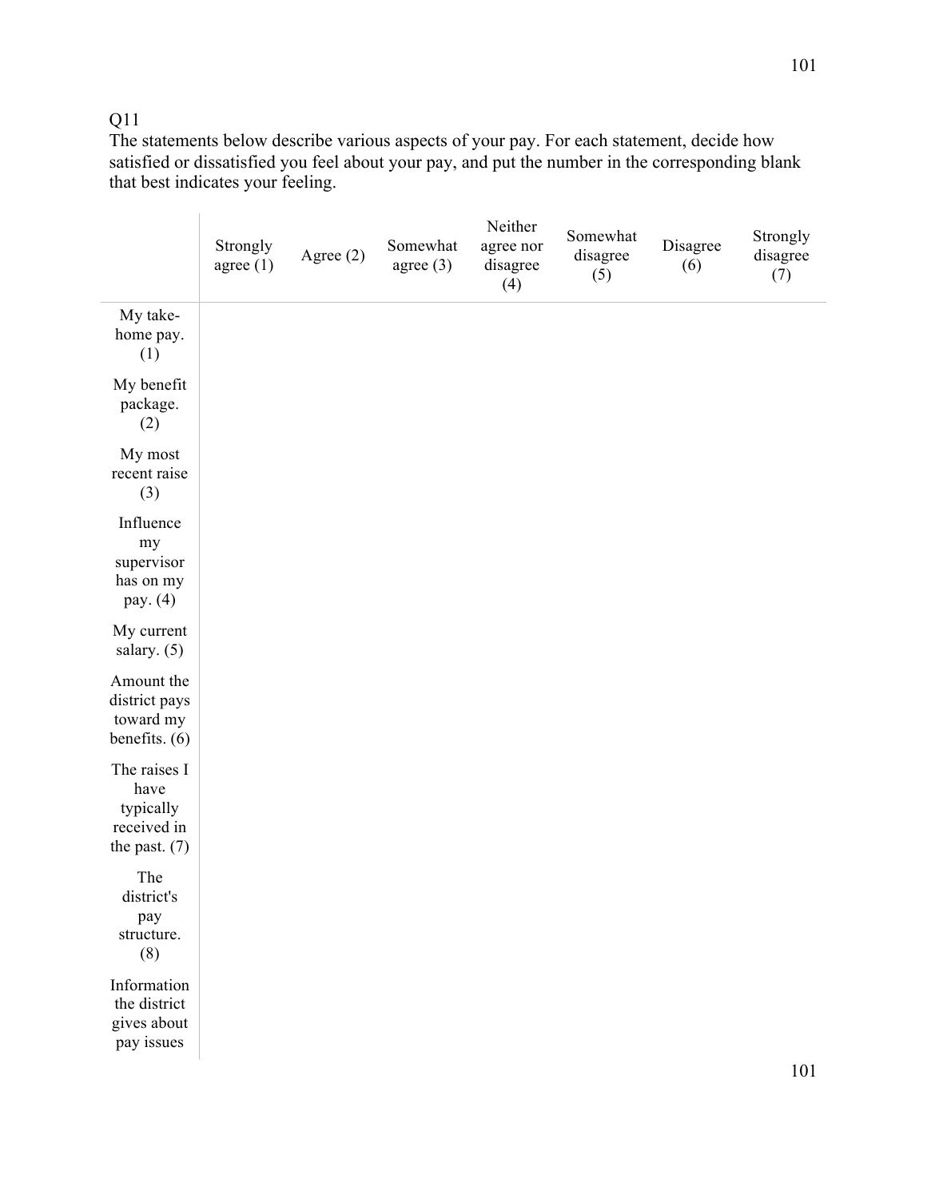Q11

The statements below describe various aspects of your pay. For each statement, decide how satisfied or dissatisfied you feel about your pay, and put the number in the corresponding blank that best indicates your feeling.

| | Strongly agree (1) | Agree (2) | Somewhat agree (3) | Neither agree nor disagree (4) | Somewhat disagree (5) | Disagree (6) | Strongly disagree (7) |
|---|---|---|---|---|---|---|---|
| My take-home pay. (1) | | | | | | | |
| My benefit package. (2) | | | | | | | |
| My most recent raise (3) | | | | | | | |
| Influence my supervisor has on my pay. (4) | | | | | | | |
| My current salary. (5) | | | | | | | |
| Amount the district pays toward my benefits. (6) | | | | | | | |
| The raises I have typically received in the past. (7) | | | | | | | |
| The district's pay structure. (8) | | | | | | | |
| Information the district gives about pay issues | | | | | | | |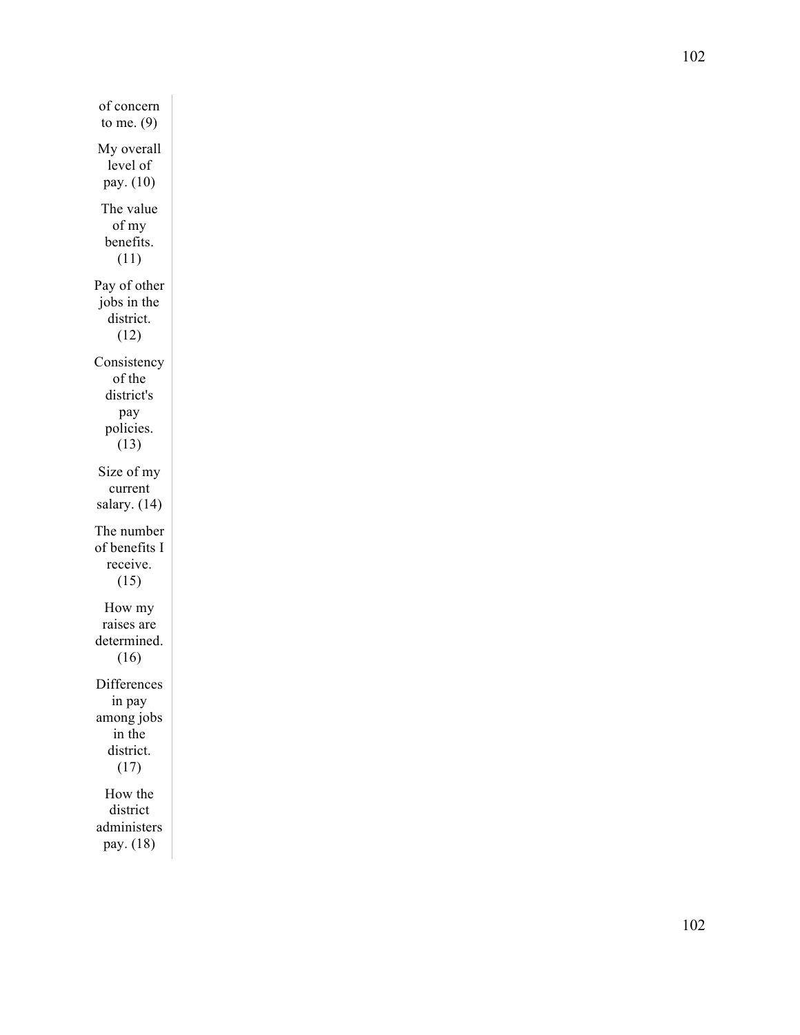| |
|---|
| of concern to me. (9) |
| My overall level of pay. (10) |
| The value of my benefits. (11) |
| Pay of other jobs in the district. (12) |
| Consistency of the district's pay policies. (13) |
| Size of my current salary. (14) |
| The number of benefits I receive. (15) |
| How my raises are determined. (16) |
| Differences in pay among jobs in the district. (17) |
| How the district administers pay. (18) |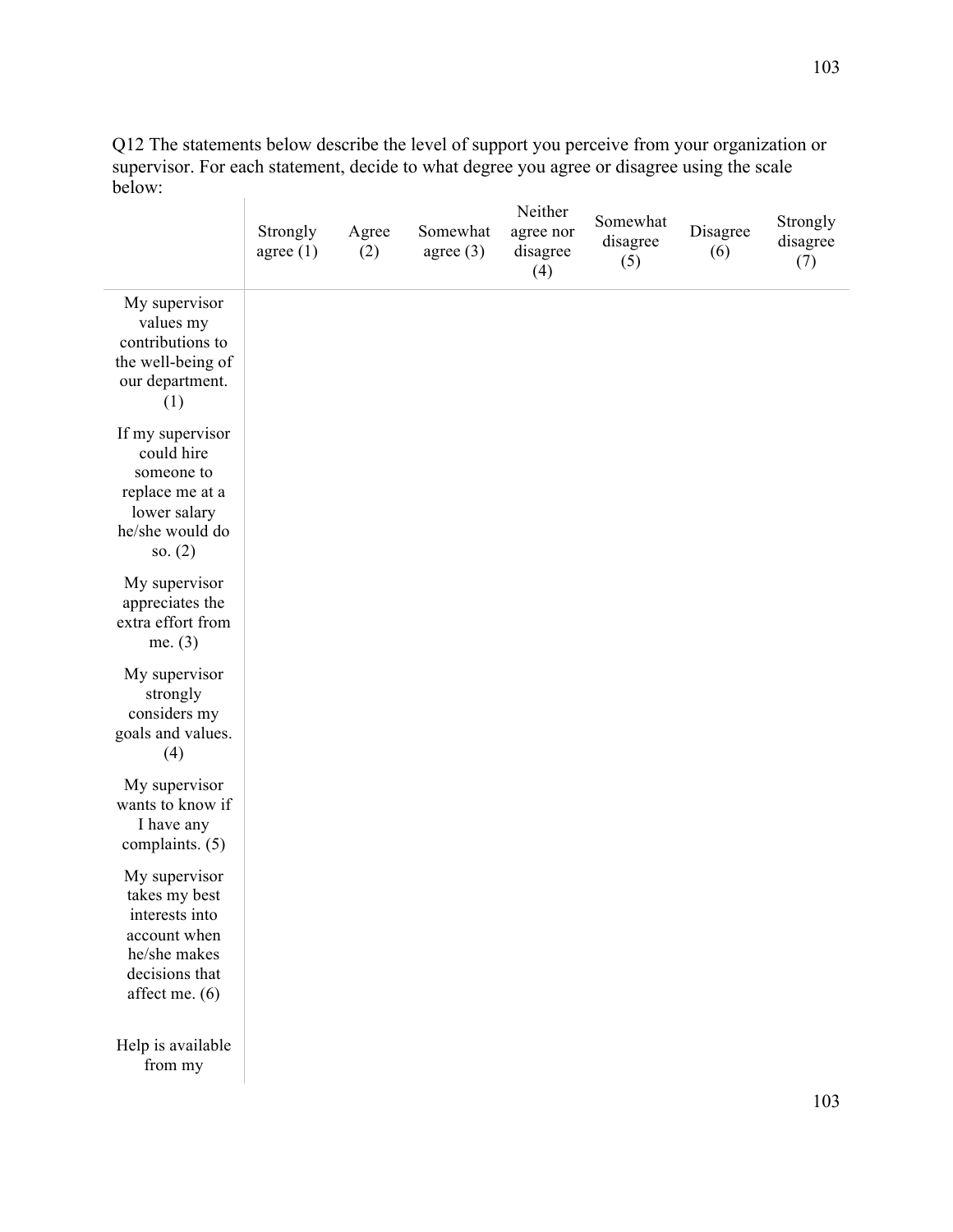Q12 The statements below describe the level of support you perceive from your organization or supervisor. For each statement, decide to what degree you agree or disagree using the scale below:

| | Strongly agree (1) | Agree (2) | Somewhat agree (3) | Neither agree nor disagree (4) | Somewhat disagree (5) | Disagree (6) | Strongly disagree (7) |
|---|---|---|---|---|---|---|---|
| My supervisor values my contributions to the well-being of our department. (1) | | | | | | | |
| If my supervisor could hire someone to replace me at a lower salary he/she would do so. (2) | | | | | | | |
| My supervisor appreciates the extra effort from me. (3) | | | | | | | |
| My supervisor strongly considers my goals and values. (4) | | | | | | | |
| My supervisor wants to know if I have any complaints. (5) | | | | | | | |
| My supervisor takes my best interests into account when he/she makes decisions that affect me. (6) | | | | | | | |
| Help is available from my | | | | | | | |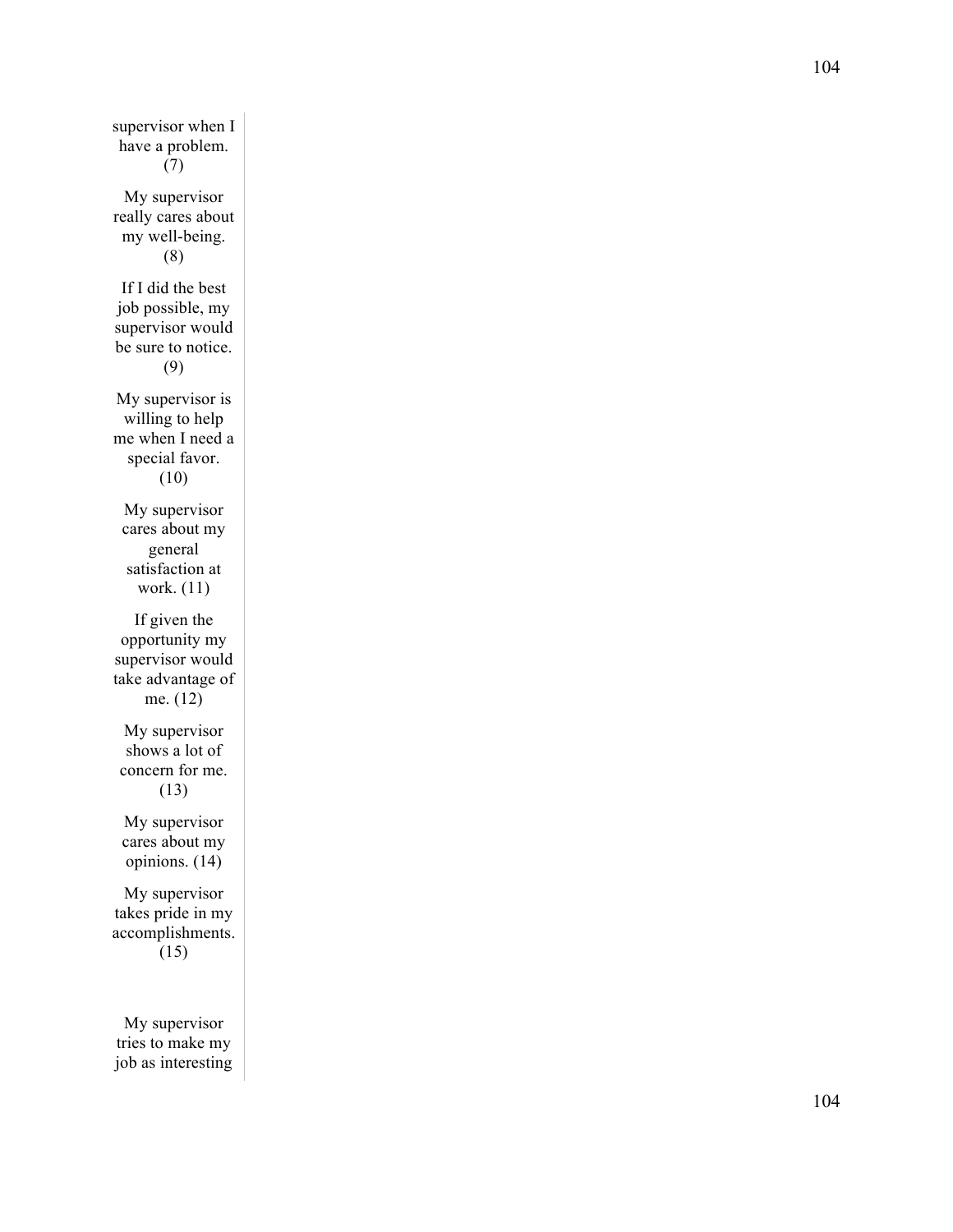supervisor when I have a problem. (7)

My supervisor really cares about my well-being. (8)

If I did the best job possible, my supervisor would be sure to notice. (9)

My supervisor is willing to help me when I need a special favor. (10)

My supervisor cares about my general satisfaction at work. (11)

If given the opportunity my supervisor would take advantage of me. (12)

My supervisor shows a lot of concern for me. (13)

My supervisor cares about my opinions. (14)

My supervisor takes pride in my accomplishments. (15)

My supervisor tries to make my job as interesting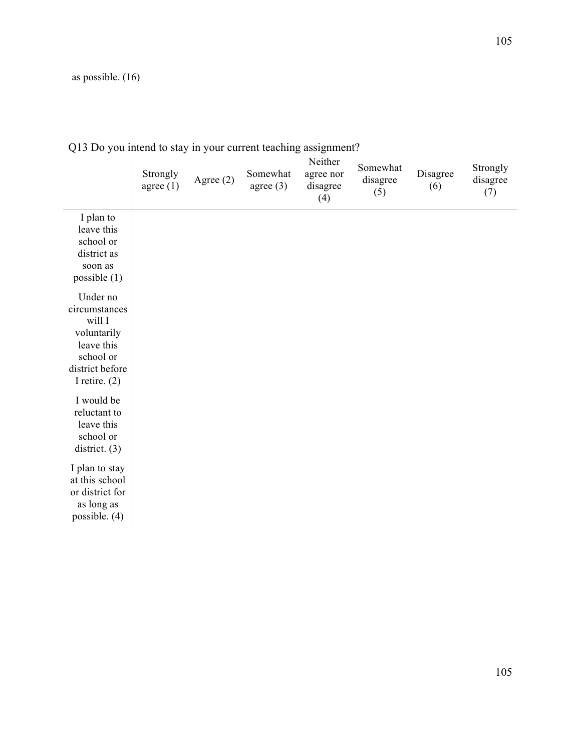as possible. (16)

Q13 Do you intend to stay in your current teaching assignment?

| | Strongly agree (1) | Agree (2) | Somewhat agree (3) | Neither agree nor disagree (4) | Somewhat disagree (5) | Disagree (6) | Strongly disagree (7) |
|---|---|---|---|---|---|---|---|
| I plan to leave this school or district as soon as possible (1) | | | | | | | |
| Under no circumstances will I voluntarily leave this school or district before I retire. (2) | | | | | | | |
| I would be reluctant to leave this school or district. (3) | | | | | | | |
| I plan to stay at this school or district for as long as possible. (4) | | | | | | | |